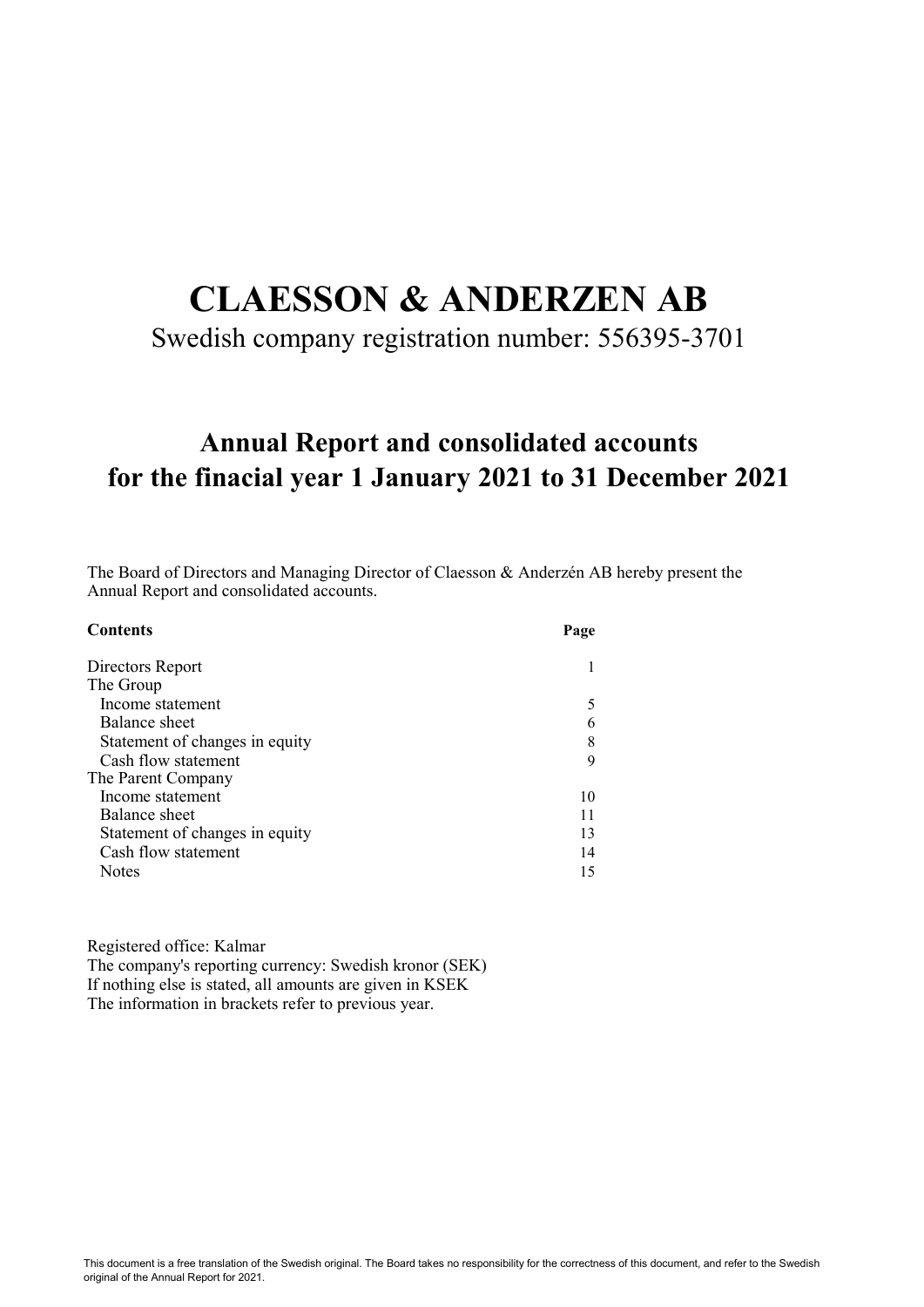# CLAESSON & ANDERZEN AB

Swedish company registration number: 556395-3701

## Annual Report and consolidated accounts for the finacial year 1 January 2021 to 31 December 2021

The Board of Directors and Managing Director of Claesson & Anderzén AB hereby present the Annual Report and consolidated accounts.

| **Contents** | **Page** |
|---|---|
| Directors Report | 1 |
| The Group | |
| Income statement | 5 |
| Balance sheet | 6 |
| Statement of changes in equity | 8 |
| Cash flow statement | 9 |
| The Parent Company | |
| Income statement | 10 |
| Balance sheet | 11 |
| Statement of changes in equity | 13 |
| Cash flow statement | 14 |
| Notes | 15 |

Registered office: Kalmar
The company's reporting currency: Swedish kronor (SEK)
If nothing else is stated, all amounts are given in KSEK
The information in brackets refer to previous year.

This document is a free translation of the Swedish original. The Board takes no responsibility for the correctness of this document, and refer to the Swedish original of the Annual Report for 2021.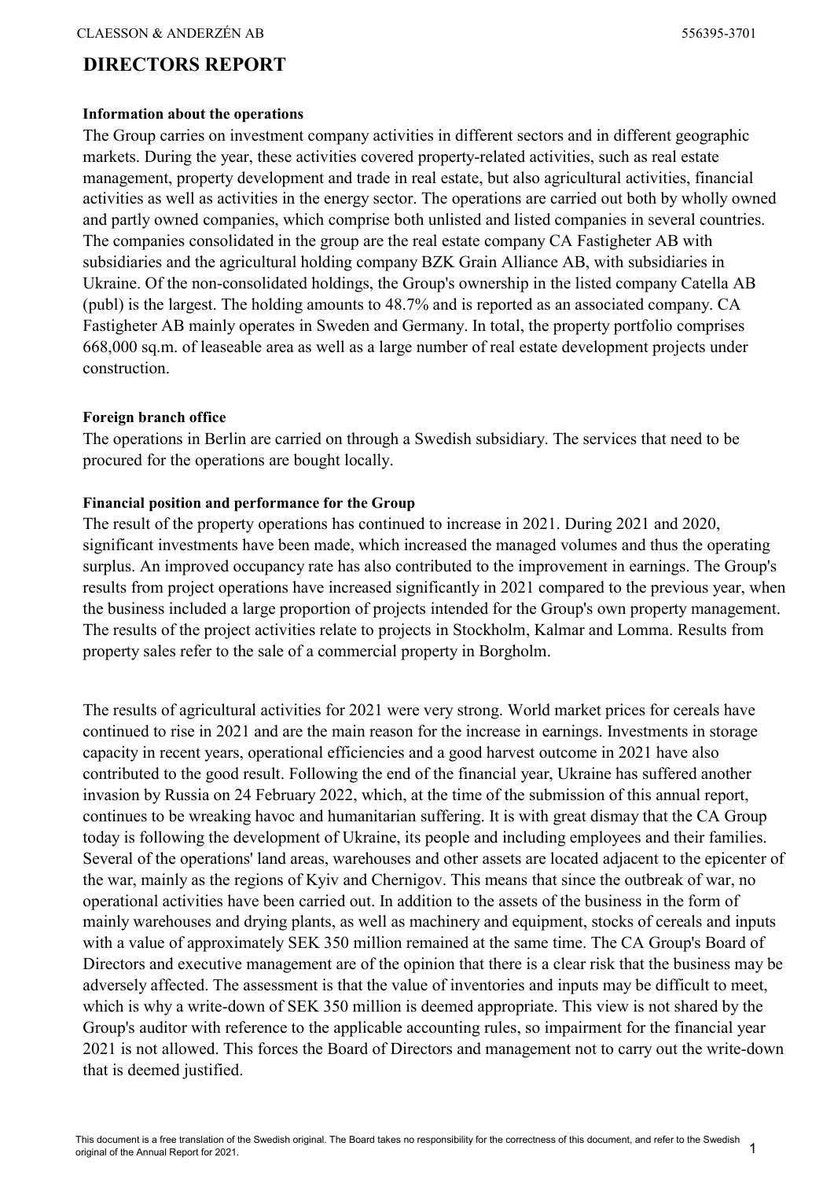# DIRECTORS REPORT

**Information about the operations**

The Group carries on investment company activities in different sectors and in different geographic markets. During the year, these activities covered property-related activities, such as real estate management, property development and trade in real estate, but also agricultural activities, financial activities as well as activities in the energy sector. The operations are carried out both by wholly owned and partly owned companies, which comprise both unlisted and listed companies in several countries. The companies consolidated in the group are the real estate company CA Fastigheter AB with subsidiaries and the agricultural holding company BZK Grain Alliance AB, with subsidiaries in Ukraine. Of the non-consolidated holdings, the Group's ownership in the listed company Catella AB (publ) is the largest. The holding amounts to 48.7% and is reported as an associated company. CA Fastigheter AB mainly operates in Sweden and Germany. In total, the property portfolio comprises 668,000 sq.m. of leaseable area as well as a large number of real estate development projects under construction.

**Foreign branch office**

The operations in Berlin are carried on through a Swedish subsidiary. The services that need to be procured for the operations are bought locally.

**Financial position and performance for the Group**

The result of the property operations has continued to increase in 2021. During 2021 and 2020, significant investments have been made, which increased the managed volumes and thus the operating surplus. An improved occupancy rate has also contributed to the improvement in earnings. The Group's results from project operations have increased significantly in 2021 compared to the previous year, when the business included a large proportion of projects intended for the Group's own property management. The results of the project activities relate to projects in Stockholm, Kalmar and Lomma. Results from property sales refer to the sale of a commercial property in Borgholm.

The results of agricultural activities for 2021 were very strong. World market prices for cereals have continued to rise in 2021 and are the main reason for the increase in earnings. Investments in storage capacity in recent years, operational efficiencies and a good harvest outcome in 2021 have also contributed to the good result. Following the end of the financial year, Ukraine has suffered another invasion by Russia on 24 February 2022, which, at the time of the submission of this annual report, continues to be wreaking havoc and humanitarian suffering. It is with great dismay that the CA Group today is following the development of Ukraine, its people and including employees and their families. Several of the operations' land areas, warehouses and other assets are located adjacent to the epicenter of the war, mainly as the regions of Kyiv and Chernigov. This means that since the outbreak of war, no operational activities have been carried out. In addition to the assets of the business in the form of mainly warehouses and drying plants, as well as machinery and equipment, stocks of cereals and inputs with a value of approximately SEK 350 million remained at the same time. The CA Group's Board of Directors and executive management are of the opinion that there is a clear risk that the business may be adversely affected. The assessment is that the value of inventories and inputs may be difficult to meet, which is why a write-down of SEK 350 million is deemed appropriate. This view is not shared by the Group's auditor with reference to the applicable accounting rules, so impairment for the financial year 2021 is not allowed. This forces the Board of Directors and management not to carry out the write-down that is deemed justified.

This document is a free translation of the Swedish original. The Board takes no responsibility for the correctness of this document, and refer to the Swedish original of the Annual Report for 2021.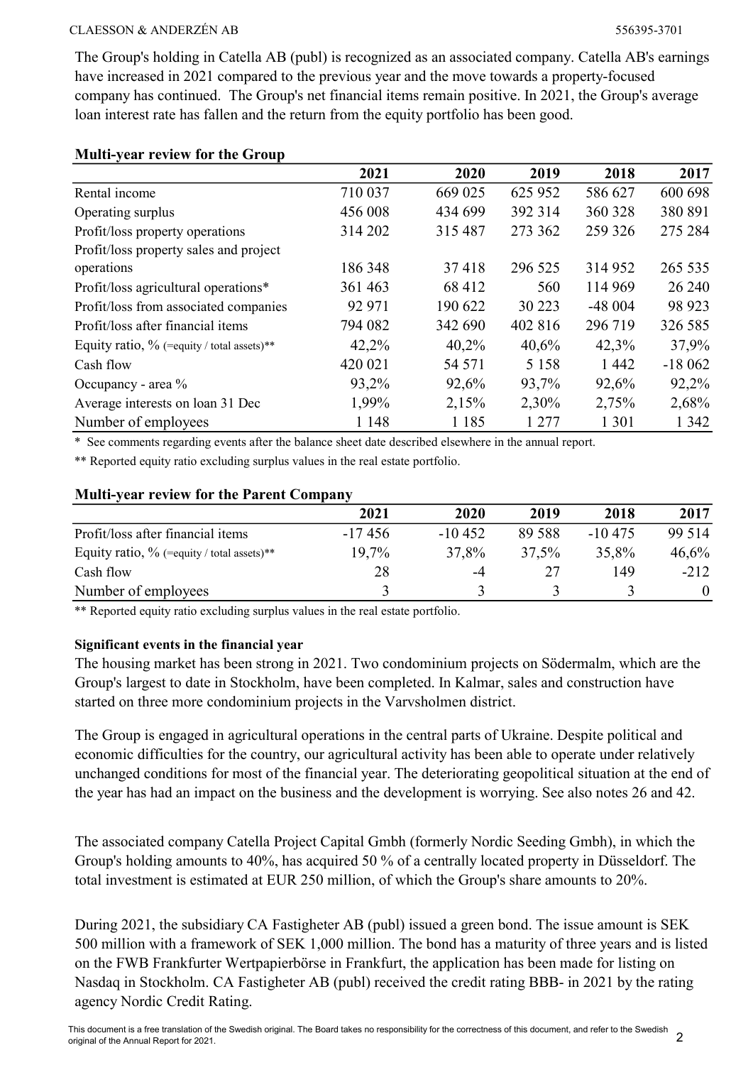The Group's holding in Catella AB (publ) is recognized as an associated company. Catella AB's earnings have increased in 2021 compared to the previous year and the move towards a property-focused company has continued. The Group's net financial items remain positive. In 2021, the Group's average loan interest rate has fallen and the return from the equity portfolio has been good.

### Multi-year review for the Group

| | 2021 | 2020 | 2019 | 2018 | 2017 |
|---|---|---|---|---|---|
| Rental income | 710 037 | 669 025 | 625 952 | 586 627 | 600 698 |
| Operating surplus | 456 008 | 434 699 | 392 314 | 360 328 | 380 891 |
| Profit/loss property operations | 314 202 | 315 487 | 273 362 | 259 326 | 275 284 |
| Profit/loss property sales and project operations | 186 348 | 37 418 | 296 525 | 314 952 | 265 535 |
| Profit/loss agricultural operations* | 361 463 | 68 412 | 560 | 114 969 | 26 240 |
| Profit/loss from associated companies | 92 971 | 190 622 | 30 223 | -48 004 | 98 923 |
| Profit/loss after financial items | 794 082 | 342 690 | 402 816 | 296 719 | 326 585 |
| Equity ratio, % (=equity / total assets)** | 42,2% | 40,2% | 40,6% | 42,3% | 37,9% |
| Cash flow | 420 021 | 54 571 | 5 158 | 1 442 | -18 062 |
| Occupancy - area % | 93,2% | 92,6% | 93,7% | 92,6% | 92,2% |
| Average interests on loan 31 Dec | 1,99% | 2,15% | 2,30% | 2,75% | 2,68% |
| Number of employees | 1 148 | 1 185 | 1 277 | 1 301 | 1 342 |

\* See comments regarding events after the balance sheet date described elsewhere in the annual report.

** Reported equity ratio excluding surplus values in the real estate portfolio.

### Multi-year review for the Parent Company

| | 2021 | 2020 | 2019 | 2018 | 2017 |
|---|---|---|---|---|---|
| Profit/loss after financial items | -17 456 | -10 452 | 89 588 | -10 475 | 99 514 |
| Equity ratio, % (=equity / total assets)** | 19,7% | 37,8% | 37,5% | 35,8% | 46,6% |
| Cash flow | 28 | -4 | 27 | 149 | -212 |
| Number of employees | 3 | 3 | 3 | 3 | 0 |

** Reported equity ratio excluding surplus values in the real estate portfolio.

#### Significant events in the financial year

The housing market has been strong in 2021. Two condominium projects on Södermalm, which are the Group's largest to date in Stockholm, have been completed. In Kalmar, sales and construction have started on three more condominium projects in the Varvsholmen district.

The Group is engaged in agricultural operations in the central parts of Ukraine. Despite political and economic difficulties for the country, our agricultural activity has been able to operate under relatively unchanged conditions for most of the financial year. The deteriorating geopolitical situation at the end of the year has had an impact on the business and the development is worrying. See also notes 26 and 42.

The associated company Catella Project Capital Gmbh (formerly Nordic Seeding Gmbh), in which the Group's holding amounts to 40%, has acquired 50 % of a centrally located property in Düsseldorf. The total investment is estimated at EUR 250 million, of which the Group's share amounts to 20%.

During 2021, the subsidiary CA Fastigheter AB (publ) issued a green bond. The issue amount is SEK 500 million with a framework of SEK 1,000 million. The bond has a maturity of three years and is listed on the FWB Frankfurter Wertpapierbörse in Frankfurt, the application has been made for listing on Nasdaq in Stockholm. CA Fastigheter AB (publ) received the credit rating BBB- in 2021 by the rating agency Nordic Credit Rating.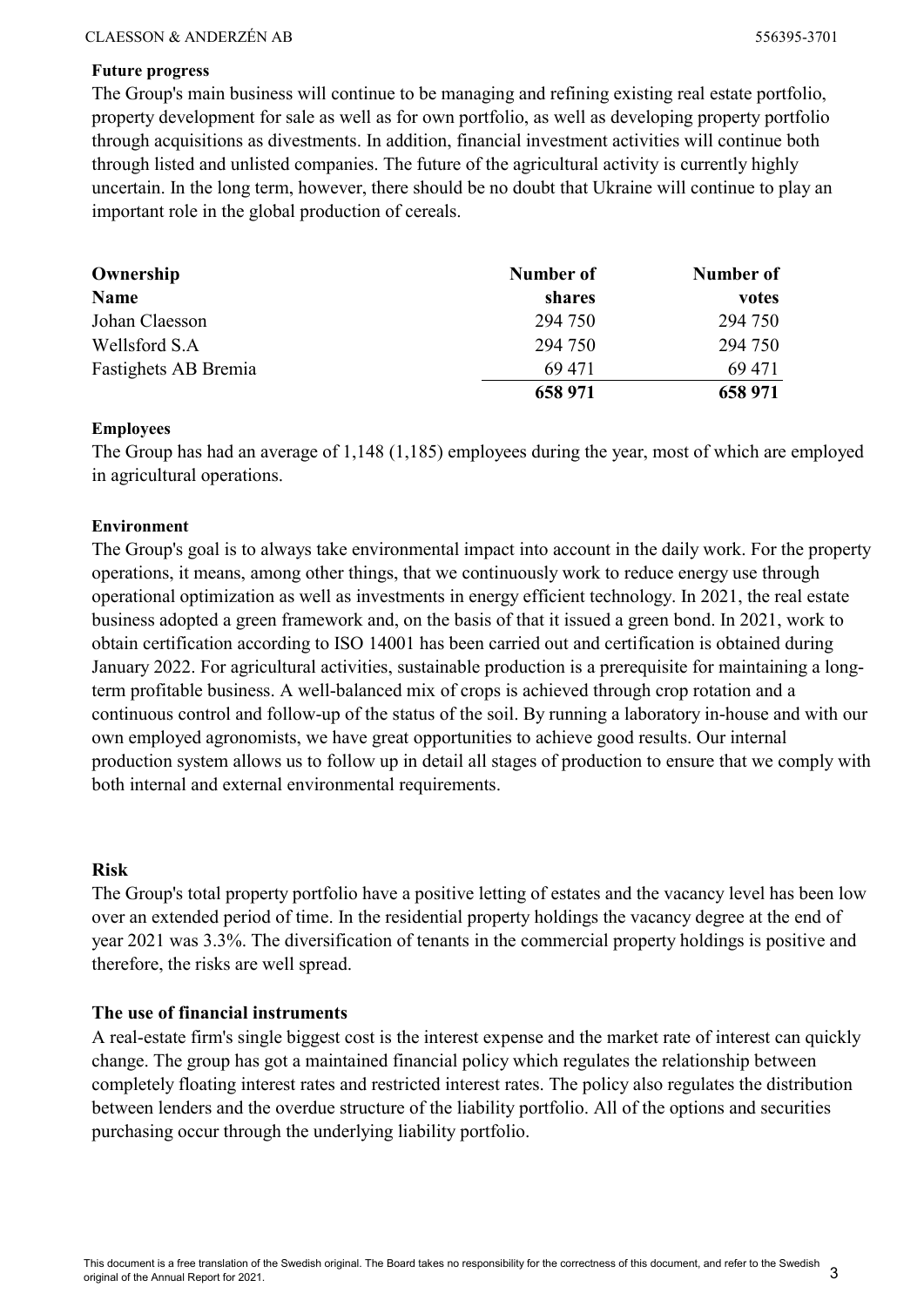### Future progress

The Group's main business will continue to be managing and refining existing real estate portfolio, property development for sale as well as for own portfolio, as well as developing property portfolio through acquisitions as divestments. In addition, financial investment activities will continue both through listed and unlisted companies. The future of the agricultural activity is currently highly uncertain. In the long term, however, there should be no doubt that Ukraine will continue to play an important role in the global production of cereals.

| Ownership Name | Number of shares | Number of votes |
|---|---|---|
| Johan Claesson | 294 750 | 294 750 |
| Wellsford S.A | 294 750 | 294 750 |
| Fastighets AB Bremia | 69 471 | 69 471 |
| | **658 971** | **658 971** |

### Employees

The Group has had an average of 1,148 (1,185) employees during the year, most of which are employed in agricultural operations.

### Environment

The Group's goal is to always take environmental impact into account in the daily work. For the property operations, it means, among other things, that we continuously work to reduce energy use through operational optimization as well as investments in energy efficient technology. In 2021, the real estate business adopted a green framework and, on the basis of that it issued a green bond. In 2021, work to obtain certification according to ISO 14001 has been carried out and certification is obtained during January 2022. For agricultural activities, sustainable production is a prerequisite for maintaining a long-term profitable business. A well-balanced mix of crops is achieved through crop rotation and a continuous control and follow-up of the status of the soil. By running a laboratory in-house and with our own employed agronomists, we have great opportunities to achieve good results. Our internal production system allows us to follow up in detail all stages of production to ensure that we comply with both internal and external environmental requirements.

### Risk

The Group's total property portfolio have a positive letting of estates and the vacancy level has been low over an extended period of time. In the residential property holdings the vacancy degree at the end of year 2021 was 3.3%. The diversification of tenants in the commercial property holdings is positive and therefore, the risks are well spread.

### The use of financial instruments

A real-estate firm's single biggest cost is the interest expense and the market rate of interest can quickly change. The group has got a maintained financial policy which regulates the relationship between completely floating interest rates and restricted interest rates. The policy also regulates the distribution between lenders and the overdue structure of the liability portfolio. All of the options and securities purchasing occur through the underlying liability portfolio.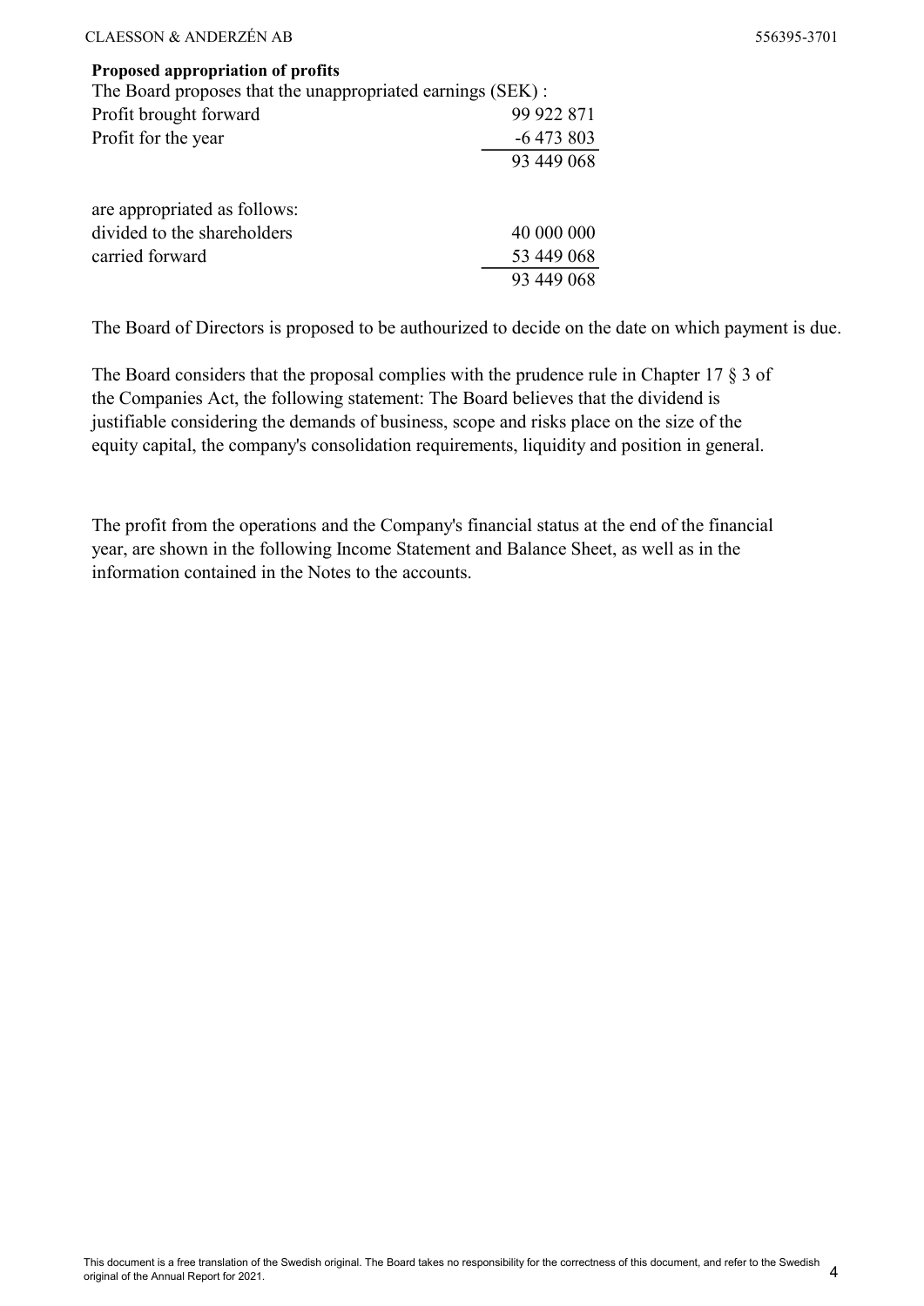**Proposed appropriation of profits**

The Board proposes that the unappropriated earnings (SEK) :

| | |
|---|---|
| Profit brought forward | 99 922 871 |
| Profit for the year | -6 473 803 |
| | 93 449 068 |
| | |
| are appropriated as follows: | |
| divided to the shareholders | 40 000 000 |
| carried forward | 53 449 068 |
| | 93 449 068 |

The Board of Directors is proposed to be authourized to decide on the date on which payment is due.

The Board considers that the proposal complies with the prudence rule in Chapter 17 § 3 of the Companies Act, the following statement: The Board believes that the dividend is justifiable considering the demands of business, scope and risks place on the size of the equity capital, the company's consolidation requirements, liquidity and position in general.

The profit from the operations and the Company's financial status at the end of the financial year, are shown in the following Income Statement and Balance Sheet, as well as in the information contained in the Notes to the accounts.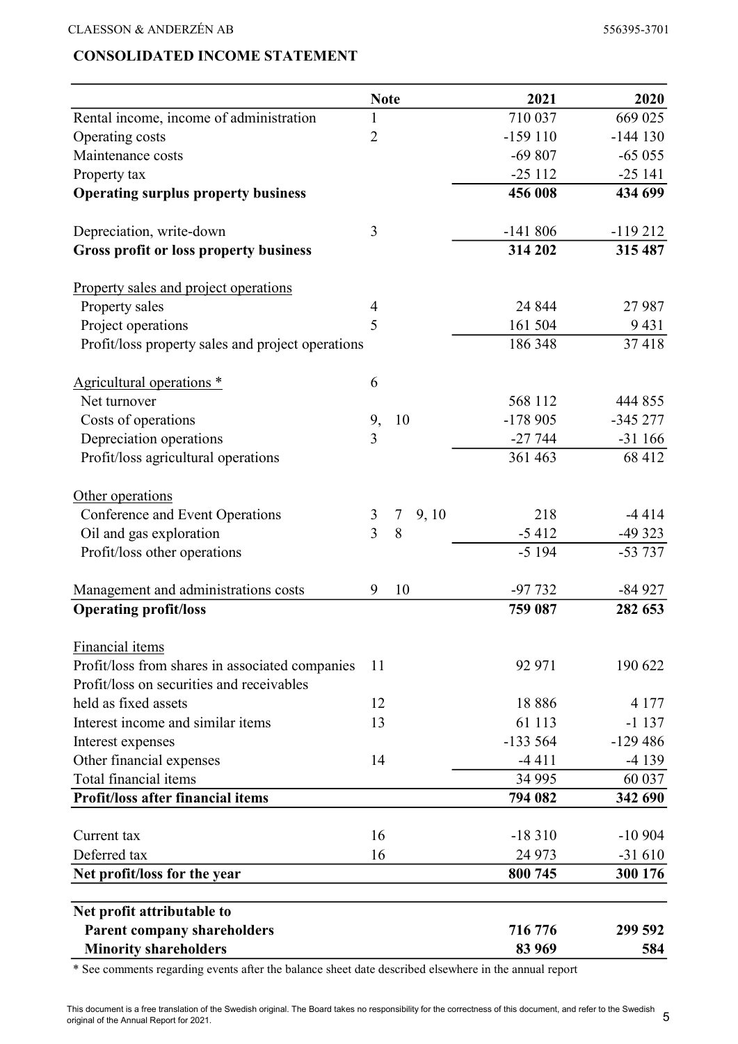## CONSOLIDATED INCOME STATEMENT

| | Note | 2021 | 2020 |
|---|---|---|---|
| Rental income, income of administration | 1 | 710 037 | 669 025 |
| Operating costs | 2 | -159 110 | -144 130 |
| Maintenance costs | | -69 807 | -65 055 |
| Property tax | | -25 112 | -25 141 |
| **Operating surplus property business** | | **456 008** | **434 699** |
| | | | |
| Depreciation, write-down | 3 | -141 806 | -119 212 |
| **Gross profit or loss property business** | | **314 202** | **315 487** |
| | | | |
| Property sales and project operations | | | |
| Property sales | 4 | 24 844 | 27 987 |
| Project operations | 5 | 161 504 | 9 431 |
| Profit/loss property sales and project operations | | 186 348 | 37 418 |
| | | | |
| Agricultural operations * | 6 | | |
| Net turnover | | 568 112 | 444 855 |
| Costs of operations | 9, 10 | -178 905 | -345 277 |
| Depreciation operations | 3 | -27 744 | -31 166 |
| Profit/loss agricultural operations | | 361 463 | 68 412 |
| | | | |
| Other operations | | | |
| Conference and Event Operations | 3 7 9, 10 | 218 | -4 414 |
| Oil and gas exploration | 3 8 | -5 412 | -49 323 |
| Profit/loss other operations | | -5 194 | -53 737 |
| | | | |
| Management and administrations costs | 9 10 | -97 732 | -84 927 |
| **Operating profit/loss** | | **759 087** | **282 653** |
| | | | |
| Financial items | | | |
| Profit/loss from shares in associated companies | 11 | 92 971 | 190 622 |
| Profit/loss on securities and receivables held as fixed assets | 12 | 18 886 | 4 177 |
| Interest income and similar items | 13 | 61 113 | -1 137 |
| Interest expenses | | -133 564 | -129 486 |
| Other financial expenses | 14 | -4 411 | -4 139 |
| Total financial items | | 34 995 | 60 037 |
| **Profit/loss after financial items** | | **794 082** | **342 690** |
| | | | |
| Current tax | 16 | -18 310 | -10 904 |
| Deferred tax | 16 | 24 973 | -31 610 |
| **Net profit/loss for the year** | | **800 745** | **300 176** |
| | | | |
| **Net profit attributable to** | | | |
| **Parent company shareholders** | | **716 776** | **299 592** |
| **Minority shareholders** | | **83 969** | **584** |

* See comments regarding events after the balance sheet date described elsewhere in the annual report

This document is a free translation of the Swedish original. The Board takes no responsibility for the correctness of this document, and refer to the Swedish original of the Annual Report for 2021.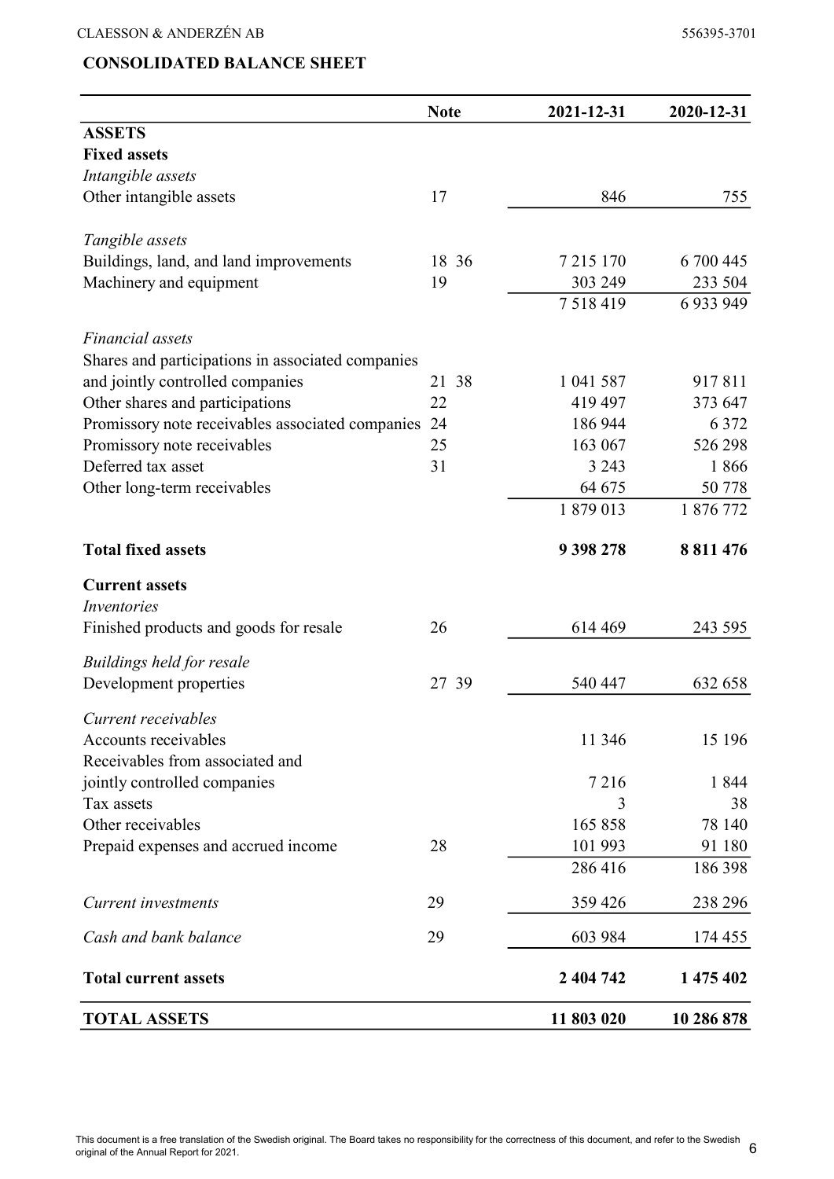**CONSOLIDATED BALANCE SHEET**

| | Note | 2021-12-31 | 2020-12-31 |
|---|---|---|---|
| **ASSETS** | | | |
| **Fixed assets** | | | |
| *Intangible assets* | | | |
| Other intangible assets | 17 | 846 | 755 |
| | | | |
| *Tangible assets* | | | |
| Buildings, land, and land improvements | 18 36 | 7 215 170 | 6 700 445 |
| Machinery and equipment | 19 | 303 249 | 233 504 |
| | | 7 518 419 | 6 933 949 |
| | | | |
| *Financial assets* | | | |
| Shares and participations in associated companies and jointly controlled companies | 21 38 | 1 041 587 | 917 811 |
| Other shares and participations | 22 | 419 497 | 373 647 |
| Promissory note receivables associated companies | 24 | 186 944 | 6 372 |
| Promissory note receivables | 25 | 163 067 | 526 298 |
| Deferred tax asset | 31 | 3 243 | 1 866 |
| Other long-term receivables | | 64 675 | 50 778 |
| | | 1 879 013 | 1 876 772 |
| | | | |
| **Total fixed assets** | | **9 398 278** | **8 811 476** |
| | | | |
| **Current assets** | | | |
| *Inventories* | | | |
| Finished products and goods for resale | 26 | 614 469 | 243 595 |
| | | | |
| *Buildings held for resale* | | | |
| Development properties | 27 39 | 540 447 | 632 658 |
| | | | |
| *Current receivables* | | | |
| Accounts receivables | | 11 346 | 15 196 |
| Receivables from associated and jointly controlled companies | | 7 216 | 1 844 |
| Tax assets | | 3 | 38 |
| Other receivables | | 165 858 | 78 140 |
| Prepaid expenses and accrued income | 28 | 101 993 | 91 180 |
| | | 286 416 | 186 398 |
| | | | |
| *Current investments* | 29 | 359 426 | 238 296 |
| | | | |
| *Cash and bank balance* | 29 | 603 984 | 174 455 |
| | | | |
| **Total current assets** | | **2 404 742** | **1 475 402** |
| | | | |
| **TOTAL ASSETS** | | **11 803 020** | **10 286 878** |

This document is a free translation of the Swedish original. The Board takes no responsibility for the correctness of this document, and refer to the Swedish original of the Annual Report for 2021.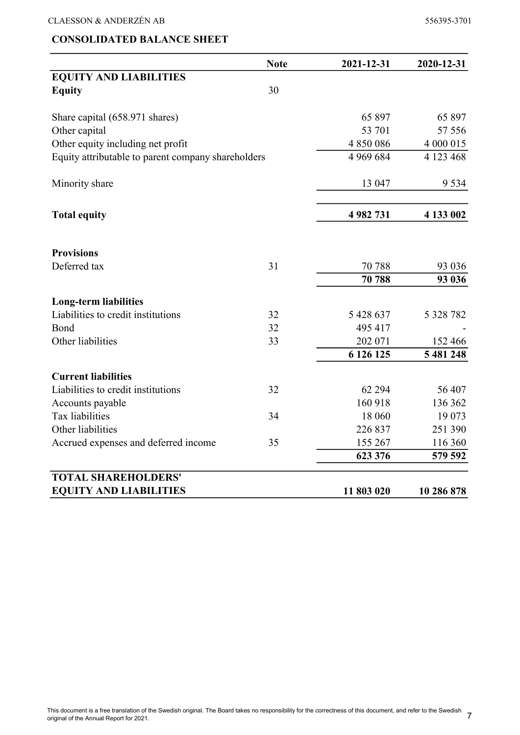## CONSOLIDATED BALANCE SHEET

| | Note | 2021-12-31 | 2020-12-31 |
|---|---|---|---|
| **EQUITY AND LIABILITIES** | | | |
| **Equity** | 30 | | |
| Share capital (658.971 shares) | | 65 897 | 65 897 |
| Other capital | | 53 701 | 57 556 |
| Other equity including net profit | | 4 850 086 | 4 000 015 |
| Equity attributable to parent company shareholders | | 4 969 684 | 4 123 468 |
| Minority share | | 13 047 | 9 534 |
| **Total equity** | | **4 982 731** | **4 133 002** |
| **Provisions** | | | |
| Deferred tax | 31 | 70 788 | 93 036 |
| | | **70 788** | **93 036** |
| **Long-term liabilities** | | | |
| Liabilities to credit institutions | 32 | 5 428 637 | 5 328 782 |
| Bond | 32 | 495 417 | - |
| Other liabilities | 33 | 202 071 | 152 466 |
| | | **6 126 125** | **5 481 248** |
| **Current liabilities** | | | |
| Liabilities to credit institutions | 32 | 62 294 | 56 407 |
| Accounts payable | | 160 918 | 136 362 |
| Tax liabilities | 34 | 18 060 | 19 073 |
| Other liabilities | | 226 837 | 251 390 |
| Accrued expenses and deferred income | 35 | 155 267 | 116 360 |
| | | **623 376** | **579 592** |
| **TOTAL SHAREHOLDERS' EQUITY AND LIABILITIES** | | **11 803 020** | **10 286 878** |

This document is a free translation of the Swedish original. The Board takes no responsibility for the correctness of this document, and refer to the Swedish original of the Annual Report for 2021.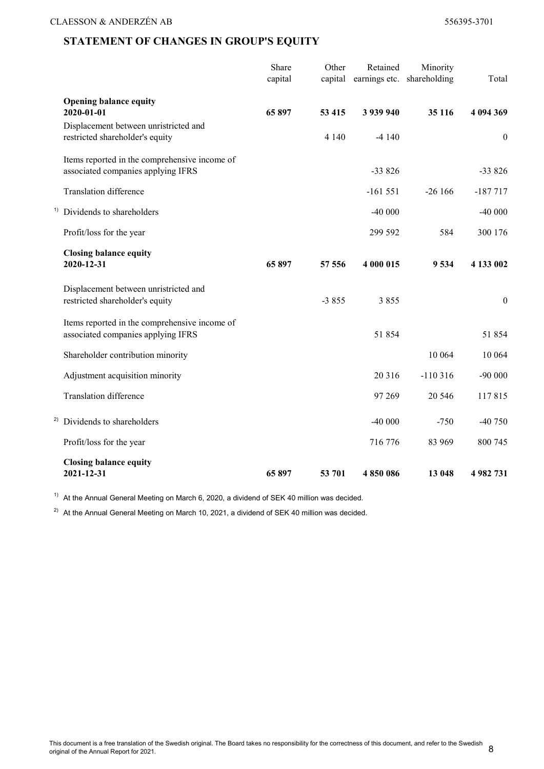## STATEMENT OF CHANGES IN GROUP'S EQUITY

| | Share capital | Other capital | Retained earnings etc. | Minority shareholding | Total |
|---|---|---|---|---|---|
| **Opening balance equity 2020-01-01** | **65 897** | **53 415** | **3 939 940** | **35 116** | **4 094 369** |
| Displacement between unristricted and restricted shareholder's equity | | 4 140 | -4 140 | | 0 |
| Items reported in the comprehensive income of associated companies applying IFRS | | | -33 826 | | -33 826 |
| Translation difference | | | -161 551 | -26 166 | -187 717 |
| [1] Dividends to shareholders | | | -40 000 | | -40 000 |
| Profit/loss for the year | | | 299 592 | 584 | 300 176 |
| **Closing balance equity 2020-12-31** | **65 897** | **57 556** | **4 000 015** | **9 534** | **4 133 002** |
| Displacement between unristricted and restricted shareholder's equity | | -3 855 | 3 855 | | 0 |
| Items reported in the comprehensive income of associated companies applying IFRS | | | 51 854 | | 51 854 |
| Shareholder contribution minority | | | | 10 064 | 10 064 |
| Adjustment acquisition minority | | | 20 316 | -110 316 | -90 000 |
| Translation difference | | | 97 269 | 20 546 | 117 815 |
| [2] Dividends to shareholders | | | -40 000 | -750 | -40 750 |
| Profit/loss for the year | | | 716 776 | 83 969 | 800 745 |
| **Closing balance equity 2021-12-31** | **65 897** | **53 701** | **4 850 086** | **13 048** | **4 982 731** |

[1] At the Annual General Meeting on March 6, 2020, a dividend of SEK 40 million was decided.

[2] At the Annual General Meeting on March 10, 2021, a dividend of SEK 40 million was decided.

This document is a free translation of the Swedish original. The Board takes no responsibility for the correctness of this document, and refer to the Swedish original of the Annual Report for 2021.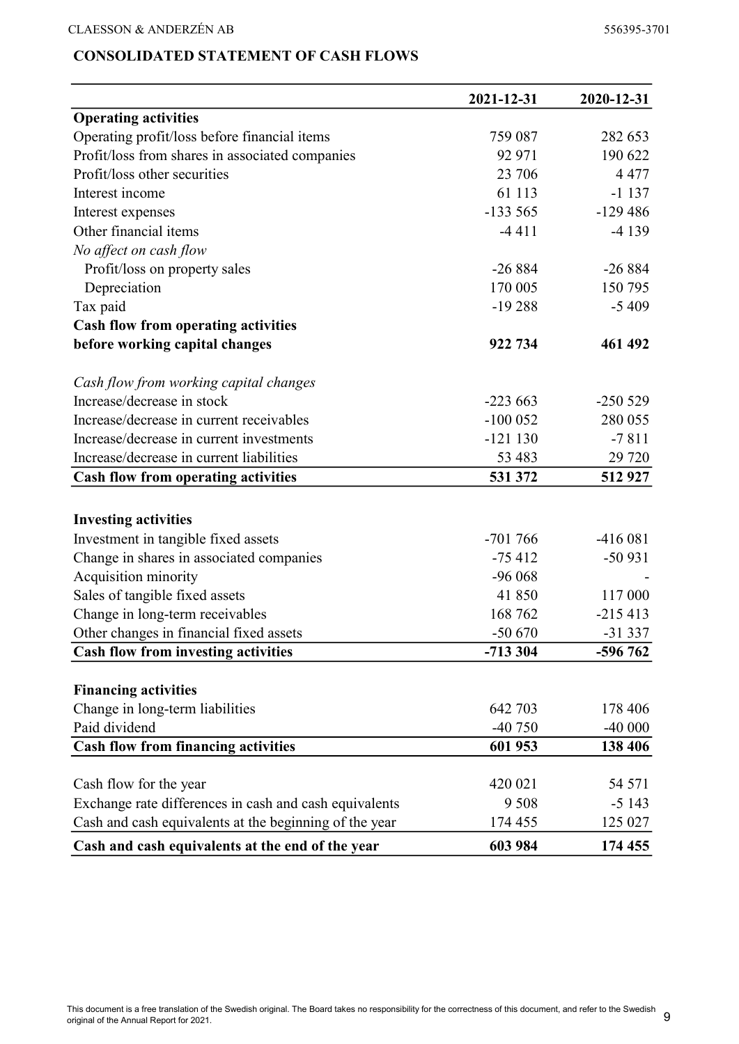## CONSOLIDATED STATEMENT OF CASH FLOWS

| | 2021-12-31 | 2020-12-31 |
|---|---|---|
| **Operating activities** | | |
| Operating profit/loss before financial items | 759 087 | 282 653 |
| Profit/loss from shares in associated companies | 92 971 | 190 622 |
| Profit/loss other securities | 23 706 | 4 477 |
| Interest income | 61 113 | -1 137 |
| Interest expenses | -133 565 | -129 486 |
| Other financial items | -4 411 | -4 139 |
| *No affect on cash flow* | | |
| Profit/loss on property sales | -26 884 | -26 884 |
| Depreciation | 170 005 | 150 795 |
| Tax paid | -19 288 | -5 409 |
| **Cash flow from operating activities before working capital changes** | **922 734** | **461 492** |
| | | |
| *Cash flow from working capital changes* | | |
| Increase/decrease in stock | -223 663 | -250 529 |
| Increase/decrease in current receivables | -100 052 | 280 055 |
| Increase/decrease in current investments | -121 130 | -7 811 |
| Increase/decrease in current liabilities | 53 483 | 29 720 |
| **Cash flow from operating activities** | **531 372** | **512 927** |
| | | |
| **Investing activities** | | |
| Investment in tangible fixed assets | -701 766 | -416 081 |
| Change in shares in associated companies | -75 412 | -50 931 |
| Acquisition minority | -96 068 | - |
| Sales of tangible fixed assets | 41 850 | 117 000 |
| Change in long-term receivables | 168 762 | -215 413 |
| Other changes in financial fixed assets | -50 670 | -31 337 |
| **Cash flow from investing activities** | **-713 304** | **-596 762** |
| | | |
| **Financing activities** | | |
| Change in long-term liabilities | 642 703 | 178 406 |
| Paid dividend | -40 750 | -40 000 |
| **Cash flow from financing activities** | **601 953** | **138 406** |
| | | |
| Cash flow for the year | 420 021 | 54 571 |
| Exchange rate differences in cash and cash equivalents | 9 508 | -5 143 |
| Cash and cash equivalents at the beginning of the year | 174 455 | 125 027 |
| **Cash and cash equivalents at the end of the year** | **603 984** | **174 455** |

This document is a free translation of the Swedish original. The Board takes no responsibility for the correctness of this document, and refer to the Swedish original of the Annual Report for 2021.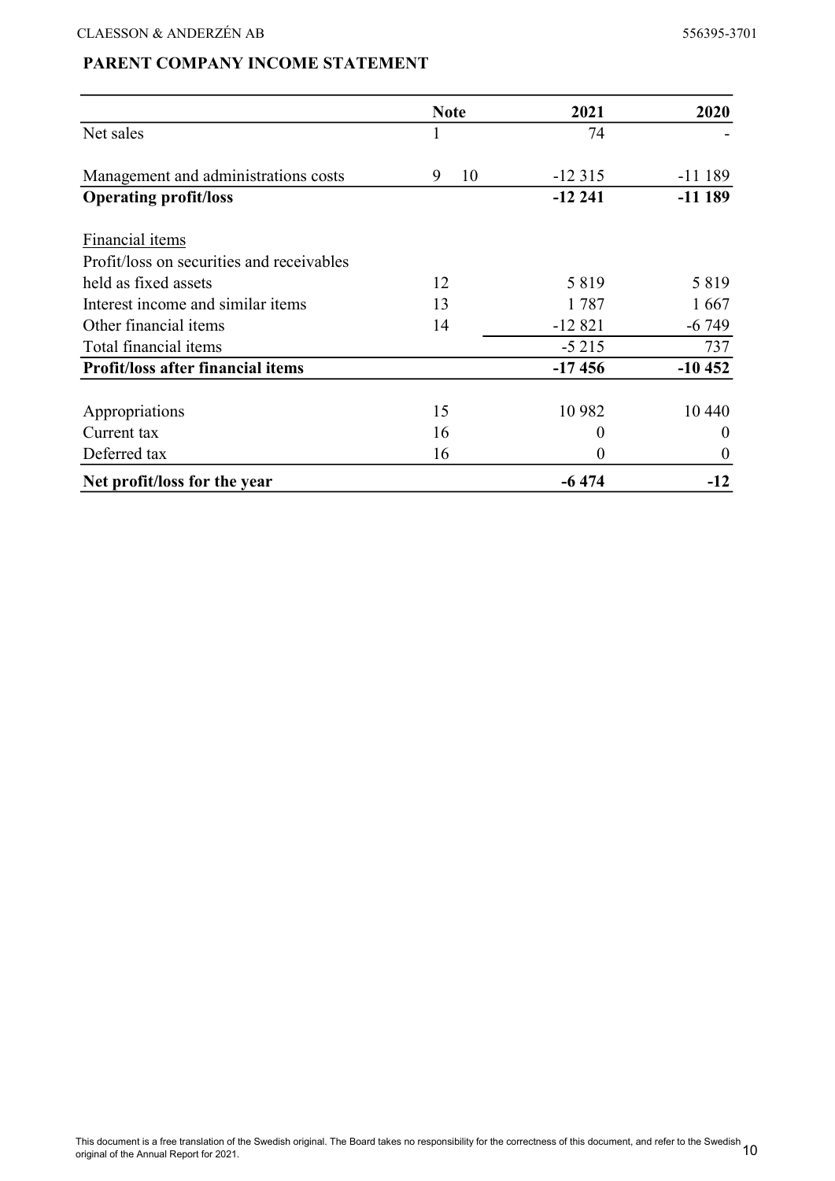## PARENT COMPANY INCOME STATEMENT

| | Note | 2021 | 2020 |
|---|---|---|---|
| Net sales | 1 | 74 | - |
| | | | |
| Management and administrations costs | 9 10 | -12 315 | -11 189 |
| **Operating profit/loss** | | **-12 241** | **-11 189** |
| | | | |
| Financial items | | | |
| Profit/loss on securities and receivables held as fixed assets | 12 | 5 819 | 5 819 |
| Interest income and similar items | 13 | 1 787 | 1 667 |
| Other financial items | 14 | -12 821 | -6 749 |
| Total financial items | | -5 215 | 737 |
| **Profit/loss after financial items** | | **-17 456** | **-10 452** |
| | | | |
| Appropriations | 15 | 10 982 | 10 440 |
| Current tax | 16 | 0 | 0 |
| Deferred tax | 16 | 0 | 0 |
| **Net profit/loss for the year** | | **-6 474** | **-12** |

This document is a free translation of the Swedish original. The Board takes no responsibility for the correctness of this document, and refer to the Swedish original of the Annual Report for 2021.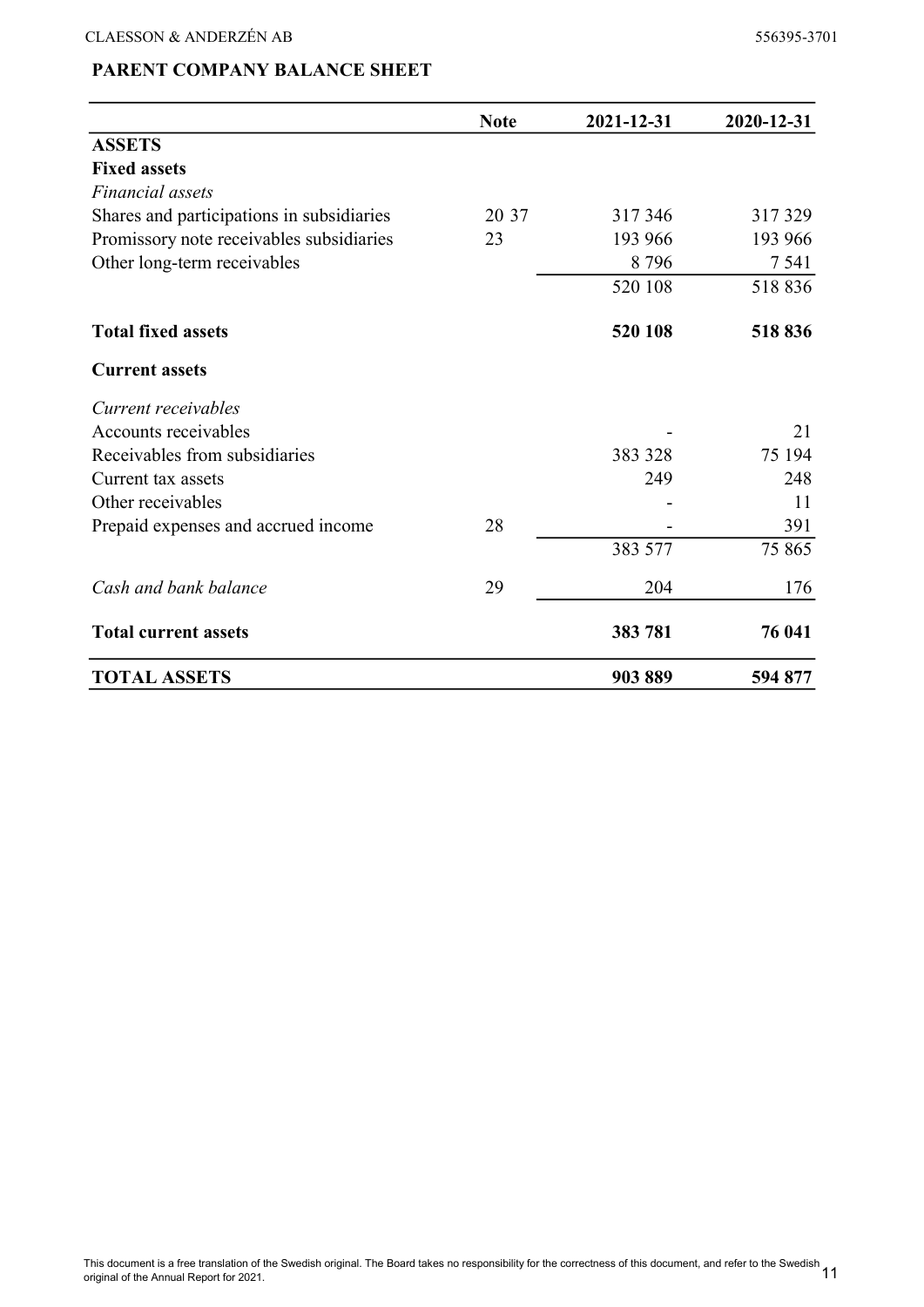## PARENT COMPANY BALANCE SHEET

| | Note | 2021-12-31 | 2020-12-31 |
|---|---|---|---|
| **ASSETS** | | | |
| **Fixed assets** | | | |
| *Financial assets* | | | |
| Shares and participations in subsidiaries | 20 37 | 317 346 | 317 329 |
| Promissory note receivables subsidiaries | 23 | 193 966 | 193 966 |
| Other long-term receivables | | 8 796 | 7 541 |
| | | 520 108 | 518 836 |
| **Total fixed assets** | | **520 108** | **518 836** |
| **Current assets** | | | |
| *Current receivables* | | | |
| Accounts receivables | | - | 21 |
| Receivables from subsidiaries | | 383 328 | 75 194 |
| Current tax assets | | 249 | 248 |
| Other receivables | | - | 11 |
| Prepaid expenses and accrued income | 28 | - | 391 |
| | | 383 577 | 75 865 |
| *Cash and bank balance* | 29 | 204 | 176 |
| **Total current assets** | | **383 781** | **76 041** |
| **TOTAL ASSETS** | | **903 889** | **594 877** |

This document is a free translation of the Swedish original. The Board takes no responsibility for the correctness of this document, and refer to the Swedish original of the Annual Report for 2021.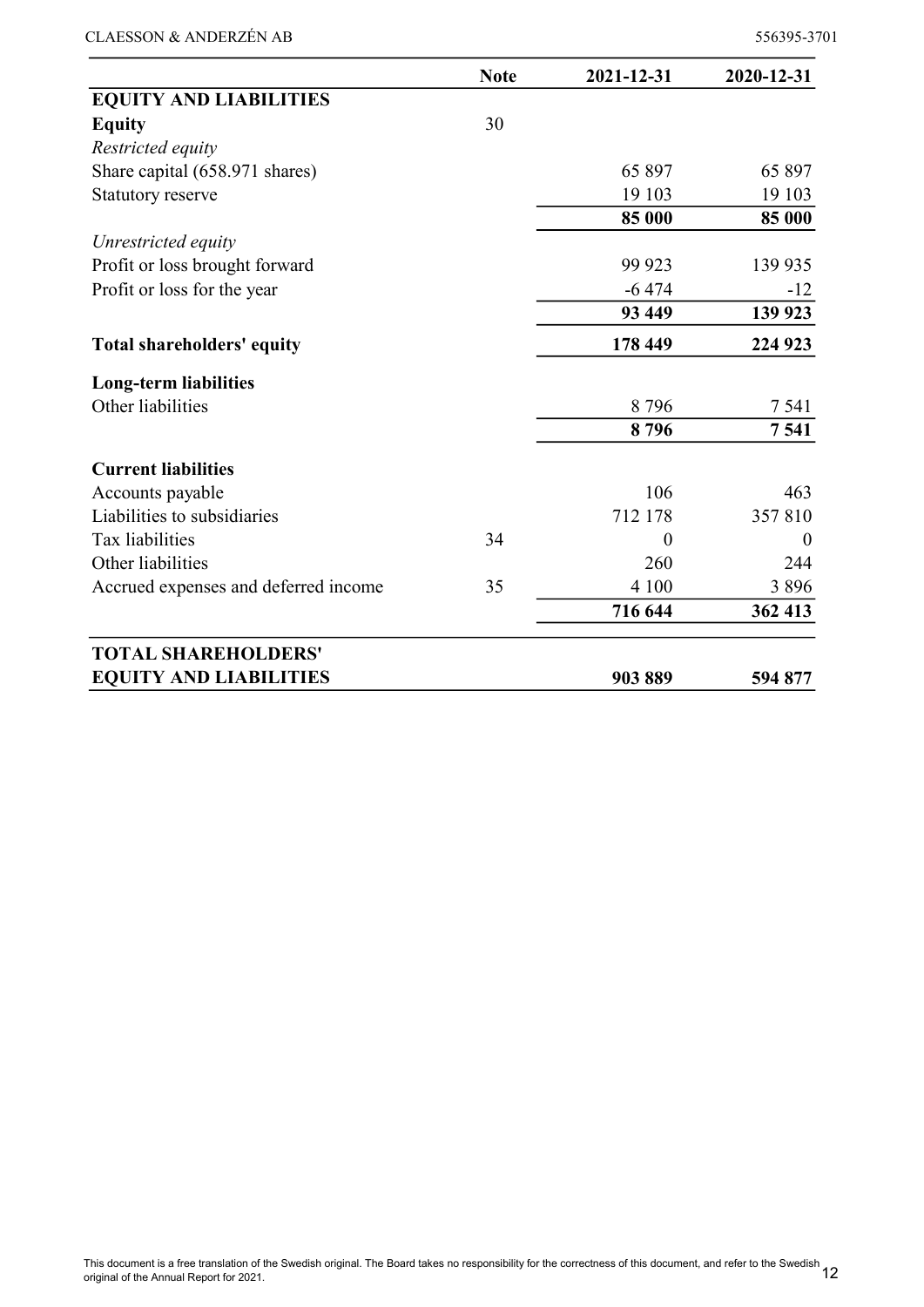| | Note | 2021-12-31 | 2020-12-31 |
|---|---|---|---|
| **EQUITY AND LIABILITIES** | | | |
| **Equity** | 30 | | |
| *Restricted equity* | | | |
| Share capital (658.971 shares) | | 65 897 | 65 897 |
| Statutory reserve | | 19 103 | 19 103 |
| | | **85 000** | **85 000** |
| *Unrestricted equity* | | | |
| Profit or loss brought forward | | 99 923 | 139 935 |
| Profit or loss for the year | | -6 474 | -12 |
| | | **93 449** | **139 923** |
| **Total shareholders' equity** | | **178 449** | **224 923** |
| **Long-term liabilities** | | | |
| Other liabilities | | 8 796 | 7 541 |
| | | **8 796** | **7 541** |
| **Current liabilities** | | | |
| Accounts payable | | 106 | 463 |
| Liabilities to subsidiaries | | 712 178 | 357 810 |
| Tax liabilities | 34 | 0 | 0 |
| Other liabilities | | 260 | 244 |
| Accrued expenses and deferred income | 35 | 4 100 | 3 896 |
| | | **716 644** | **362 413** |
| **TOTAL SHAREHOLDERS' EQUITY AND LIABILITIES** | | **903 889** | **594 877** |

This document is a free translation of the Swedish original. The Board takes no responsibility for the correctness of this document, and refer to the Swedish original of the Annual Report for 2021.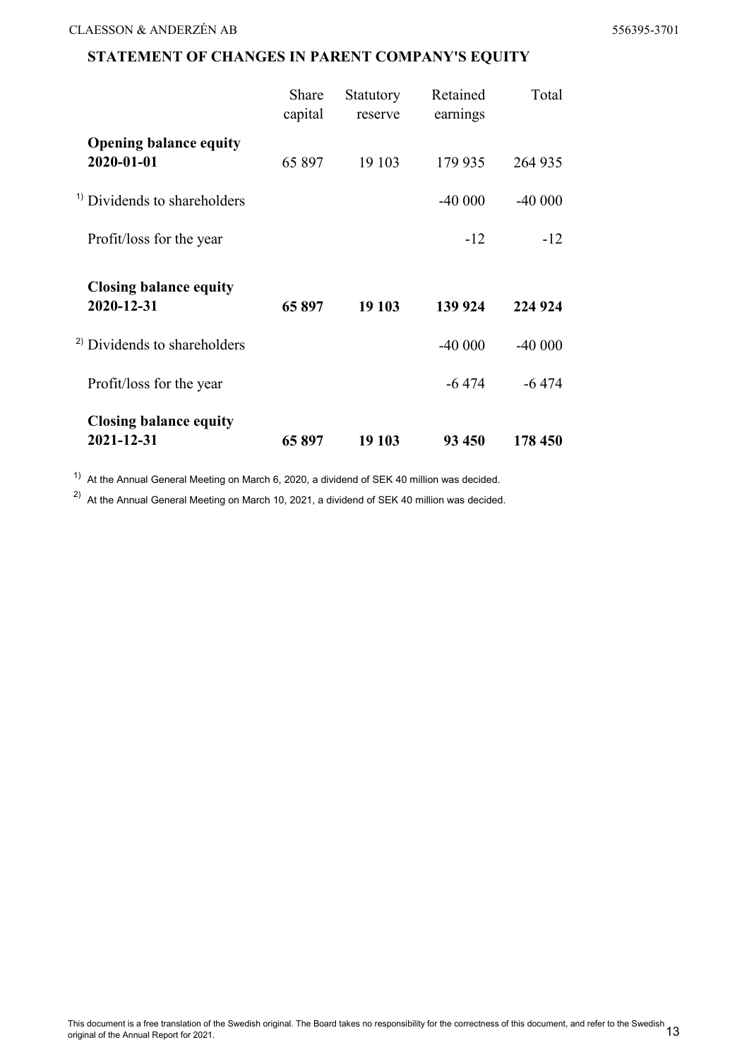## STATEMENT OF CHANGES IN PARENT COMPANY'S EQUITY

| | Share capital | Statutory reserve | Retained earnings | Total |
|---|---|---|---|---|
| **Opening balance equity 2020-01-01** | 65 897 | 19 103 | 179 935 | 264 935 |
| [1] Dividends to shareholders | | | -40 000 | -40 000 |
| Profit/loss for the year | | | -12 | -12 |
| **Closing balance equity 2020-12-31** | **65 897** | **19 103** | **139 924** | **224 924** |
| [2] Dividends to shareholders | | | -40 000 | -40 000 |
| Profit/loss for the year | | | -6 474 | -6 474 |
| **Closing balance equity 2021-12-31** | **65 897** | **19 103** | **93 450** | **178 450** |

[1] At the Annual General Meeting on March 6, 2020, a dividend of SEK 40 million was decided.

[2] At the Annual General Meeting on March 10, 2021, a dividend of SEK 40 million was decided.

This document is a free translation of the Swedish original. The Board takes no responsibility for the correctness of this document, and refer to the Swedish original of the Annual Report for 2021.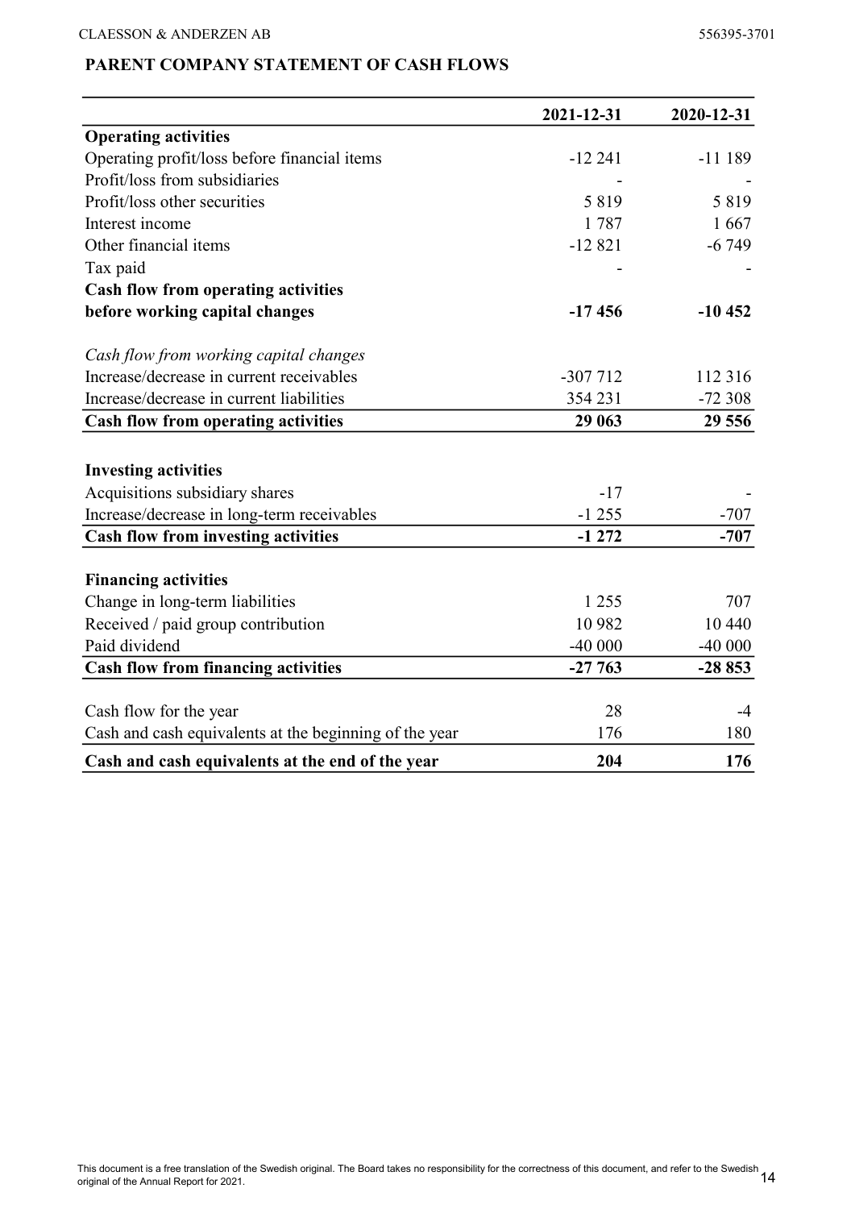## PARENT COMPANY STATEMENT OF CASH FLOWS

| | 2021-12-31 | 2020-12-31 |
|---|---|---|
| **Operating activities** | | |
| Operating profit/loss before financial items | -12 241 | -11 189 |
| Profit/loss from subsidiaries | - | - |
| Profit/loss other securities | 5 819 | 5 819 |
| Interest income | 1 787 | 1 667 |
| Other financial items | -12 821 | -6 749 |
| Tax paid | - | - |
| **Cash flow from operating activities before working capital changes** | **-17 456** | **-10 452** |
| | | |
| *Cash flow from working capital changes* | | |
| Increase/decrease in current receivables | -307 712 | 112 316 |
| Increase/decrease in current liabilities | 354 231 | -72 308 |
| **Cash flow from operating activities** | **29 063** | **29 556** |
| | | |
| **Investing activities** | | |
| Acquisitions subsidiary shares | -17 | - |
| Increase/decrease in long-term receivables | -1 255 | -707 |
| **Cash flow from investing activities** | **-1 272** | **-707** |
| | | |
| **Financing activities** | | |
| Change in long-term liabilities | 1 255 | 707 |
| Received / paid group contribution | 10 982 | 10 440 |
| Paid dividend | -40 000 | -40 000 |
| **Cash flow from financing activities** | **-27 763** | **-28 853** |
| | | |
| Cash flow for the year | 28 | -4 |
| Cash and cash equivalents at the beginning of the year | 176 | 180 |
| **Cash and cash equivalents at the end of the year** | **204** | **176** |

This document is a free translation of the Swedish original. The Board takes no responsibility for the correctness of this document, and refer to the Swedish original of the Annual Report for 2021.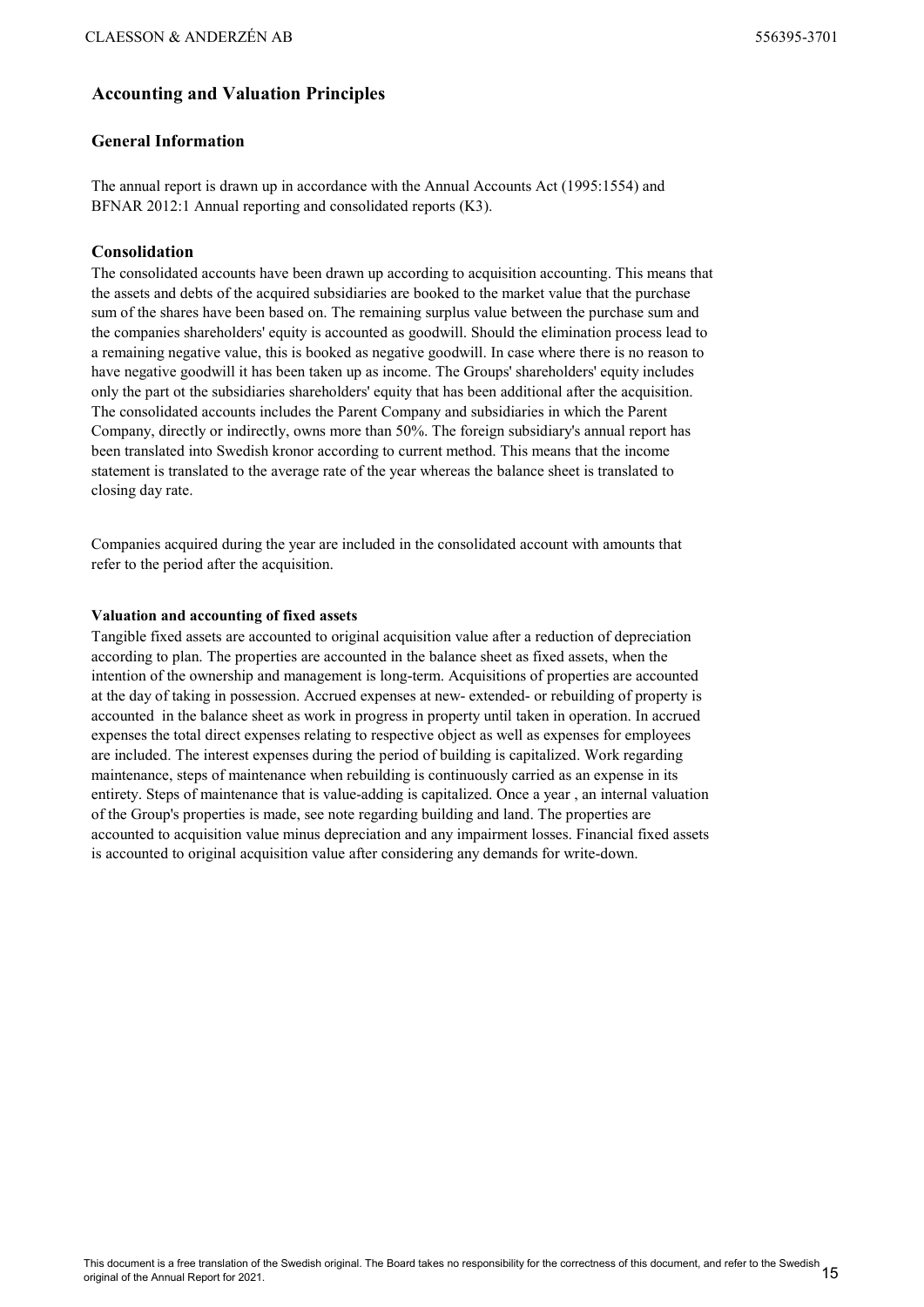## Accounting and Valuation Principles

### General Information

The annual report is drawn up in accordance with the Annual Accounts Act (1995:1554) and BFNAR 2012:1 Annual reporting and consolidated reports (K3).

### Consolidation

The consolidated accounts have been drawn up according to acquisition accounting. This means that the assets and debts of the acquired subsidiaries are booked to the market value that the purchase sum of the shares have been based on. The remaining surplus value between the purchase sum and the companies shareholders' equity is accounted as goodwill. Should the elimination process lead to a remaining negative value, this is booked as negative goodwill. In case where there is no reason to have negative goodwill it has been taken up as income. The Groups' shareholders' equity includes only the part ot the subsidiaries shareholders' equity that has been additional after the acquisition. The consolidated accounts includes the Parent Company and subsidiaries in which the Parent Company, directly or indirectly, owns more than 50%. The foreign subsidiary's annual report has been translated into Swedish kronor according to current method. This means that the income statement is translated to the average rate of the year whereas the balance sheet is translated to closing day rate.

Companies acquired during the year are included in the consolidated account with amounts that refer to the period after the acquisition.

**Valuation and accounting of fixed assets**

Tangible fixed assets are accounted to original acquisition value after a reduction of depreciation according to plan. The properties are accounted in the balance sheet as fixed assets, when the intention of the ownership and management is long-term. Acquisitions of properties are accounted at the day of taking in possession. Accrued expenses at new- extended- or rebuilding of property is accounted in the balance sheet as work in progress in property until taken in operation. In accrued expenses the total direct expenses relating to respective object as well as expenses for employees are included. The interest expenses during the period of building is capitalized. Work regarding maintenance, steps of maintenance when rebuilding is continuously carried as an expense in its entirety. Steps of maintenance that is value-adding is capitalized. Once a year , an internal valuation of the Group's properties is made, see note regarding building and land. The properties are accounted to acquisition value minus depreciation and any impairment losses. Financial fixed assets is accounted to original acquisition value after considering any demands for write-down.

This document is a free translation of the Swedish original. The Board takes no responsibility for the correctness of this document, and refer to the Swedish original of the Annual Report for 2021.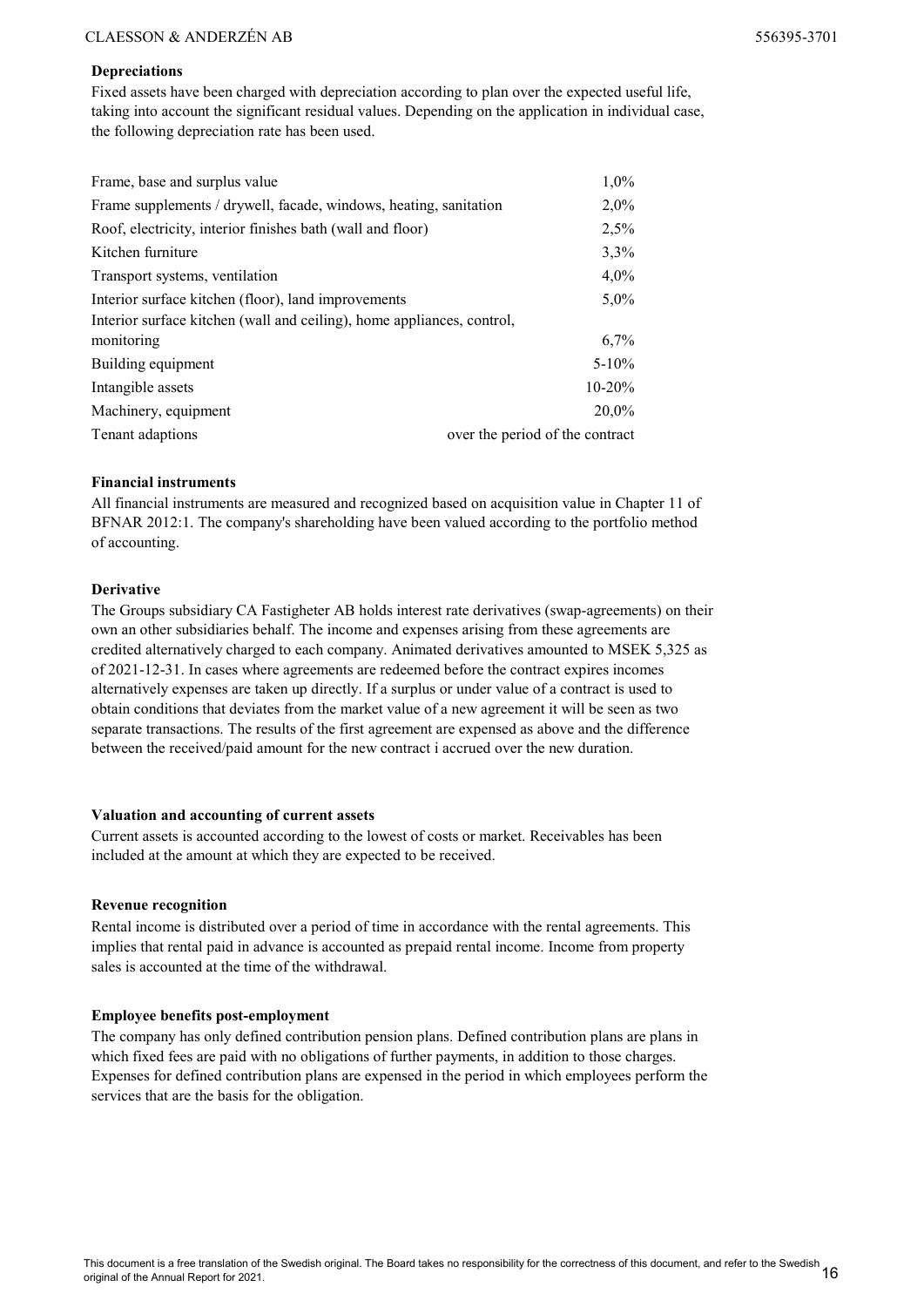### Depreciations

Fixed assets have been charged with depreciation according to plan over the expected useful life, taking into account the significant residual values. Depending on the application in individual case, the following depreciation rate has been used.

| | |
|---|---|
| Frame, base and surplus value | 1,0% |
| Frame supplements / drywell, facade, windows, heating, sanitation | 2,0% |
| Roof, electricity, interior finishes bath (wall and floor) | 2,5% |
| Kitchen furniture | 3,3% |
| Transport systems, ventilation | 4,0% |
| Interior surface kitchen (floor), land improvements | 5,0% |
| Interior surface kitchen (wall and ceiling), home appliances, control, monitoring | 6,7% |
| Building equipment | 5-10% |
| Intangible assets | 10-20% |
| Machinery, equipment | 20,0% |
| Tenant adaptions | over the period of the contract |

### Financial instruments

All financial instruments are measured and recognized based on acquisition value in Chapter 11 of BFNAR 2012:1. The company's shareholding have been valued according to the portfolio method of accounting.

### Derivative

The Groups subsidiary CA Fastigheter AB holds interest rate derivatives (swap-agreements) on their own an other subsidiaries behalf. The income and expenses arising from these agreements are credited alternatively charged to each company. Animated derivatives amounted to MSEK 5,325 as of 2021-12-31. In cases where agreements are redeemed before the contract expires incomes alternatively expenses are taken up directly. If a surplus or under value of a contract is used to obtain conditions that deviates from the market value of a new agreement it will be seen as two separate transactions. The results of the first agreement are expensed as above and the difference between the received/paid amount for the new contract i accrued over the new duration.

### Valuation and accounting of current assets

Current assets is accounted according to the lowest of costs or market. Receivables has been included at the amount at which they are expected to be received.

### Revenue recognition

Rental income is distributed over a period of time in accordance with the rental agreements. This implies that rental paid in advance is accounted as prepaid rental income. Income from property sales is accounted at the time of the withdrawal.

### Employee benefits post-employment

The company has only defined contribution pension plans. Defined contribution plans are plans in which fixed fees are paid with no obligations of further payments, in addition to those charges. Expenses for defined contribution plans are expensed in the period in which employees perform the services that are the basis for the obligation.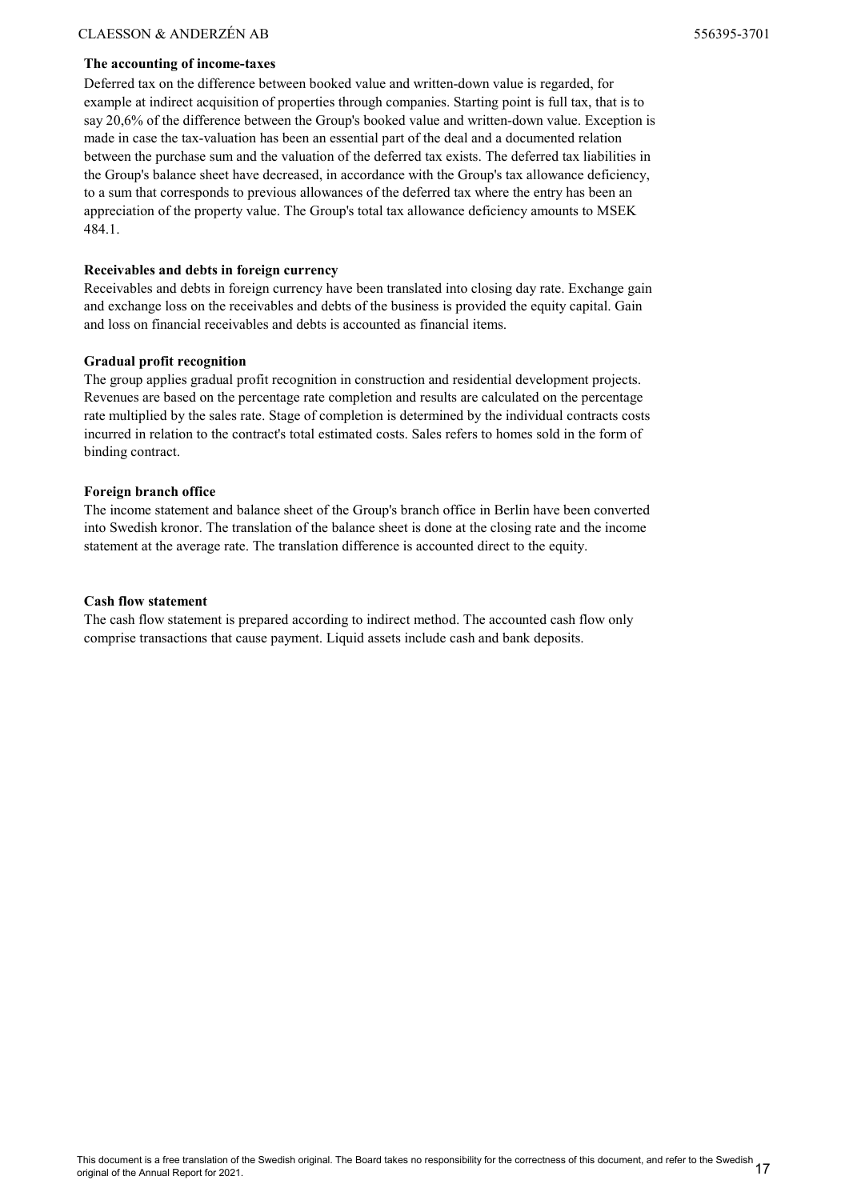**The accounting of income-taxes**

Deferred tax on the difference between booked value and written-down value is regarded, for example at indirect acquisition of properties through companies. Starting point is full tax, that is to say 20,6% of the difference between the Group's booked value and written-down value. Exception is made in case the tax-valuation has been an essential part of the deal and a documented relation between the purchase sum and the valuation of the deferred tax exists. The deferred tax liabilities in the Group's balance sheet have decreased, in accordance with the Group's tax allowance deficiency, to a sum that corresponds to previous allowances of the deferred tax where the entry has been an appreciation of the property value. The Group's total tax allowance deficiency amounts to MSEK 484.1.

**Receivables and debts in foreign currency**

Receivables and debts in foreign currency have been translated into closing day rate. Exchange gain and exchange loss on the receivables and debts of the business is provided the equity capital. Gain and loss on financial receivables and debts is accounted as financial items.

**Gradual profit recognition**

The group applies gradual profit recognition in construction and residential development projects. Revenues are based on the percentage rate completion and results are calculated on the percentage rate multiplied by the sales rate. Stage of completion is determined by the individual contracts costs incurred in relation to the contract's total estimated costs. Sales refers to homes sold in the form of binding contract.

**Foreign branch office**

The income statement and balance sheet of the Group's branch office in Berlin have been converted into Swedish kronor. The translation of the balance sheet is done at the closing rate and the income statement at the average rate. The translation difference is accounted direct to the equity.

**Cash flow statement**

The cash flow statement is prepared according to indirect method. The accounted cash flow only comprise transactions that cause payment. Liquid assets include cash and bank deposits.

This document is a free translation of the Swedish original. The Board takes no responsibility for the correctness of this document, and refer to the Swedish original of the Annual Report for 2021.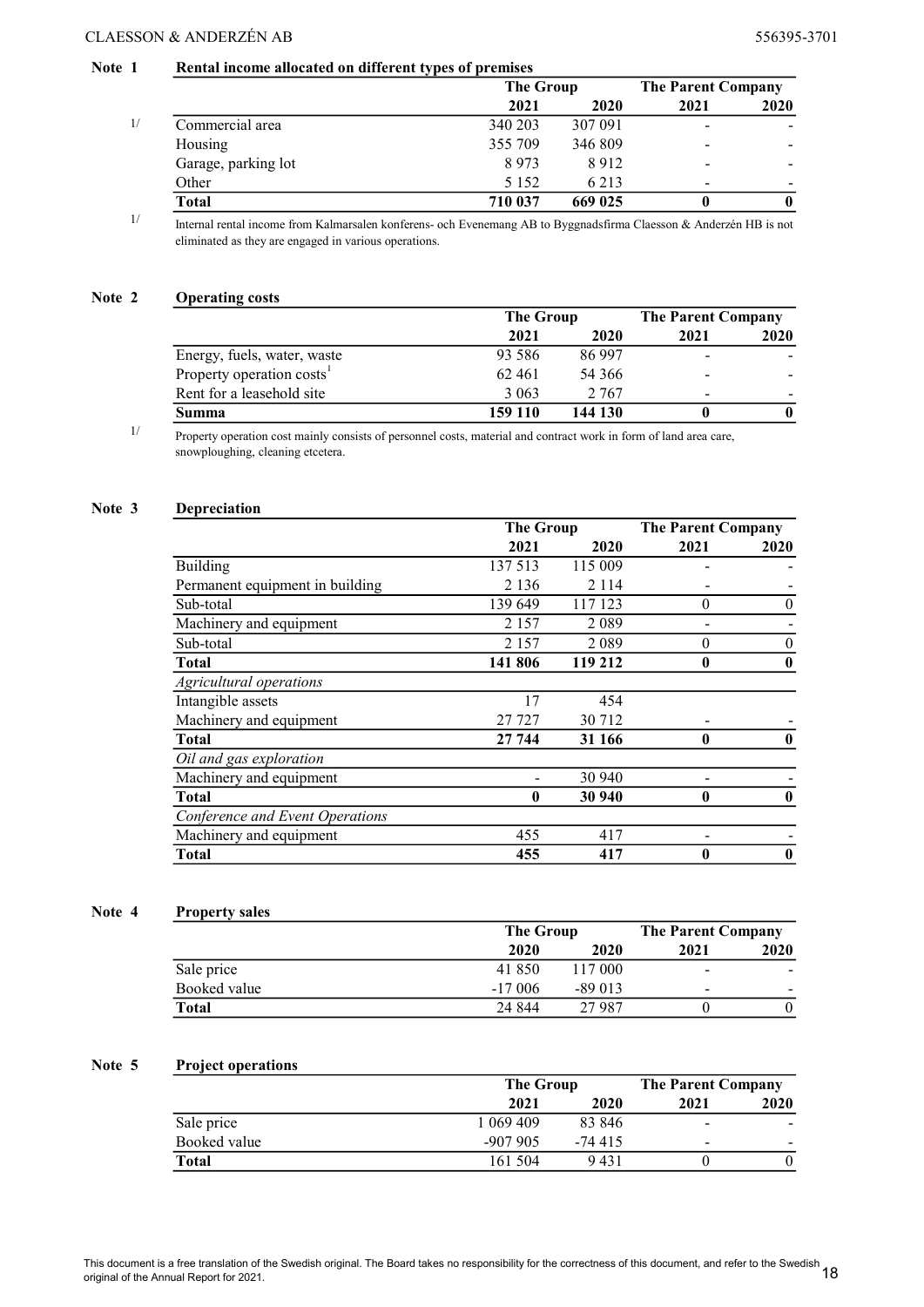### Note 1 Rental income allocated on different types of premises

| | The Group | | The Parent Company | |
|---|---|---|---|---|
| | 2021 | 2020 | 2021 | 2020 |
| Commercial area [1] | 340 203 | 307 091 | - | - |
| Housing | 355 709 | 346 809 | - | - |
| Garage, parking lot | 8 973 | 8 912 | - | - |
| Other | 5 152 | 6 213 | - | - |
| **Total** | **710 037** | **669 025** | **0** | **0** |

1/ Internal rental income from Kalmarsalen konferens- och Evenemang AB to Byggnadsfirma Claesson & Anderzén HB is not eliminated as they are engaged in various operations.

### Note 2 Operating costs

| | The Group | | The Parent Company | |
|---|---|---|---|---|
| | 2021 | 2020 | 2021 | 2020 |
| Energy, fuels, water, waste | 93 586 | 86 997 | - | - |
| Property operation costs[1] | 62 461 | 54 366 | - | - |
| Rent for a leasehold site | 3 063 | 2 767 | - | - |
| **Summa** | **159 110** | **144 130** | **0** | **0** |

1/ Property operation cost mainly consists of personnel costs, material and contract work in form of land area care, snowploughing, cleaning etcetera.

### Note 3 Depreciation

| | The Group | | The Parent Company | |
|---|---|---|---|---|
| | 2021 | 2020 | 2021 | 2020 |
| Building | 137 513 | 115 009 | - | - |
| Permanent equipment in building | 2 136 | 2 114 | - | - |
| Sub-total | 139 649 | 117 123 | 0 | 0 |
| Machinery and equipment | 2 157 | 2 089 | - | - |
| Sub-total | 2 157 | 2 089 | 0 | 0 |
| **Total** | **141 806** | **119 212** | **0** | **0** |
| *Agricultural operations* | | | | |
| Intangible assets | 17 | 454 | | |
| Machinery and equipment | 27 727 | 30 712 | - | - |
| **Total** | **27 744** | **31 166** | **0** | **0** |
| *Oil and gas exploration* | | | | |
| Machinery and equipment | - | 30 940 | - | - |
| **Total** | **0** | **30 940** | **0** | **0** |
| *Conference and Event Operations* | | | | |
| Machinery and equipment | 455 | 417 | - | - |
| **Total** | **455** | **417** | **0** | **0** |

### Note 4 Property sales

| | The Group | | The Parent Company | |
|---|---|---|---|---|
| | 2020 | 2020 | 2021 | 2020 |
| Sale price | 41 850 | 117 000 | - | - |
| Booked value | -17 006 | -89 013 | - | - |
| **Total** | 24 844 | 27 987 | 0 | 0 |

### Note 5 Project operations

| | The Group | | The Parent Company | |
|---|---|---|---|---|
| | 2021 | 2020 | 2021 | 2020 |
| Sale price | 1 069 409 | 83 846 | - | - |
| Booked value | -907 905 | -74 415 | - | - |
| **Total** | 161 504 | 9 431 | 0 | 0 |

This document is a free translation of the Swedish original. The Board takes no responsibility for the correctness of this document, and refer to the Swedish original of the Annual Report for 2021.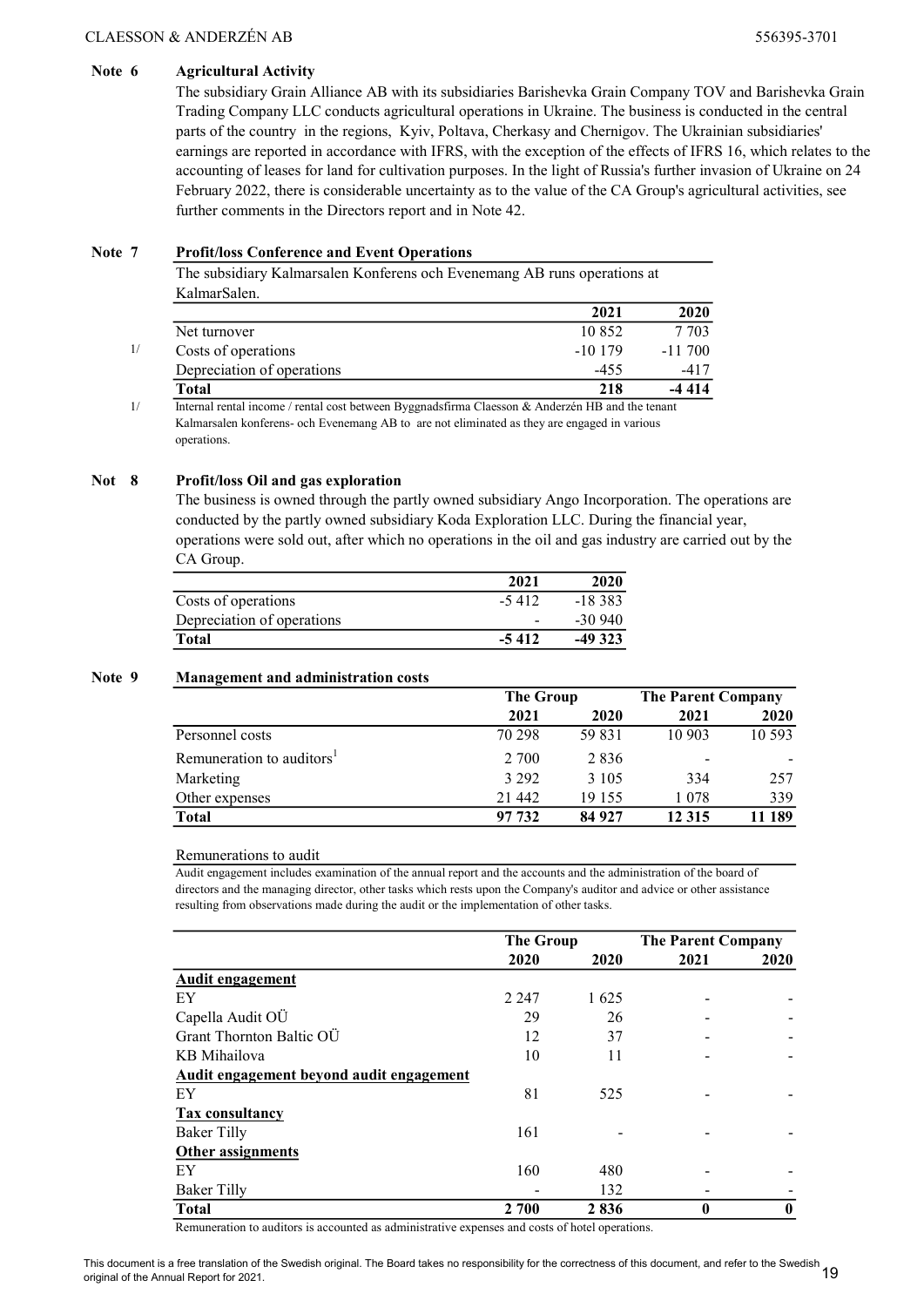## Note 6 Agricultural Activity

The subsidiary Grain Alliance AB with its subsidiaries Barishevka Grain Company TOV and Barishevka Grain Trading Company LLC conducts agricultural operations in Ukraine. The business is conducted in the central parts of the country in the regions, Kyiv, Poltava, Cherkasy and Chernigov. The Ukrainian subsidiaries' earnings are reported in accordance with IFRS, with the exception of the effects of IFRS 16, which relates to the accounting of leases for land for cultivation purposes. In the light of Russia's further invasion of Ukraine on 24 February 2022, there is considerable uncertainty as to the value of the CA Group's agricultural activities, see further comments in the Directors report and in Note 42.

## Note 7 Profit/loss Conference and Event Operations

The subsidiary Kalmarsalen Konferens och Evenemang AB runs operations at KalmarSalen.

| | | 2021 | 2020 |
|---|---|---|---|
| | Net turnover | 10 852 | 7 703 |
| 1/ | Costs of operations | -10 179 | -11 700 |
| | Depreciation of operations | -455 | -417 |
| | **Total** | **218** | **-4 414** |

1/ Internal rental income / rental cost between Byggnadsfirma Claesson & Anderzén HB and the tenant Kalmarsalen konferens- och Evenemang AB to are not eliminated as they are engaged in various operations.

## Not 8 Profit/loss Oil and gas exploration

The business is owned through the partly owned subsidiary Ango Incorporation. The operations are conducted by the partly owned subsidiary Koda Exploration LLC. During the financial year, operations were sold out, after which no operations in the oil and gas industry are carried out by the CA Group.

| | 2021 | 2020 |
|---|---|---|
| Costs of operations | -5 412 | -18 383 |
| Depreciation of operations | - | -30 940 |
| **Total** | **-5 412** | **-49 323** |

## Note 9 Management and administration costs

| | The Group | | The Parent Company | |
|---|---|---|---|---|
| | 2021 | 2020 | 2021 | 2020 |
| Personnel costs | 70 298 | 59 831 | 10 903 | 10 593 |
| Remuneration to auditors[1] | 2 700 | 2 836 | - | - |
| Marketing | 3 292 | 3 105 | 334 | 257 |
| Other expenses | 21 442 | 19 155 | 1 078 | 339 |
| **Total** | **97 732** | **84 927** | **12 315** | **11 189** |

Remunerations to audit

Audit engagement includes examination of the annual report and the accounts and the administration of the board of directors and the managing director, other tasks which rests upon the Company's auditor and advice or other assistance resulting from observations made during the audit or the implementation of other tasks.

| | The Group | | The Parent Company | |
|---|---|---|---|---|
| | 2020 | 2020 | 2021 | 2020 |
| **Audit engagement** | | | | |
| EY | 2 247 | 1 625 | - | - |
| Capella Audit OÜ | 29 | 26 | - | - |
| Grant Thornton Baltic OÜ | 12 | 37 | - | - |
| KB Mihailova | 10 | 11 | - | - |
| **Audit engagement beyond audit engagement** | | | | |
| EY | 81 | 525 | - | - |
| **Tax consultancy** | | | | |
| Baker Tilly | 161 | - | - | - |
| **Other assignments** | | | | |
| EY | 160 | 480 | - | - |
| Baker Tilly | - | 132 | - | - |
| **Total** | **2 700** | **2 836** | **0** | **0** |

Remuneration to auditors is accounted as administrative expenses and costs of hotel operations.

This document is a free translation of the Swedish original. The Board takes no responsibility for the correctness of this document, and refer to the Swedish original of the Annual Report for 2021.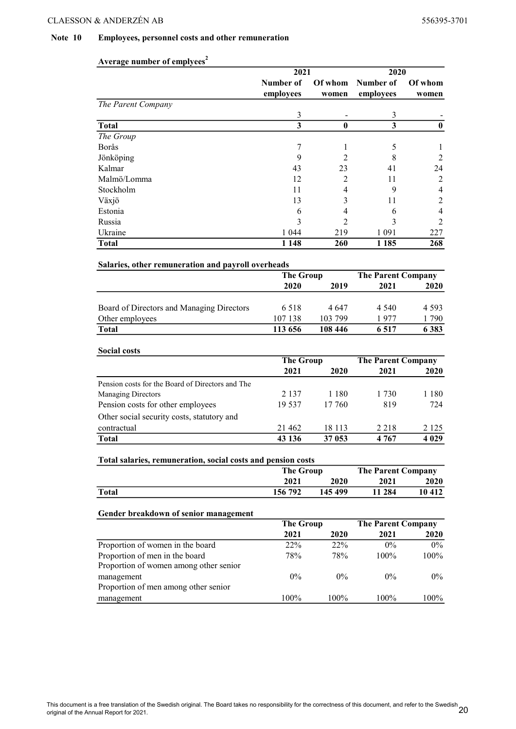## Note 10 Employees, personnel costs and other remuneration

### Average number of emplyees[2]

| | 2021 | | 2020 | |
|---|---|---|---|---|
| | Number of employees | Of whom women | Number of employees | Of whom women |
| *The Parent Company* | | | | |
| | 3 | - | 3 | - |
| **Total** | **3** | **0** | **3** | **0** |
| *The Group* | | | | |
| Borås | 7 | 1 | 5 | 1 |
| Jönköping | 9 | 2 | 8 | 2 |
| Kalmar | 43 | 23 | 41 | 24 |
| Malmö/Lomma | 12 | 2 | 11 | 2 |
| Stockholm | 11 | 4 | 9 | 4 |
| Växjö | 13 | 3 | 11 | 2 |
| Estonia | 6 | 4 | 6 | 4 |
| Russia | 3 | 2 | 3 | 2 |
| Ukraine | 1 044 | 219 | 1 091 | 227 |
| **Total** | **1 148** | **260** | **1 185** | **268** |

### Salaries, other remuneration and payroll overheads

| | The Group | | The Parent Company | |
|---|---|---|---|---|
| | 2020 | 2019 | 2021 | 2020 |
| Board of Directors and Managing Directors | 6 518 | 4 647 | 4 540 | 4 593 |
| Other employees | 107 138 | 103 799 | 1 977 | 1 790 |
| **Total** | **113 656** | **108 446** | **6 517** | **6 383** |

### Social costs

| | The Group | | The Parent Company | |
|---|---|---|---|---|
| | 2021 | 2020 | 2021 | 2020 |
| Pension costs for the Board of Directors and The Managing Directors | 2 137 | 1 180 | 1 730 | 1 180 |
| Pension costs for other employees | 19 537 | 17 760 | 819 | 724 |
| Other social security costs, statutory and contractual | 21 462 | 18 113 | 2 218 | 2 125 |
| **Total** | **43 136** | **37 053** | **4 767** | **4 029** |

### Total salaries, remuneration, social costs and pension costs

| | The Group | | The Parent Company | |
|---|---|---|---|---|
| | 2021 | 2020 | 2021 | 2020 |
| **Total** | **156 792** | **145 499** | **11 284** | **10 412** |

### Gender breakdown of senior management

| | The Group | | The Parent Company | |
|---|---|---|---|---|
| | 2021 | 2020 | 2021 | 2020 |
| Proportion of women in the board | 22% | 22% | 0% | 0% |
| Proportion of men in the board | 78% | 78% | 100% | 100% |
| Proportion of women among other senior management | 0% | 0% | 0% | 0% |
| Proportion of men among other senior management | 100% | 100% | 100% | 100% |

This document is a free translation of the Swedish original. The Board takes no responsibility for the correctness of this document, and refer to the Swedish original of the Annual Report for 2021.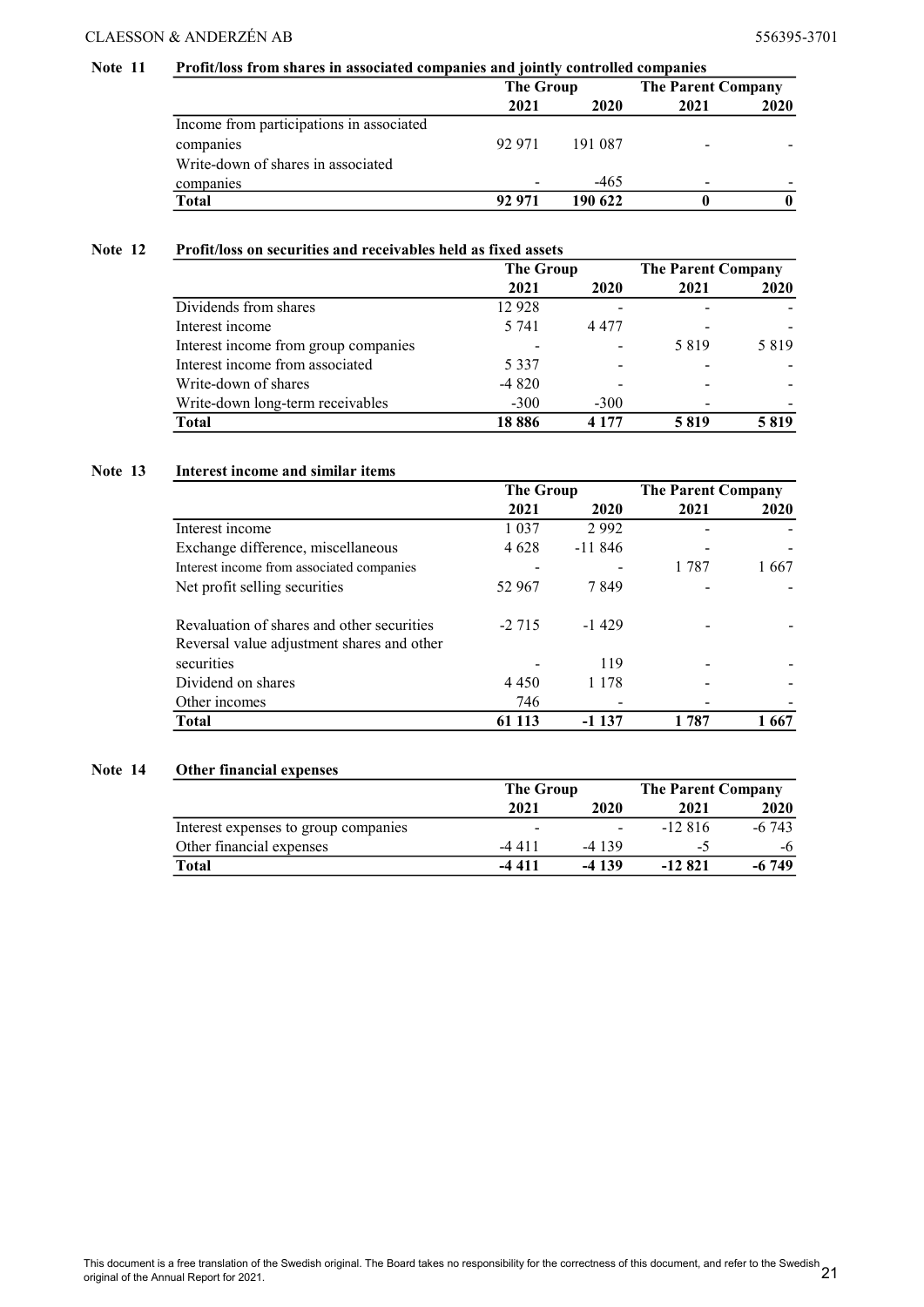## Note 11 Profit/loss from shares in associated companies and jointly controlled companies

| | The Group | | The Parent Company | |
|---|---|---|---|---|
| | 2021 | 2020 | 2021 | 2020 |
| Income from participations in associated companies | 92 971 | 191 087 | - | - |
| Write-down of shares in associated companies | - | -465 | - | - |
| **Total** | **92 971** | **190 622** | **0** | **0** |

## Note 12 Profit/loss on securities and receivables held as fixed assets

| | The Group | | The Parent Company | |
|---|---|---|---|---|
| | 2021 | 2020 | 2021 | 2020 |
| Dividends from shares | 12 928 | - | - | - |
| Interest income | 5 741 | 4 477 | - | - |
| Interest income from group companies | - | - | 5 819 | 5 819 |
| Interest income from associated | 5 337 | - | - | - |
| Write-down of shares | -4 820 | - | - | - |
| Write-down long-term receivables | -300 | -300 | - | - |
| **Total** | **18 886** | **4 177** | **5 819** | **5 819** |

## Note 13 Interest income and similar items

| | The Group | | The Parent Company | |
|---|---|---|---|---|
| | 2021 | 2020 | 2021 | 2020 |
| Interest income | 1 037 | 2 992 | - | - |
| Exchange difference, miscellaneous | 4 628 | -11 846 | - | - |
| Interest income from associated companies | - | - | 1 787 | 1 667 |
| Net profit selling securities | 52 967 | 7 849 | - | - |
| Revaluation of shares and other securities | -2 715 | -1 429 | - | - |
| Reversal value adjustment shares and other securities | - | 119 | - | - |
| Dividend on shares | 4 450 | 1 178 | - | - |
| Other incomes | 746 | - | - | - |
| **Total** | **61 113** | **-1 137** | **1 787** | **1 667** |

## Note 14 Other financial expenses

| | The Group | | The Parent Company | |
|---|---|---|---|---|
| | 2021 | 2020 | 2021 | 2020 |
| Interest expenses to group companies | - | - | -12 816 | -6 743 |
| Other financial expenses | -4 411 | -4 139 | -5 | -6 |
| **Total** | **-4 411** | **-4 139** | **-12 821** | **-6 749** |

This document is a free translation of the Swedish original. The Board takes no responsibility for the correctness of this document, and refer to the Swedish original of the Annual Report for 2021.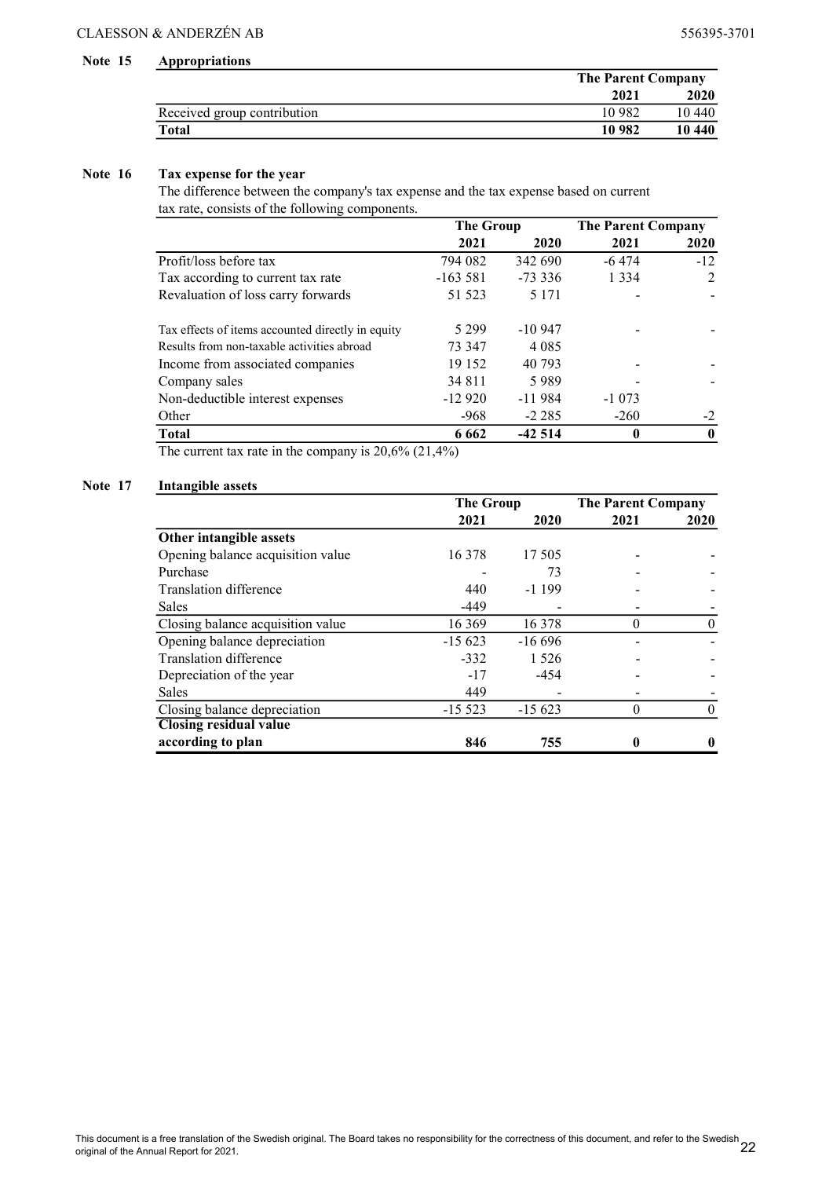## Note 15 Appropriations

| | The Parent Company | |
|---|---|---|
| | 2021 | 2020 |
| Received group contribution | 10 982 | 10 440 |
| **Total** | **10 982** | **10 440** |

## Note 16 Tax expense for the year

The difference between the company's tax expense and the tax expense based on current tax rate, consists of the following components.

| | The Group | | The Parent Company | |
|---|---|---|---|---|
| | 2021 | 2020 | 2021 | 2020 |
| Profit/loss before tax | 794 082 | 342 690 | -6 474 | -12 |
| Tax according to current tax rate | -163 581 | -73 336 | 1 334 | 2 |
| Revaluation of loss carry forwards | 51 523 | 5 171 | - | - |
| Tax effects of items accounted directly in equity | 5 299 | -10 947 | - | - |
| Results from non-taxable activities abroad | 73 347 | 4 085 | | |
| Income from associated companies | 19 152 | 40 793 | - | - |
| Company sales | 34 811 | 5 989 | - | - |
| Non-deductible interest expenses | -12 920 | -11 984 | -1 073 | |
| Other | -968 | -2 285 | -260 | -2 |
| **Total** | **6 662** | **-42 514** | **0** | **0** |

The current tax rate in the company is 20,6% (21,4%)

## Note 17 Intangible assets

| | The Group | | The Parent Company | |
|---|---|---|---|---|
| | 2021 | 2020 | 2021 | 2020 |
| **Other intangible assets** | | | | |
| Opening balance acquisition value | 16 378 | 17 505 | - | - |
| Purchase | - | 73 | - | - |
| Translation difference | 440 | -1 199 | - | - |
| Sales | -449 | - | - | - |
| Closing balance acquisition value | 16 369 | 16 378 | 0 | 0 |
| Opening balance depreciation | -15 623 | -16 696 | - | - |
| Translation difference | -332 | 1 526 | - | - |
| Depreciation of the year | -17 | -454 | - | - |
| Sales | 449 | - | - | - |
| Closing balance depreciation | -15 523 | -15 623 | 0 | 0 |
| **Closing residual value according to plan** | **846** | **755** | **0** | **0** |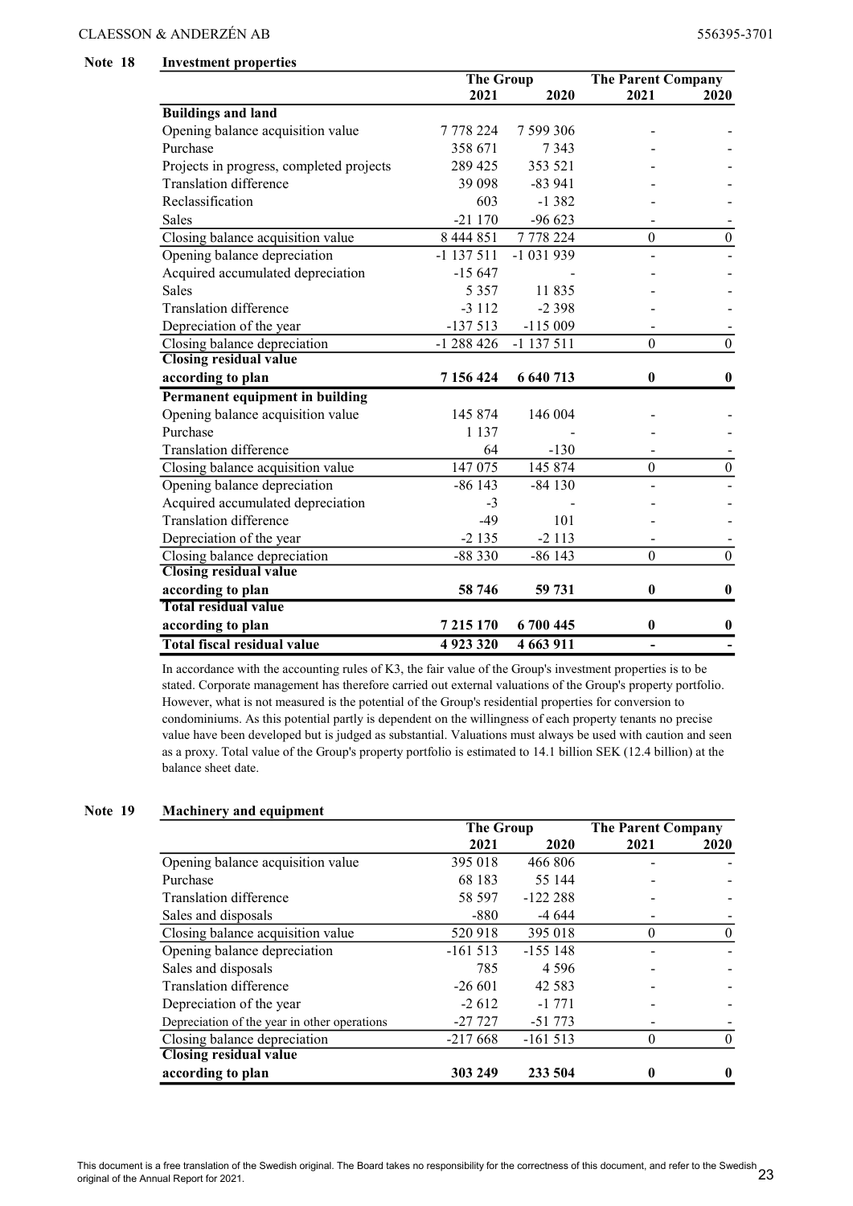## Note 18 Investment properties

| | The Group | | The Parent Company | |
|---|---|---|---|---|
| | 2021 | 2020 | 2021 | 2020 |
| **Buildings and land** | | | | |
| Opening balance acquisition value | 7 778 224 | 7 599 306 | - | - |
| Purchase | 358 671 | 7 343 | - | - |
| Projects in progress, completed projects | 289 425 | 353 521 | - | - |
| Translation difference | 39 098 | -83 941 | - | - |
| Reclassification | 603 | -1 382 | - | - |
| Sales | -21 170 | -96 623 | - | - |
| Closing balance acquisition value | 8 444 851 | 7 778 224 | 0 | 0 |
| Opening balance depreciation | -1 137 511 | -1 031 939 | - | - |
| Acquired accumulated depreciation | -15 647 | - | - | - |
| Sales | 5 357 | 11 835 | - | - |
| Translation difference | -3 112 | -2 398 | - | - |
| Depreciation of the year | -137 513 | -115 009 | - | - |
| Closing balance depreciation | -1 288 426 | -1 137 511 | 0 | 0 |
| **Closing residual value according to plan** | **7 156 424** | **6 640 713** | **0** | **0** |
| **Permanent equipment in building** | | | | |
| Opening balance acquisition value | 145 874 | 146 004 | - | - |
| Purchase | 1 137 | - | - | - |
| Translation difference | 64 | -130 | - | - |
| Closing balance acquisition value | 147 075 | 145 874 | 0 | 0 |
| Opening balance depreciation | -86 143 | -84 130 | - | - |
| Acquired accumulated depreciation | -3 | - | - | - |
| Translation difference | -49 | 101 | - | - |
| Depreciation of the year | -2 135 | -2 113 | - | - |
| Closing balance depreciation | -88 330 | -86 143 | 0 | 0 |
| **Closing residual value according to plan** | **58 746** | **59 731** | **0** | **0** |
| **Total residual value according to plan** | **7 215 170** | **6 700 445** | **0** | **0** |
| **Total fiscal residual value** | **4 923 320** | **4 663 911** | **-** | **-** |

In accordance with the accounting rules of K3, the fair value of the Group's investment properties is to be stated. Corporate management has therefore carried out external valuations of the Group's property portfolio. However, what is not measured is the potential of the Group's residential properties for conversion to condominiums. As this potential partly is dependent on the willingness of each property tenants no precise value have been developed but is judged as substantial. Valuations must always be used with caution and seen as a proxy. Total value of the Group's property portfolio is estimated to 14.1 billion SEK (12.4 billion) at the balance sheet date.

## Note 19 Machinery and equipment

| | The Group | | The Parent Company | |
|---|---|---|---|---|
| | 2021 | 2020 | 2021 | 2020 |
| Opening balance acquisition value | 395 018 | 466 806 | - | - |
| Purchase | 68 183 | 55 144 | - | - |
| Translation difference | 58 597 | -122 288 | - | - |
| Sales and disposals | -880 | -4 644 | - | - |
| Closing balance acquisition value | 520 918 | 395 018 | 0 | 0 |
| Opening balance depreciation | -161 513 | -155 148 | - | - |
| Sales and disposals | 785 | 4 596 | - | - |
| Translation difference | -26 601 | 42 583 | - | - |
| Depreciation of the year | -2 612 | -1 771 | - | - |
| Depreciation of the year in other operations | -27 727 | -51 773 | - | - |
| Closing balance depreciation | -217 668 | -161 513 | 0 | 0 |
| **Closing residual value according to plan** | **303 249** | **233 504** | **0** | **0** |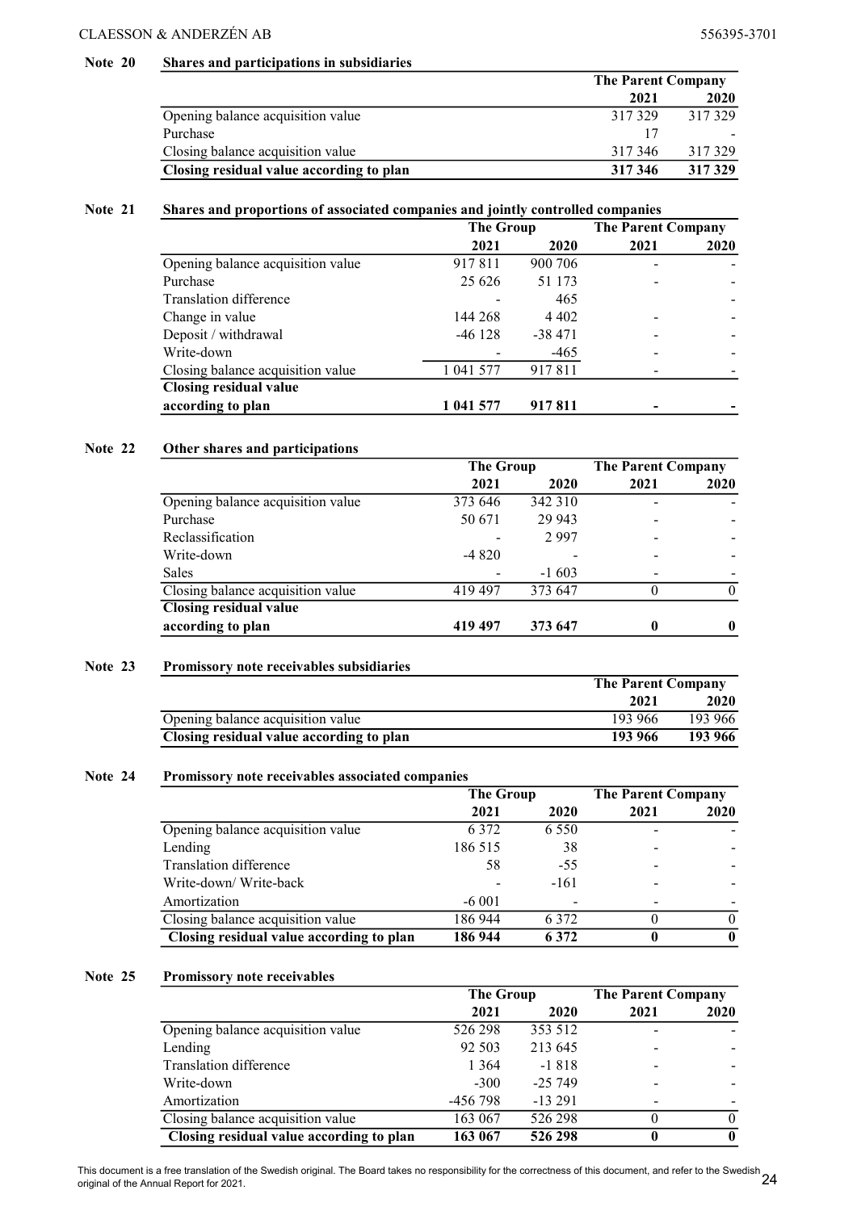## Note 20 Shares and participations in subsidiaries

| | The Parent Company | |
|---|---|---|
| | 2021 | 2020 |
| Opening balance acquisition value | 317 329 | 317 329 |
| Purchase | 17 | - |
| Closing balance acquisition value | 317 346 | 317 329 |
| **Closing residual value according to plan** | **317 346** | **317 329** |

## Note 21 Shares and proportions of associated companies and jointly controlled companies

| | The Group | | The Parent Company | |
|---|---|---|---|---|
| | 2021 | 2020 | 2021 | 2020 |
| Opening balance acquisition value | 917 811 | 900 706 | - | - |
| Purchase | 25 626 | 51 173 | - | - |
| Translation difference | - | 465 | - | - |
| Change in value | 144 268 | 4 402 | - | - |
| Deposit / withdrawal | -46 128 | -38 471 | - | - |
| Write-down | - | -465 | - | - |
| Closing balance acquisition value | 1 041 577 | 917 811 | - | - |
| **Closing residual value according to plan** | **1 041 577** | **917 811** | **-** | **-** |

## Note 22 Other shares and participations

| | The Group | | The Parent Company | |
|---|---|---|---|---|
| | 2021 | 2020 | 2021 | 2020 |
| Opening balance acquisition value | 373 646 | 342 310 | - | - |
| Purchase | 50 671 | 29 943 | - | - |
| Reclassification | - | 2 997 | - | - |
| Write-down | -4 820 | - | - | - |
| Sales | - | -1 603 | - | - |
| Closing balance acquisition value | 419 497 | 373 647 | 0 | 0 |
| **Closing residual value according to plan** | **419 497** | **373 647** | **0** | **0** |

## Note 23 Promissory note receivables subsidiaries

| | The Parent Company | |
|---|---|---|
| | 2021 | 2020 |
| Opening balance acquisition value | 193 966 | 193 966 |
| **Closing residual value according to plan** | **193 966** | **193 966** |

## Note 24 Promissory note receivables associated companies

| | The Group | | The Parent Company | |
|---|---|---|---|---|
| | 2021 | 2020 | 2021 | 2020 |
| Opening balance acquisition value | 6 372 | 6 550 | - | - |
| Lending | 186 515 | 38 | - | - |
| Translation difference | 58 | -55 | - | - |
| Write-down/ Write-back | - | -161 | - | - |
| Amortization | -6 001 | - | - | - |
| Closing balance acquisition value | 186 944 | 6 372 | 0 | 0 |
| **Closing residual value according to plan** | **186 944** | **6 372** | **0** | **0** |

## Note 25 Promissory note receivables

| | The Group | | The Parent Company | |
|---|---|---|---|---|
| | 2021 | 2020 | 2021 | 2020 |
| Opening balance acquisition value | 526 298 | 353 512 | - | - |
| Lending | 92 503 | 213 645 | - | - |
| Translation difference | 1 364 | -1 818 | - | - |
| Write-down | -300 | -25 749 | - | - |
| Amortization | -456 798 | -13 291 | - | - |
| Closing balance acquisition value | 163 067 | 526 298 | 0 | 0 |
| **Closing residual value according to plan** | **163 067** | **526 298** | **0** | **0** |

This document is a free translation of the Swedish original. The Board takes no responsibility for the correctness of this document, and refer to the Swedish original of the Annual Report for 2021.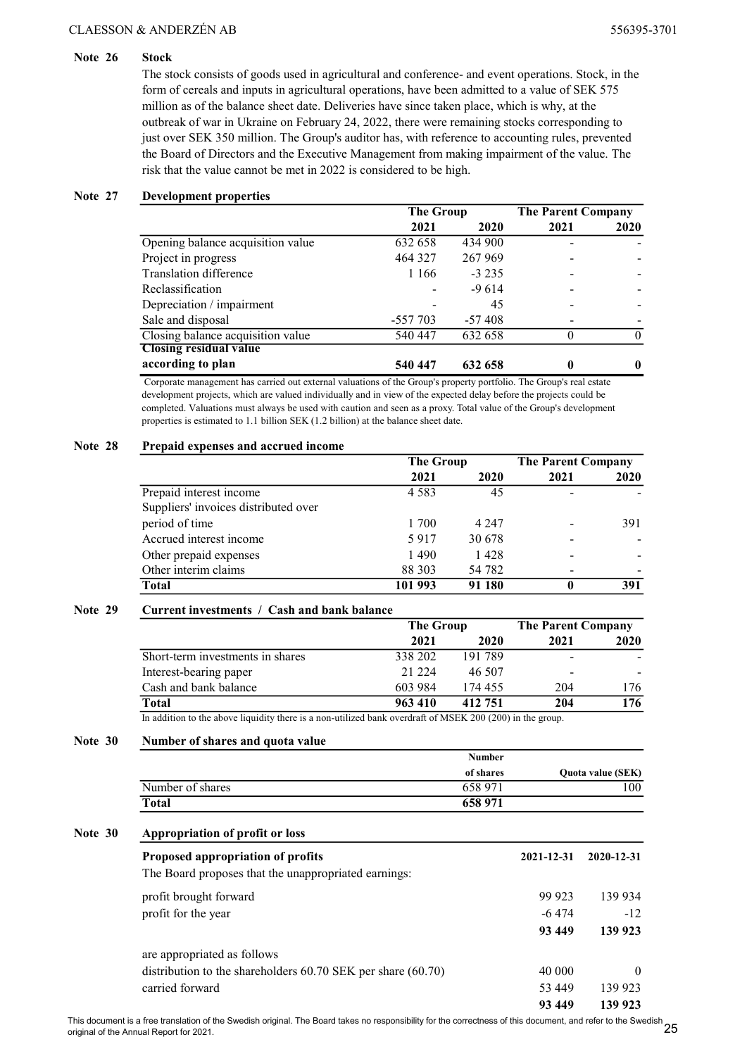## Note 26 Stock

The stock consists of goods used in agricultural and conference- and event operations. Stock, in the form of cereals and inputs in agricultural operations, have been admitted to a value of SEK 575 million as of the balance sheet date. Deliveries have since taken place, which is why, at the outbreak of war in Ukraine on February 24, 2022, there were remaining stocks corresponding to just over SEK 350 million. The Group's auditor has, with reference to accounting rules, prevented the Board of Directors and the Executive Management from making impairment of the value. The risk that the value cannot be met in 2022 is considered to be high.

## Note 27 Development properties

| | The Group | | The Parent Company | |
|---|---|---|---|---|
| | **2021** | **2020** | **2021** | **2020** |
| Opening balance acquisition value | 632 658 | 434 900 | - | - |
| Project in progress | 464 327 | 267 969 | - | - |
| Translation difference | 1 166 | -3 235 | - | - |
| Reclassification | - | -9 614 | - | - |
| Depreciation / impairment | - | 45 | - | - |
| Sale and disposal | -557 703 | -57 408 | - | - |
| Closing balance acquisition value | 540 447 | 632 658 | 0 | 0 |
| **Closing residual value according to plan** | **540 447** | **632 658** | **0** | **0** |

Corporate management has carried out external valuations of the Group's property portfolio. The Group's real estate development projects, which are valued individually and in view of the expected delay before the projects could be completed. Valuations must always be used with caution and seen as a proxy. Total value of the Group's development properties is estimated to 1.1 billion SEK (1.2 billion) at the balance sheet date.

## Note 28 Prepaid expenses and accrued income

| | The Group | | The Parent Company | |
|---|---|---|---|---|
| | **2021** | **2020** | **2021** | **2020** |
| Prepaid interest income | 4 583 | 45 | - | - |
| Suppliers' invoices distributed over period of time | 1 700 | 4 247 | - | 391 |
| Accrued interest income | 5 917 | 30 678 | - | - |
| Other prepaid expenses | 1 490 | 1 428 | - | - |
| Other interim claims | 88 303 | 54 782 | - | - |
| **Total** | **101 993** | **91 180** | **0** | **391** |

## Note 29 Current investments / Cash and bank balance

| | The Group | | The Parent Company | |
|---|---|---|---|---|
| | **2021** | **2020** | **2021** | **2020** |
| Short-term investments in shares | 338 202 | 191 789 | - | - |
| Interest-bearing paper | 21 224 | 46 507 | - | - |
| Cash and bank balance | 603 984 | 174 455 | 204 | 176 |
| **Total** | **963 410** | **412 751** | **204** | **176** |

In addition to the above liquidity there is a non-utilized bank overdraft of MSEK 200 (200) in the group.

## Note 30 Number of shares and quota value

| | Number of shares | Quota value (SEK) |
|---|---|---|
| Number of shares | 658 971 | 100 |
| **Total** | **658 971** | |

## Note 30 Appropriation of profit or loss

| **Proposed appropriation of profits** | **2021-12-31** | **2020-12-31** |
|---|---|---|
| The Board proposes that the unappropriated earnings: | | |
| profit brought forward | 99 923 | 139 934 |
| profit for the year | -6 474 | -12 |
| | **93 449** | **139 923** |
| are appropriated as follows | | |
| distribution to the shareholders 60.70 SEK per share (60.70) | 40 000 | 0 |
| carried forward | 53 449 | 139 923 |
| | **93 449** | **139 923** |

This document is a free translation of the Swedish original. The Board takes no responsibility for the correctness of this document, and refer to the Swedish original of the Annual Report for 2021.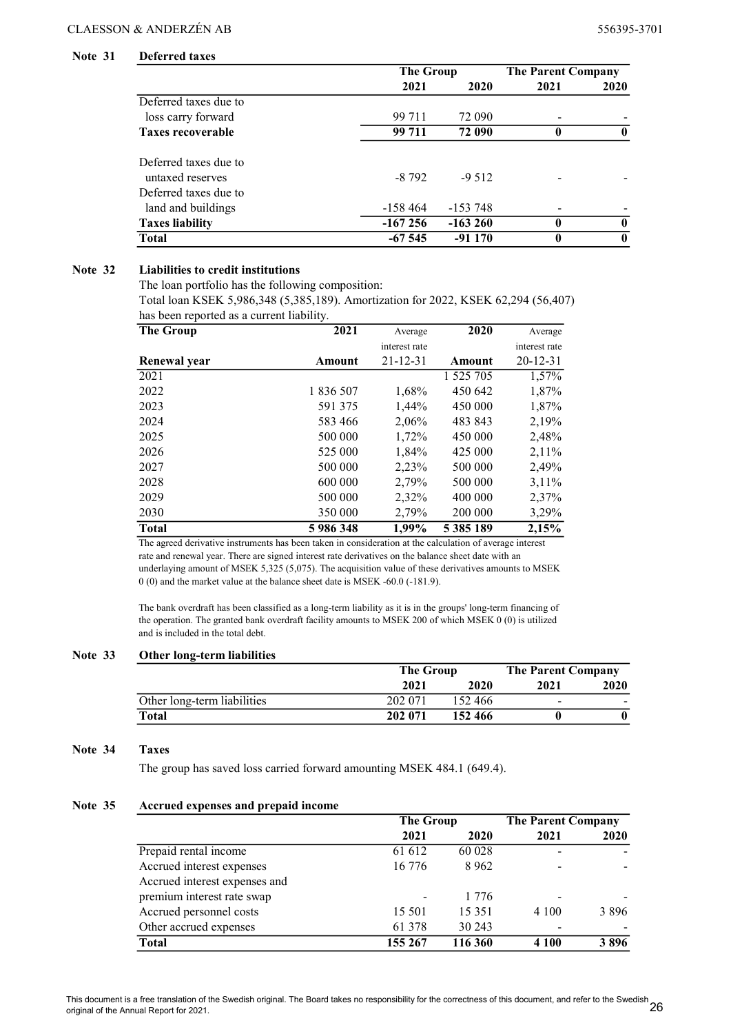## Note 31 Deferred taxes

| | The Group | | The Parent Company | |
|---|---|---|---|---|
| | 2021 | 2020 | 2021 | 2020 |
| Deferred taxes due to loss carry forward | 99 711 | 72 090 | - | - |
| **Taxes recoverable** | **99 711** | **72 090** | **0** | **0** |
| Deferred taxes due to untaxed reserves | -8 792 | -9 512 | - | - |
| Deferred taxes due to land and buildings | -158 464 | -153 748 | - | - |
| **Taxes liability** | **-167 256** | **-163 260** | **0** | **0** |
| **Total** | **-67 545** | **-91 170** | **0** | **0** |

## Note 32 Liabilities to credit institutions

The loan portfolio has the following composition:

Total loan KSEK 5,986,348 (5,385,189). Amortization for 2022, KSEK 62,294 (56,407) has been reported as a current liability.

| The Group | 2021 | Average interest rate | 2020 | Average interest rate |
|---|---|---|---|---|
| Renewal year | Amount | 21-12-31 | Amount | 20-12-31 |
| 2021 | | | 1 525 705 | 1,57% |
| 2022 | 1 836 507 | 1,68% | 450 642 | 1,87% |
| 2023 | 591 375 | 1,44% | 450 000 | 1,87% |
| 2024 | 583 466 | 2,06% | 483 843 | 2,19% |
| 2025 | 500 000 | 1,72% | 450 000 | 2,48% |
| 2026 | 525 000 | 1,84% | 425 000 | 2,11% |
| 2027 | 500 000 | 2,23% | 500 000 | 2,49% |
| 2028 | 600 000 | 2,79% | 500 000 | 3,11% |
| 2029 | 500 000 | 2,32% | 400 000 | 2,37% |
| 2030 | 350 000 | 2,79% | 200 000 | 3,29% |
| **Total** | **5 986 348** | **1,99%** | **5 385 189** | **2,15%** |

The agreed derivative instruments has been taken in consideration at the calculation of average interest rate and renewal year. There are signed interest rate derivatives on the balance sheet date with an underlaying amount of MSEK 5,325 (5,075). The acquisition value of these derivatives amounts to MSEK 0 (0) and the market value at the balance sheet date is MSEK -60.0 (-181.9).

The bank overdraft has been classified as a long-term liability as it is in the groups' long-term financing of the operation. The granted bank overdraft facility amounts to MSEK 200 of which MSEK 0 (0) is utilized and is included in the total debt.

## Note 33 Other long-term liabilities

| | The Group | | The Parent Company | |
|---|---|---|---|---|
| | 2021 | 2020 | 2021 | 2020 |
| Other long-term liabilities | 202 071 | 152 466 | - | - |
| **Total** | **202 071** | **152 466** | **0** | **0** |

## Note 34 Taxes

The group has saved loss carried forward amounting MSEK 484.1 (649.4).

## Note 35 Accrued expenses and prepaid income

| | The Group | | The Parent Company | |
|---|---|---|---|---|
| | 2021 | 2020 | 2021 | 2020 |
| Prepaid rental income | 61 612 | 60 028 | - | - |
| Accrued interest expenses | 16 776 | 8 962 | - | - |
| Accrued interest expenses and premium interest rate swap | - | 1 776 | - | - |
| Accrued personnel costs | 15 501 | 15 351 | 4 100 | 3 896 |
| Other accrued expenses | 61 378 | 30 243 | - | - |
| **Total** | **155 267** | **116 360** | **4 100** | **3 896** |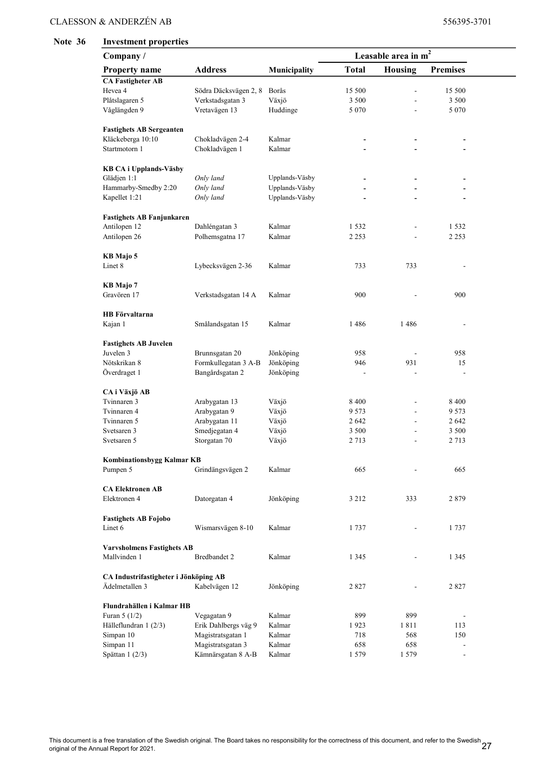## Note 36 Investment properties

| Company / | | | Leasable area in $m^2$ | | |
|---|---|---|---|---|---|
| **Property name** | **Address** | **Municipality** | **Total** | **Housing** | **Premises** |
| **CA Fastigheter AB** | | | | | |
| Hevea 4 | Södra Däcksvägen 2, 8 | Borås | 15 500 | - | 15 500 |
| Plåtslagaren 5 | Verkstadsgatan 3 | Växjö | 3 500 | - | 3 500 |
| Våglängden 9 | Vretavägen 13 | Huddinge | 5 070 | - | 5 070 |
| | | | | | |
| **Fastighets AB Sergeanten** | | | | | |
| Kläckeberga 10:10 | Chokladvägen 2-4 | Kalmar | - | - | - |
| Startmotorn 1 | Chokladvägen 1 | Kalmar | - | - | - |
| | | | | | |
| **KB CA i Upplands-Väsby** | | | | | |
| Glädjen 1:1 | *Only land* | Upplands-Väsby | - | - | - |
| Hammarby-Smedby 2:20 | *Only land* | Upplands-Väsby | - | - | - |
| Kapellet 1:21 | *Only land* | Upplands-Väsby | - | - | - |
| | | | | | |
| **Fastighets AB Fanjunkaren** | | | | | |
| Antilopen 12 | Dahléngatan 3 | Kalmar | 1 532 | - | 1 532 |
| Antilopen 26 | Polhemsgatna 17 | Kalmar | 2 253 | - | 2 253 |
| | | | | | |
| **KB Majo 5** | | | | | |
| Linet 8 | Lybecksvägen 2-36 | Kalmar | 733 | 733 | - |
| | | | | | |
| **KB Majo 7** | | | | | |
| Gravören 17 | Verkstadsgatan 14 A | Kalmar | 900 | - | 900 |
| | | | | | |
| **HB Förvaltarna** | | | | | |
| Kajan 1 | Smålandsgatan 15 | Kalmar | 1 486 | 1 486 | - |
| | | | | | |
| **Fastighets AB Juvelen** | | | | | |
| Juvelen 3 | Brunnsgatan 20 | Jönköping | 958 | - | 958 |
| Nötskrikan 8 | Formkullegatan 3 A-B | Jönköping | 946 | 931 | 15 |
| Överdraget 1 | Bangårdsgatan 2 | Jönköping | - | - | - |
| | | | | | |
| **CA i Växjö AB** | | | | | |
| Tvinnaren 3 | Arabygatan 13 | Växjö | 8 400 | - | 8 400 |
| Tvinnaren 4 | Arabygatan 9 | Växjö | 9 573 | - | 9 573 |
| Tvinnaren 5 | Arabygatan 11 | Växjö | 2 642 | - | 2 642 |
| Svetsaren 3 | Smedjegatan 4 | Växjö | 3 500 | - | 3 500 |
| Svetsaren 5 | Storgatan 70 | Växjö | 2 713 | - | 2 713 |
| | | | | | |
| **Kombinationsbygg Kalmar KB** | | | | | |
| Pumpen 5 | Grindängsvägen 2 | Kalmar | 665 | - | 665 |
| | | | | | |
| **CA Elektronen AB** | | | | | |
| Elektronen 4 | Datorgatan 4 | Jönköping | 3 212 | 333 | 2 879 |
| | | | | | |
| **Fastighets AB Fojobo** | | | | | |
| Linet 6 | Wismarsvägen 8-10 | Kalmar | 1 737 | - | 1 737 |
| | | | | | |
| **Varvsholmens Fastighets AB** | | | | | |
| Mallvinden 1 | Bredbandet 2 | Kalmar | 1 345 | - | 1 345 |
| | | | | | |
| **CA Industrifastigheter i Jönköping AB** | | | | | |
| Ädelmetallen 3 | Kabelvägen 12 | Jönköping | 2 827 | - | 2 827 |
| | | | | | |
| **Flundrahällen i Kalmar HB** | | | | | |
| Furan 5 (1/2) | Vegagatan 9 | Kalmar | 899 | 899 | - |
| Hälleflundran 1 (2/3) | Erik Dahlbergs väg 9 | Kalmar | 1 923 | 1 811 | 113 |
| Simpan 10 | Magistratsgatan 1 | Kalmar | 718 | 568 | 150 |
| Simpan 11 | Magistratsgatan 3 | Kalmar | 658 | 658 | - |
| Spättan 1 (2/3) | Kämnärsgatan 8 A-B | Kalmar | 1 579 | 1 579 | - |

This document is a free translation of the Swedish original. The Board takes no responsibility for the correctness of this document, and refer to the Swedish original of the Annual Report for 2021.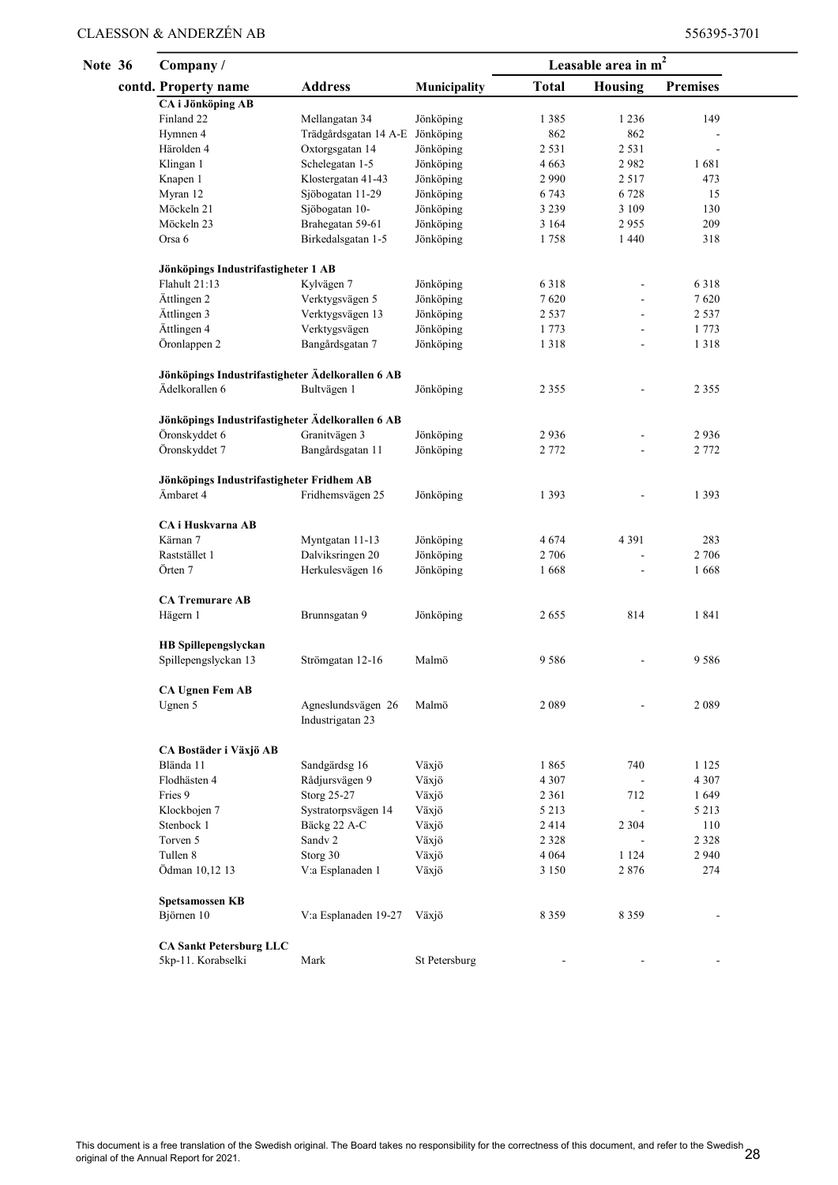**Note 36 contd.**

| Company / Property name | Address | Municipality | Leasable area in $m^2$ | | |
|---|---|---|---|---|---|
| | | | Total | Housing | Premises |
| **CA i Jönköping AB** | | | | | |
| Finland 22 | Mellangatan 34 | Jönköping | 1 385 | 1 236 | 149 |
| Hymnen 4 | Trädgårdsgatan 14 A-E | Jönköping | 862 | 862 | - |
| Härolden 4 | Oxtorgsgatan 14 | Jönköping | 2 531 | 2 531 | - |
| Klingan 1 | Schelegatan 1-5 | Jönköping | 4 663 | 2 982 | 1 681 |
| Knapen 1 | Klostergatan 41-43 | Jönköping | 2 990 | 2 517 | 473 |
| Myran 12 | Sjöbogatan 11-29 | Jönköping | 6 743 | 6 728 | 15 |
| Möckeln 21 | Sjöbogatan 10- | Jönköping | 3 239 | 3 109 | 130 |
| Möckeln 23 | Brahegatan 59-61 | Jönköping | 3 164 | 2 955 | 209 |
| Orsa 6 | Birkedalsgatan 1-5 | Jönköping | 1 758 | 1 440 | 318 |
| **Jönköpings Industrifastigheter 1 AB** | | | | | |
| Flahult 21:13 | Kylvägen 7 | Jönköping | 6 318 | - | 6 318 |
| Ättlingen 2 | Verktygsvägen 5 | Jönköping | 7 620 | - | 7 620 |
| Ättlingen 3 | Verktygsvägen 13 | Jönköping | 2 537 | - | 2 537 |
| Ättlingen 4 | Verktygsvägen | Jönköping | 1 773 | - | 1 773 |
| Öronlappen 2 | Bangårdsgatan 7 | Jönköping | 1 318 | - | 1 318 |
| **Jönköpings Industrifastigheter Ädelkorallen 6 AB** | | | | | |
| Ädelkorallen 6 | Bultvägen 1 | Jönköping | 2 355 | - | 2 355 |
| **Jönköpings Industrifastigheter Ädelkorallen 6 AB** | | | | | |
| Öronskyddet 6 | Granitvägen 3 | Jönköping | 2 936 | - | 2 936 |
| Öronskyddet 7 | Bangårdsgatan 11 | Jönköping | 2 772 | - | 2 772 |
| **Jönköpings Industrifastigheter Fridhem AB** | | | | | |
| Ämbaret 4 | Fridhemsvägen 25 | Jönköping | 1 393 | - | 1 393 |
| **CA i Huskvarna AB** | | | | | |
| Kärnan 7 | Myntgatan 11-13 | Jönköping | 4 674 | 4 391 | 283 |
| Rastställets 1 | Dalviksringen 20 | Jönköping | 2 706 | - | 2 706 |
| Örten 7 | Herkulesvägen 16 | Jönköping | 1 668 | - | 1 668 |
| **CA Tremurare AB** | | | | | |
| Hägern 1 | Brunnsgatan 9 | Jönköping | 2 655 | 814 | 1 841 |
| **HB Spillepengslyckan** | | | | | |
| Spillepengslyckan 13 | Strömgatan 12-16 | Malmö | 9 586 | - | 9 586 |
| **CA Ugnen Fem AB** | | | | | |
| Ugnen 5 | Agneslundsvägen 26 Industrigatan 23 | Malmö | 2 089 | - | 2 089 |
| **CA Bostäder i Växjö AB** | | | | | |
| Blända 11 | Sandgärdsg 16 | Växjö | 1 865 | 740 | 1 125 |
| Flodhästen 4 | Rådjursvägen 9 | Växjö | 4 307 | - | 4 307 |
| Fries 9 | Storg 25-27 | Växjö | 2 361 | 712 | 1 649 |
| Klockbojen 7 | Systratorpsvägen 14 | Växjö | 5 213 | - | 5 213 |
| Stenbock 1 | Bäckg 22 A-C | Växjö | 2 414 | 2 304 | 110 |
| Torven 5 | Sandv 2 | Växjö | 2 328 | - | 2 328 |
| Tullen 8 | Storg 30 | Växjö | 4 064 | 1 124 | 2 940 |
| Ödman 10,12 13 | V:a Esplanaden 1 | Växjö | 3 150 | 2 876 | 274 |
| **Spetsamossen KB** | | | | | |
| Björnen 10 | V:a Esplanaden 19-27 | Växjö | 8 359 | 8 359 | - |
| **CA Sankt Petersburg LLC** | | | | | |
| 5kp-11. Korabselki | Mark | St Petersburg | - | - | - |

This document is a free translation of the Swedish original. The Board takes no responsibility for the correctness of this document, and refer to the Swedish original of the Annual Report for 2021.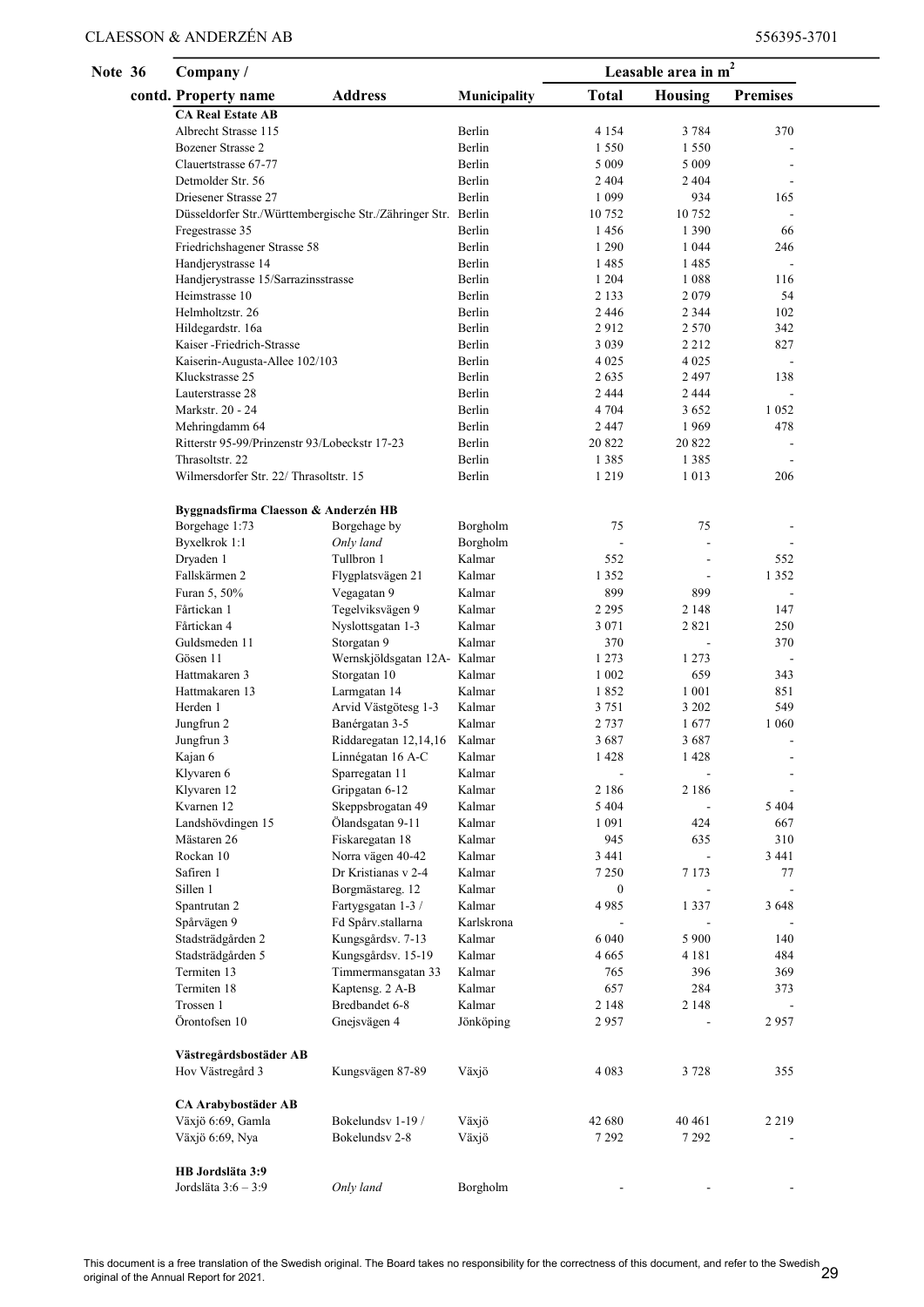| Note 36 contd. | Company / Property name | Address | Municipality | Leasable area in m² | | |
|---|---|---|---|---|---|---|
| | | | | Total | Housing | Premises |
| | **CA Real Estate AB** | | | | | |
| | Albrecht Strasse 115 | | Berlin | 4 154 | 3 784 | 370 |
| | Bozener Strasse 2 | | Berlin | 1 550 | 1 550 | - |
| | Clauertstrasse 67-77 | | Berlin | 5 009 | 5 009 | - |
| | Detmolder Str. 56 | | Berlin | 2 404 | 2 404 | - |
| | Driesener Strasse 27 | | Berlin | 1 099 | 934 | 165 |
| | Düsseldorfer Str./Württembergische Str./Zähringer Str. | | Berlin | 10 752 | 10 752 | - |
| | Fregestrasse 35 | | Berlin | 1 456 | 1 390 | 66 |
| | Friedrichshagener Strasse 58 | | Berlin | 1 290 | 1 044 | 246 |
| | Handjerystrasse 14 | | Berlin | 1 485 | 1 485 | - |
| | Handjerystrasse 15/Sarrazinsstrasse | | Berlin | 1 204 | 1 088 | 116 |
| | Heimstrasse 10 | | Berlin | 2 133 | 2 079 | 54 |
| | Helmholtzstr. 26 | | Berlin | 2 446 | 2 344 | 102 |
| | Hildegardstr. 16a | | Berlin | 2 912 | 2 570 | 342 |
| | Kaiser -Friedrich-Strasse | | Berlin | 3 039 | 2 212 | 827 |
| | Kaiserin-Augusta-Allee 102/103 | | Berlin | 4 025 | 4 025 | - |
| | Kluckstrasse 25 | | Berlin | 2 635 | 2 497 | 138 |
| | Lauterstrasse 28 | | Berlin | 2 444 | 2 444 | - |
| | Markstr. 20 - 24 | | Berlin | 4 704 | 3 652 | 1 052 |
| | Mehringdamm 64 | | Berlin | 2 447 | 1 969 | 478 |
| | Ritterstr 95-99/Prinzenstr 93/Lobeckstr 17-23 | | Berlin | 20 822 | 20 822 | - |
| | Thrasoltstr. 22 | | Berlin | 1 385 | 1 385 | - |
| | Wilmersdorfer Str. 22/ Thrasoltstr. 15 | | Berlin | 1 219 | 1 013 | 206 |
| | | | | | | |
| | **Byggnadsfirma Claesson & Anderzén HB** | | | | | |
| | Borgehage 1:73 | Borgehage by | Borgholm | 75 | 75 | - |
| | Byxelkrok 1:1 | *Only land* | Borgholm | - | - | - |
| | Dryaden 1 | Tullbron 1 | Kalmar | 552 | - | 552 |
| | Fallskärmen 2 | Flygplatsvägen 21 | Kalmar | 1 352 | - | 1 352 |
| | Furan 5, 50% | Vegagatan 9 | Kalmar | 899 | 899 | - |
| | Fårtickan 1 | Tegelviksvägen 9 | Kalmar | 2 295 | 2 148 | 147 |
| | Fårtickan 4 | Nyslottsgatan 1-3 | Kalmar | 3 071 | 2 821 | 250 |
| | Guldsmeden 11 | Storgatan 9 | Kalmar | 370 | - | 370 |
| | Gösen 11 | Wernskjöldsgatan 12A- | Kalmar | 1 273 | 1 273 | - |
| | Hattmakaren 3 | Storgatan 10 | Kalmar | 1 002 | 659 | 343 |
| | Hattmakaren 13 | Larmgatan 14 | Kalmar | 1 852 | 1 001 | 851 |
| | Herden 1 | Arvid Västgötesg 1-3 | Kalmar | 3 751 | 3 202 | 549 |
| | Jungfrun 2 | Banérgatan 3-5 | Kalmar | 2 737 | 1 677 | 1 060 |
| | Jungfrun 3 | Riddaregatan 12,14,16 | Kalmar | 3 687 | 3 687 | - |
| | Kajan 6 | Linnégatan 16 A-C | Kalmar | 1 428 | 1 428 | - |
| | Klyvaren 6 | Sparregatan 11 | Kalmar | - | - | - |
| | Klyvaren 12 | Gripgatan 6-12 | Kalmar | 2 186 | 2 186 | - |
| | Kvarnen 12 | Skeppsbrogatan 49 | Kalmar | 5 404 | - | 5 404 |
| | Landshövdingen 15 | Ölandsgatan 9-11 | Kalmar | 1 091 | 424 | 667 |
| | Mästaren 26 | Fiskaregatan 18 | Kalmar | 945 | 635 | 310 |
| | Rockan 10 | Norra vägen 40-42 | Kalmar | 3 441 | - | 3 441 |
| | Safiren 1 | Dr Kristianas v 2-4 | Kalmar | 7 250 | 7 173 | 77 |
| | Sillen 1 | Borgmästareg. 12 | Kalmar | 0 | - | - |
| | Spantrutan 2 | Fartygsgatan 1-3 / | Kalmar | 4 985 | 1 337 | 3 648 |
| | Spårvägen 9 | Fd Spårv.stallarna | Karlskrona | - | - | - |
| | Stadsträdgården 2 | Kungsgårdsv. 7-13 | Kalmar | 6 040 | 5 900 | 140 |
| | Stadsträdgården 5 | Kungsgårdsv. 15-19 | Kalmar | 4 665 | 4 181 | 484 |
| | Termiten 13 | Timmermansgatan 33 | Kalmar | 765 | 396 | 369 |
| | Termiten 18 | Kaptensg. 2 A-B | Kalmar | 657 | 284 | 373 |
| | Trossen 1 | Bredbandet 6-8 | Kalmar | 2 148 | 2 148 | - |
| | Örontofsen 10 | Gnejsvägen 4 | Jönköping | 2 957 | - | 2 957 |
| | | | | | | |
| | **Västregårdsbostäder AB** | | | | | |
| | Hov Västregård 3 | Kungsvägen 87-89 | Växjö | 4 083 | 3 728 | 355 |
| | | | | | | |
| | **CA Arabybostäder AB** | | | | | |
| | Växjö 6:69, Gamla | Bokelundsv 1-19 / | Växjö | 42 680 | 40 461 | 2 219 |
| | Växjö 6:69, Nya | Bokelundsv 2-8 | Växjö | 7 292 | 7 292 | - |
| | | | | | | |
| | **HB Jordsläta 3:9** | | | | | |
| | Jordsläta 3:6 – 3:9 | *Only land* | Borgholm | - | - | - |

This document is a free translation of the Swedish original. The Board takes no responsibility for the correctness of this document, and refer to the Swedish original of the Annual Report for 2021.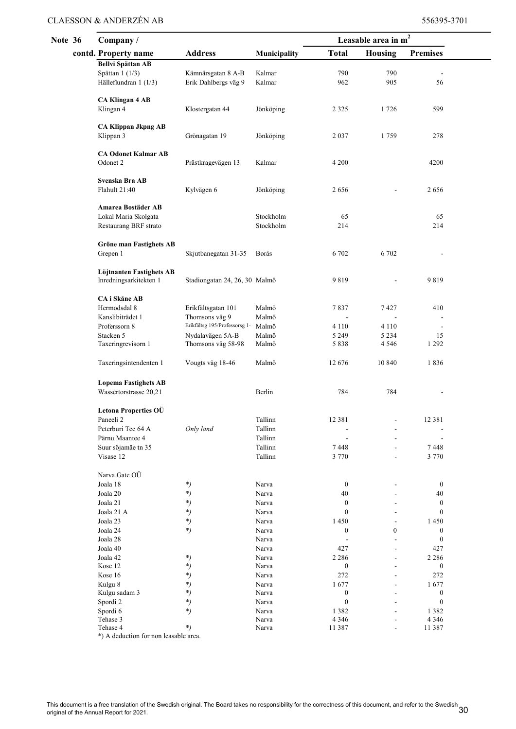**Note 36 contd.**

| Company / Property name | Address | Municipality | Leasable area in m² Total | Housing | Premises |
|---|---|---|---|---|---|
| **Bellvi Spättan AB** | | | | | |
| Spättan 1 (1/3) | Kämnärsgatan 8 A-B | Kalmar | 790 | 790 | - |
| Hälleflundran 1 (1/3) | Erik Dahlbergs väg 9 | Kalmar | 962 | 905 | 56 |
| **CA Klingan 4 AB** | | | | | |
| Klingan 4 | Klostergatan 44 | Jönköping | 2 325 | 1 726 | 599 |
| **CA Klippan Jkpng AB** | | | | | |
| Klippan 3 | Grönagatan 19 | Jönköping | 2 037 | 1 759 | 278 |
| **CA Odonet Kalmar AB** | | | | | |
| Odonet 2 | Prästkragevägen 13 | Kalmar | 4 200 | | 4200 |
| **Svenska Bra AB** | | | | | |
| Flahult 21:40 | Kylvägen 6 | Jönköping | 2 656 | - | 2 656 |
| **Amarea Bostäder AB** | | | | | |
| Lokal Maria Skolgata | | Stockholm | 65 | | 65 |
| Restaurang BRF strato | | Stockholm | 214 | | 214 |
| **Gröne man Fastighets AB** | | | | | |
| Grepen 1 | Skjutbanegatan 31-35 | Borås | 6 702 | 6 702 | - |
| **Löjtnanten Fastighets AB** | | | | | |
| Inredningsarkitekten 1 | Stadiongatan 24, 26, 30 | Malmö | 9 819 | - | 9 819 |
| **CA i Skåne AB** | | | | | |
| Hermodsdal 8 | Erikfältsgatan 101 | Malmö | 7 837 | 7 427 | 410 |
| Kanslibiträdet 1 | Thomsons väg 9 | Malmö | - | - | - |
| Proferssorn 8 | Erikfältsg 195/Professorsg 1- | Malmö | 4 110 | 4 110 | - |
| Stacken 5 | Nydalavägen 5A-B | Malmö | 5 249 | 5 234 | 15 |
| Taxeringrevisorn 1 | Thomsons väg 58-98 | Malmö | 5 838 | 4 546 | 1 292 |
| Taxeringsintendenten 1 | Vougts väg 18-46 | Malmö | 12 676 | 10 840 | 1 836 |
| **Lopema Fastighets AB** | | | | | |
| Wassertorstrasse 20,21 | | Berlin | 784 | 784 | - |
| **Letona Properties OÜ** | | | | | |
| Paneeli 2 | | Tallinn | 12 381 | - | 12 381 |
| Peterburi Tee 64 A | *Only land* | Tallinn | - | - | - |
| Pärnu Maantee 4 | | Tallinn | - | - | - |
| Suur söjamäe tn 35 | | Tallinn | 7 448 | - | 7 448 |
| Visase 12 | | Tallinn | 3 770 | - | 3 770 |
| Narva Gate OÜ | | | | | |
| Joala 18 | *) | Narva | 0 | - | 0 |
| Joala 20 | *) | Narva | 40 | - | 40 |
| Joala 21 | *) | Narva | 0 | - | 0 |
| Joala 21 A | *) | Narva | 0 | - | 0 |
| Joala 23 | *) | Narva | 1 450 | - | 1 450 |
| Joala 24 | *) | Narva | 0 | 0 | 0 |
| Joala 28 | | Narva | - | - | 0 |
| Joala 40 | | Narva | 427 | - | 427 |
| Joala 42 | *) | Narva | 2 286 | - | 2 286 |
| Kose 12 | *) | Narva | 0 | - | 0 |
| Kose 16 | *) | Narva | 272 | - | 272 |
| Kulgu 8 | *) | Narva | 1 677 | - | 1 677 |
| Kulgu sadam 3 | *) | Narva | 0 | - | 0 |
| Spordi 2 | *) | Narva | 0 | - | 0 |
| Spordi 6 | *) | Narva | 1 382 | - | 1 382 |
| Tehase 3 | | Narva | 4 346 | - | 4 346 |
| Tehase 4 | *) | Narva | 11 387 | - | 11 387 |

*) A deduction for non leasable area.

This document is a free translation of the Swedish original. The Board takes no responsibility for the correctness of this document, and refer to the Swedish original of the Annual Report for 2021.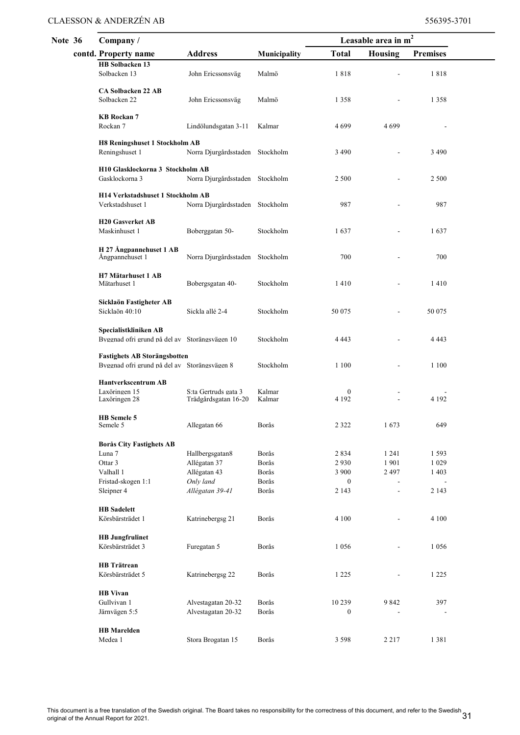**Note 36 contd.**

| Company / Property name | Address | Municipality | Leasable area in $m^2$ | | |
|---|---|---|---|---|---|
| | | | Total | Housing | Premises |
| **HB Solbacken 13** | | | | | |
| Solbacken 13 | John Ericssonsväg | Malmö | 1 818 | - | 1 818 |
| **CA Solbacken 22 AB** | | | | | |
| Solbacken 22 | John Ericssonsväg | Malmö | 1 358 | - | 1 358 |
| **KB Rockan 7** | | | | | |
| Rockan 7 | Lindölundsgatan 3-11 | Kalmar | 4 699 | 4 699 | - |
| **H8 Reningshuset 1 Stockholm AB** | | | | | |
| Reningshuset 1 | Norra Djurgårdsstaden | Stockholm | 3 490 | - | 3 490 |
| **H10 Glasklockorna 3 Stockholm AB** | | | | | |
| Gasklockorna 3 | Norra Djurgårdsstaden | Stockholm | 2 500 | - | 2 500 |
| **H14 Verkstadshuset 1 Stockholm AB** | | | | | |
| Verkstadshuset 1 | Norra Djurgårdsstaden | Stockholm | 987 | - | 987 |
| **H20 Gasverket AB** | | | | | |
| Maskinhuset 1 | Boberggatan 50- | Stockholm | 1 637 | - | 1 637 |
| **H 27 Ångpannehuset 1 AB** | | | | | |
| Ångpannehuset 1 | Norra Djurgårdsstaden | Stockholm | 700 | - | 700 |
| **H7 Mätarhuset 1 AB** | | | | | |
| Mätarhuset 1 | Bobergsgatan 40- | Stockholm | 1 410 | - | 1 410 |
| **Sicklaön Fastigheter AB** | | | | | |
| Sicklaön 40:10 | Sickla allé 2-4 | Stockholm | 50 075 | - | 50 075 |
| **Specialistkliniken AB** | | | | | |
| Byggnad ofri grund på del av | Storängsvägen 10 | Stockholm | 4 443 | - | 4 443 |
| **Fastighets AB Storängsbotten** | | | | | |
| Byggnad ofri grund på del av | Storängsvägen 8 | Stockholm | 1 100 | - | 1 100 |
| **Hantverkscentrum AB** | | | | | |
| Laxöringen 15 | S:ta Gertruds gata 3 | Kalmar | 0 | - | - |
| Laxöringen 28 | Trädgårdsgatan 16-20 | Kalmar | 4 192 | - | 4 192 |
| **HB Semele 5** | | | | | |
| Semele 5 | Allegatan 66 | Borås | 2 322 | 1 673 | 649 |
| **Borås City Fastighets AB** | | | | | |
| Luna 7 | Hallbergsgatan8 | Borås | 2 834 | 1 241 | 1 593 |
| Ottar 3 | Allégatan 37 | Borås | 2 930 | 1 901 | 1 029 |
| Valhall 1 | Allégatan 43 | Borås | 3 900 | 2 497 | 1 403 |
| Fristad-skogen 1:1 | *Only land* | Borås | 0 | - | - |
| Sleipner 4 | *Allégatan 39-41* | Borås | 2 143 | - | 2 143 |
| **HB Sadelett** | | | | | |
| Körsbärsträdet 1 | Katrinebergsg 21 | Borås | 4 100 | - | 4 100 |
| **HB Jungfrulinet** | | | | | |
| Körsbärsträdet 3 | Furegatan 5 | Borås | 1 056 | - | 1 056 |
| **HB Trätrean** | | | | | |
| Körsbärsträdet 5 | Katrinebergsg 22 | Borås | 1 225 | - | 1 225 |
| **HB Vivan** | | | | | |
| Gullvivan 1 | Alvestagatan 20-32 | Borås | 10 239 | 9 842 | 397 |
| Järnvägen 5:5 | Alvestagatan 20-32 | Borås | 0 | - | - |
| **HB Marelden** | | | | | |
| Medea 1 | Stora Brogatan 15 | Borås | 3 598 | 2 217 | 1 381 |

This document is a free translation of the Swedish original. The Board takes no responsibility for the correctness of this document, and refer to the Swedish original of the Annual Report for 2021.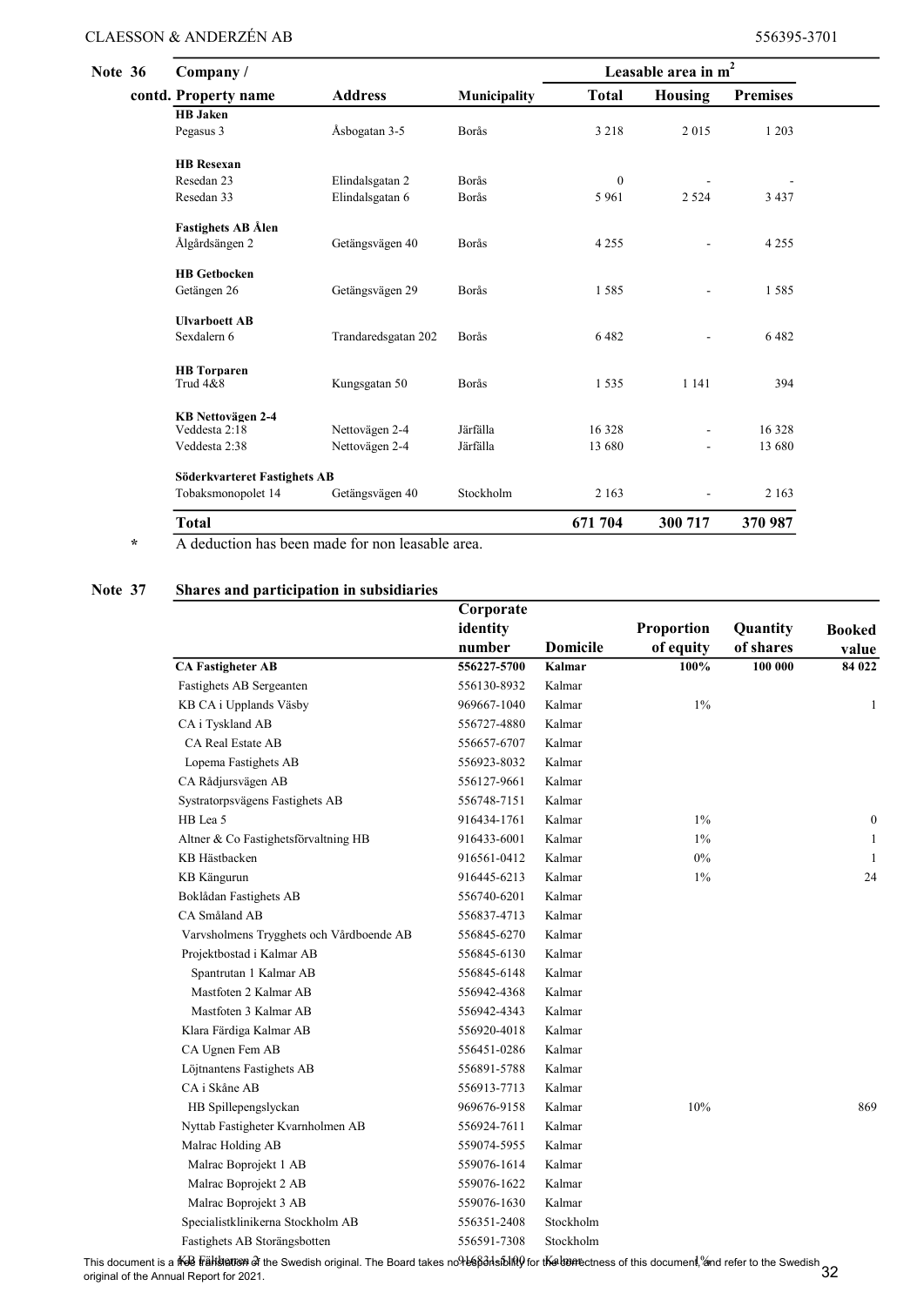**Note 36 contd.**

| Company / Property name | Address | Municipality | Leasable area in $m^2$ Total | Housing | Premises |
|---|---|---|---|---|---|
| **HB Jaken** | | | | | |
| Pegasus 3 | Åsbogatan 3-5 | Borås | 3 218 | 2 015 | 1 203 |
| **HB Resexan** | | | | | |
| Resedan 23 | Elindalsgatan 2 | Borås | 0 | - | - |
| Resedan 33 | Elindalsgatan 6 | Borås | 5 961 | 2 524 | 3 437 |
| **Fastighets AB Ålen** | | | | | |
| Ålgårdsängen 2 | Getängsvägen 40 | Borås | 4 255 | - | 4 255 |
| **HB Getbocken** | | | | | |
| Getängen 26 | Getängsvägen 29 | Borås | 1 585 | - | 1 585 |
| **Ulvarboett AB** | | | | | |
| Sexdalern 6 | Trandaredsgatan 202 | Borås | 6 482 | - | 6 482 |
| **HB Torparen** | | | | | |
| Trud 4&8 | Kungsgatan 50 | Borås | 1 535 | 1 141 | 394 |
| **KB Nettovägen 2-4** | | | | | |
| Veddesta 2:18 | Nettovägen 2-4 | Järfälla | 16 328 | - | 16 328 |
| Veddesta 2:38 | Nettovägen 2-4 | Järfälla | 13 680 | - | 13 680 |
| **Söderkvarteret Fastighets AB** | | | | | |
| Tobaksmonopolet 14 | Getängsvägen 40 | Stockholm | 2 163 | - | 2 163 |
| **Total** | | | **671 704** | **300 717** | **370 987** |

\* A deduction has been made for non leasable area.

**Note 37 Shares and participation in subsidiaries**

| | Corporate identity number | Domicile | Proportion of equity | Quantity of shares | Booked value |
|---|---|---|---|---|---|
| **CA Fastigheter AB** | **556227-5700** | **Kalmar** | **100%** | **100 000** | **84 022** |
| Fastighets AB Sergeanten | 556130-8932 | Kalmar | | | |
| KB CA i Upplands Väsby | 969667-1040 | Kalmar | 1% | | 1 |
| CA i Tyskland AB | 556727-4880 | Kalmar | | | |
| CA Real Estate AB | 556657-6707 | Kalmar | | | |
| Lopema Fastighets AB | 556923-8032 | Kalmar | | | |
| CA Rådjursvägen AB | 556127-9661 | Kalmar | | | |
| Systratorpsvägens Fastighets AB | 556748-7151 | Kalmar | | | |
| HB Lea 5 | 916434-1761 | Kalmar | 1% | | 0 |
| Altner & Co Fastighetsförvaltning HB | 916433-6001 | Kalmar | 1% | | 1 |
| KB Hästbacken | 916561-0412 | Kalmar | 0% | | 1 |
| KB Kängurun | 916445-6213 | Kalmar | 1% | | 24 |
| Boklådan Fastighets AB | 556740-6201 | Kalmar | | | |
| CA Småland AB | 556837-4713 | Kalmar | | | |
| Varvsholmens Trygghets och Vårdboende AB | 556845-6270 | Kalmar | | | |
| Projektbostad i Kalmar AB | 556845-6130 | Kalmar | | | |
| Spantrutan 1 Kalmar AB | 556845-6148 | Kalmar | | | |
| Mastfoten 2 Kalmar AB | 556942-4368 | Kalmar | | | |
| Mastfoten 3 Kalmar AB | 556942-4343 | Kalmar | | | |
| Klara Färdiga Kalmar AB | 556920-4018 | Kalmar | | | |
| CA Ugnen Fem AB | 556451-0286 | Kalmar | | | |
| Löjtnantens Fastighets AB | 556891-5788 | Kalmar | | | |
| CA i Skåne AB | 556913-7713 | Kalmar | | | |
| HB Spillepengslyckan | 969676-9158 | Kalmar | 10% | | 869 |
| Nyttab Fastigheter Kvarnholmen AB | 556924-7611 | Kalmar | | | |
| Malrac Holding AB | 559074-5955 | Kalmar | | | |
| Malrac Boprojekt 1 AB | 559076-1614 | Kalmar | | | |
| Malrac Boprojekt 2 AB | 559076-1622 | Kalmar | | | |
| Malrac Boprojekt 3 AB | 559076-1630 | Kalmar | | | |
| Specialistklinikerna Stockholm AB | 556351-2408 | Stockholm | | | |
| Fastighets AB Storängsbotten | 556591-7308 | Stockholm | | | |
| KB Fältheran 3 | 916831-5100 | Kalmar | 1% | | |

This document is a free translation of the Swedish original. The Board takes no responsibility for the correctness of this document, and refer to the Swedish original of the Annual Report for 2021.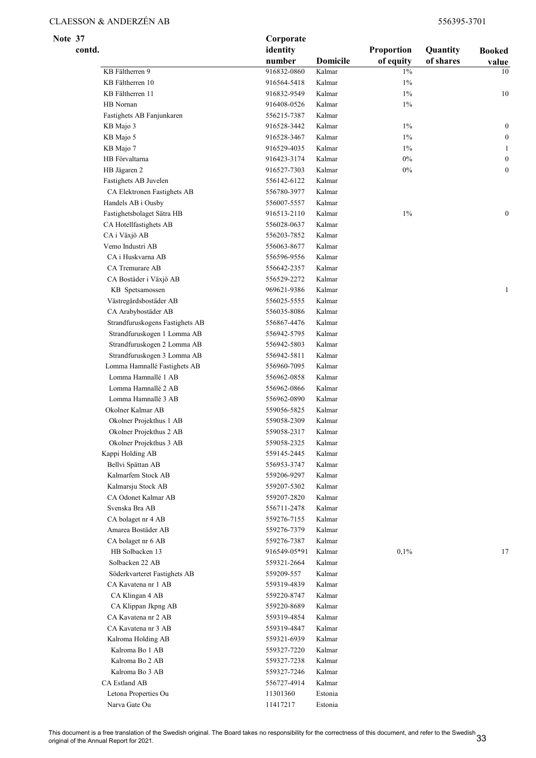**Note 37 contd.**

| | Corporate identity number | Domicile | Proportion of equity | Quantity of shares | Booked value |
|---|---|---|---|---|---|
| KB Fältherren 9 | 916832-0860 | Kalmar | 1% | | 10 |
| KB Fältherren 10 | 916564-5418 | Kalmar | 1% | | |
| KB Fältherren 11 | 916832-9549 | Kalmar | 1% | | 10 |
| HB Nornan | 916408-0526 | Kalmar | 1% | | |
| Fastighets AB Fanjunkaren | 556215-7387 | Kalmar | | | |
| KB Majo 3 | 916528-3442 | Kalmar | 1% | | 0 |
| KB Majo 5 | 916528-3467 | Kalmar | 1% | | 0 |
| KB Majo 7 | 916529-4035 | Kalmar | 1% | | 1 |
| HB Förvaltarna | 916423-3174 | Kalmar | 0% | | 0 |
| HB Jägaren 2 | 916527-7303 | Kalmar | 0% | | 0 |
| Fastighets AB Juvelen | 556142-6122 | Kalmar | | | |
| CA Elektronen Fastighets AB | 556780-3977 | Kalmar | | | |
| Handels AB i Ousby | 556007-5557 | Kalmar | | | |
| Fastighetsbolaget Sätra HB | 916513-2110 | Kalmar | 1% | | 0 |
| CA Hotellfastighets AB | 556028-0637 | Kalmar | | | |
| CA i Växjö AB | 556203-7852 | Kalmar | | | |
| Vemo Industri AB | 556063-8677 | Kalmar | | | |
| CA i Huskvarna AB | 556596-9556 | Kalmar | | | |
| CA Tremurare AB | 556642-2357 | Kalmar | | | |
| CA Bostäder i Växjö AB | 556529-2272 | Kalmar | | | |
| KB Spetsamossen | 969621-9386 | Kalmar | | | 1 |
| Västregårdsbostäder AB | 556025-5555 | Kalmar | | | |
| CA Arabybostäder AB | 556035-8086 | Kalmar | | | |
| Strandfuruskogens Fastighets AB | 556867-4476 | Kalmar | | | |
| Strandfuruskogen 1 Lomma AB | 556942-5795 | Kalmar | | | |
| Strandfuruskogen 2 Lomma AB | 556942-5803 | Kalmar | | | |
| Strandfuruskogen 3 Lomma AB | 556942-5811 | Kalmar | | | |
| Lomma Hamnallé Fastighets AB | 556960-7095 | Kalmar | | | |
| Lomma Hamnallé 1 AB | 556962-0858 | Kalmar | | | |
| Lomma Hamnallé 2 AB | 556962-0866 | Kalmar | | | |
| Lomma Hamnallé 3 AB | 556962-0890 | Kalmar | | | |
| Okolner Kalmar AB | 559056-5825 | Kalmar | | | |
| Okolner Projekthus 1 AB | 559058-2309 | Kalmar | | | |
| Okolner Projekthus 2 AB | 559058-2317 | Kalmar | | | |
| Okolner Projekthus 3 AB | 559058-2325 | Kalmar | | | |
| Kappi Holding AB | 559145-2445 | Kalmar | | | |
| Bellvi Spättan AB | 556953-3747 | Kalmar | | | |
| Kalmarfem Stock AB | 559206-9297 | Kalmar | | | |
| Kalmarsju Stock AB | 559207-5302 | Kalmar | | | |
| CA Odonet Kalmar AB | 559207-2820 | Kalmar | | | |
| Svenska Bra AB | 556711-2478 | Kalmar | | | |
| CA bolaget nr 4 AB | 559276-7155 | Kalmar | | | |
| Amarea Bostäder AB | 559276-7379 | Kalmar | | | |
| CA bolaget nr 6 AB | 559276-7387 | Kalmar | | | |
| HB Solbacken 13 | 916549-05*91 | Kalmar | 0,1% | | 17 |
| Solbacken 22 AB | 559321-2664 | Kalmar | | | |
| Söderkvarteret Fastighets AB | 559209-557 | Kalmar | | | |
| CA Kavatena nr 1 AB | 559319-4839 | Kalmar | | | |
| CA Klingan 4 AB | 559220-8747 | Kalmar | | | |
| CA Klippan Jkpng AB | 559220-8689 | Kalmar | | | |
| CA Kavatena nr 2 AB | 559319-4854 | Kalmar | | | |
| CA Kavatena nr 3 AB | 559319-4847 | Kalmar | | | |
| Kalroma Holding AB | 559321-6939 | Kalmar | | | |
| Kalroma Bo 1 AB | 559327-7220 | Kalmar | | | |
| Kalroma Bo 2 AB | 559327-7238 | Kalmar | | | |
| Kalroma Bo 3 AB | 559327-7246 | Kalmar | | | |
| CA Estland AB | 556727-4914 | Kalmar | | | |
| Letona Properties Ou | 11301360 | Estonia | | | |
| Narva Gate Ou | 11417217 | Estonia | | | |

This document is a free translation of the Swedish original. The Board takes no responsibility for the correctness of this document, and refer to the Swedish original of the Annual Report for 2021.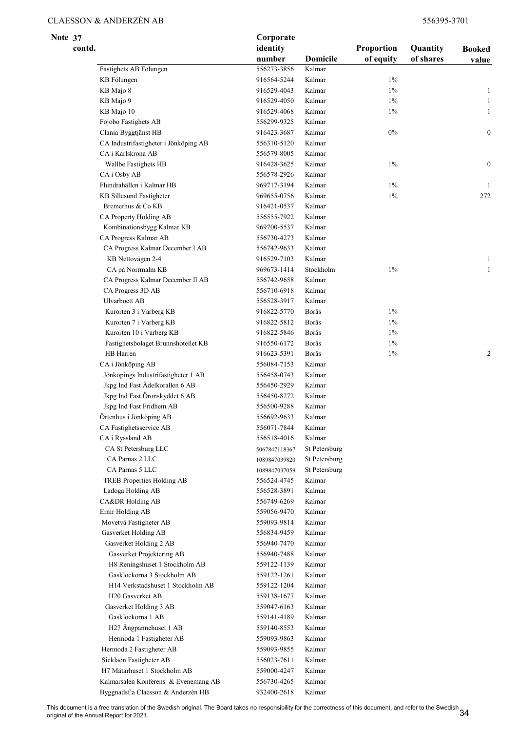**Note 37 contd.**

| | Corporate identity number | Domicile | Proportion of equity | Quantity of shares | Booked value |
|---|---|---|---|---|---|
| Fastighets AB Fölungen | 556273-3856 | Kalmar | | | |
| KB Fölungen | 916564-5244 | Kalmar | 1% | | |
| KB Majo 8 | 916529-4043 | Kalmar | 1% | | 1 |
| KB Majo 9 | 916529-4050 | Kalmar | 1% | | 1 |
| KB Majo 10 | 916529-4068 | Kalmar | 1% | | 1 |
| Fojobo Fastighets AB | 556299-9325 | Kalmar | | | |
| Clania Byggtjänst HB | 916423-3687 | Kalmar | 0% | | 0 |
| CA Industrifastigheter i Jönköping AB | 556310-5120 | Kalmar | | | |
| CA i Karlskrona AB | 556579-8005 | Kalmar | | | |
| Wallbe Fastighets HB | 916428-3625 | Kalmar | 1% | | 0 |
| CA i Osby AB | 556578-2926 | Kalmar | | | |
| Flundrahällen i Kalmar HB | 969717-3194 | Kalmar | 1% | | 1 |
| KB Sillesund Fastigheter | 969655-0756 | Kalmar | 1% | | 272 |
| Bremerhus & Co KB | 916421-0537 | Kalmar | | | |
| CA Property Holding AB | 556555-7922 | Kalmar | | | |
| Kombinationsbygg Kalmar KB | 969700-5537 | Kalmar | | | |
| CA Progress Kalmar AB | 556730-4273 | Kalmar | | | |
| CA Progress Kalmar December I AB | 556742-9633 | Kalmar | | | |
| KB Nettovägen 2-4 | 916529-7103 | Kalmar | | | 1 |
| CA på Norrmalm KB | 969673-1414 | Stockholm | 1% | | 1 |
| CA Progress Kalmar December II AB | 556742-9658 | Kalmar | | | |
| CA Progress 3D AB | 556710-6918 | Kalmar | | | |
| Ulvarboett AB | 556528-3917 | Kalmar | | | |
| Kurorten 3 i Varberg KB | 916822-5770 | Borås | 1% | | |
| Kurorten 7 i Varberg KB | 916822-5812 | Borås | 1% | | |
| Kurorten 10 i Varberg KB | 916822-5846 | Borås | 1% | | |
| Fastighetsbolaget Brunnshotellet KB | 916550-6172 | Borås | 1% | | |
| HB Harren | 916623-5391 | Borås | 1% | | 2 |
| CA i Jönköping AB | 556084-7153 | Kalmar | | | |
| Jönköpings Industrifastigheter 1 AB | 556458-0743 | Kalmar | | | |
| Jkpg Ind Fast Ädelkorallen 6 AB | 556450-2929 | Kalmar | | | |
| Jkpg Ind Fast Öronskyddet 6 AB | 556450-8272 | Kalmar | | | |
| Jkpg Ind Fast Fridhem AB | 556500-9288 | Kalmar | | | |
| Örtenhus i Jönköping AB | 556692-9633 | Kalmar | | | |
| CA Fastighetsservice AB | 556071-7844 | Kalmar | | | |
| CA i Ryssland AB | 556518-4016 | Kalmar | | | |
| CA St Petersburg LLC | 5067847118367 | St Petersburg | | | |
| CA Parnas 2 LLC | 1089847039820 | St Petersburg | | | |
| CA Parnas 5 LLC | 1089847037059 | St Petersburg | | | |
| TREB Properties Holding AB | 556524-4745 | Kalmar | | | |
| Ladoga Holding AB | 556528-3891 | Kalmar | | | |
| CA&DR Holding AB | 556749-6269 | Kalmar | | | |
| Ernir Holding AB | 559056-9470 | Kalmar | | | |
| Movetvå Fastigheter AB | 559093-9814 | Kalmar | | | |
| Gasverket Holding AB | 556834-9459 | Kalmar | | | |
| Gasverket Holding 2 AB | 556940-7470 | Kalmar | | | |
| Gasverket Projektering AB | 556940-7488 | Kalmar | | | |
| H8 Reningshuset 1 Stockholm AB | 559122-1139 | Kalmar | | | |
| Gasklockorna 3 Stockholm AB | 559122-1261 | Kalmar | | | |
| H14 Verkstadshuset 1 Stockholm AB | 559122-1204 | Kalmar | | | |
| H20 Gasverket AB | 559138-1677 | Kalmar | | | |
| Gasverket Holding 3 AB | 559047-6163 | Kalmar | | | |
| Gasklockorna 1 AB | 559141-4189 | Kalmar | | | |
| H27 Ångpannehuset 1 AB | 559140-8553 | Kalmar | | | |
| Hermoda 1 Fastigheter AB | 559093-9863 | Kalmar | | | |
| Hermoda 2 Fastigheter AB | 559093-9855 | Kalmar | | | |
| Sicklaön Fastigheter AB | 556023-7611 | Kalmar | | | |
| H7 Mätarhuset 1 Stockholm AB | 559000-4247 | Kalmar | | | |
| Kalmarsalen Konferens & Evenemang AB | 556730-4265 | Kalmar | | | |
| Byggnadsf:a Claesson & Anderzén HB | 932400-2618 | Kalmar | | | |

This document is a free translation of the Swedish original. The Board takes no responsibility for the correctness of this document, and refer to the Swedish original of the Annual Report for 2021.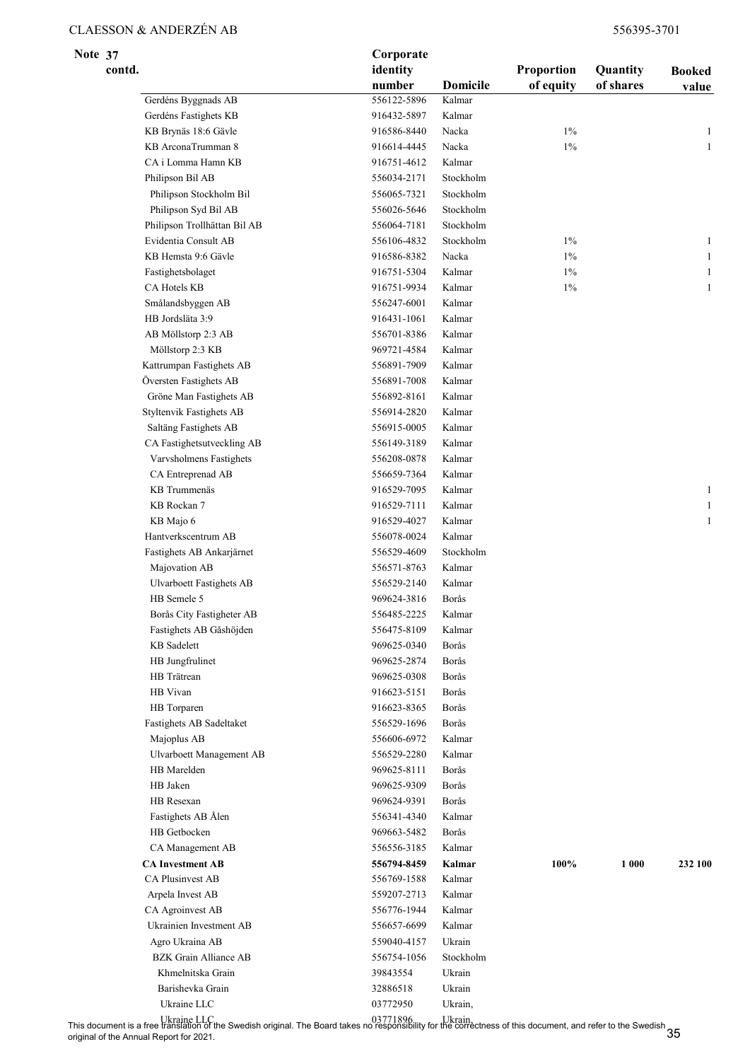**Note 37 contd.**

| | Corporate identity number | Domicile | Proportion of equity | Quantity of shares | Booked value |
|---|---|---|---|---|---|
| Gerdéns Byggnads AB | 556122-5896 | Kalmar | | | |
| Gerdéns Fastighets KB | 916432-5897 | Kalmar | | | |
| KB Brynäs 18:6 Gävle | 916586-8440 | Nacka | 1% | | 1 |
| KB ArconaTrumman 8 | 916614-4445 | Nacka | 1% | | 1 |
| CA i Lomma Hamn KB | 916751-4612 | Kalmar | | | |
| Philipson Bil AB | 556034-2171 | Stockholm | | | |
| Philipson Stockholm Bil | 556065-7321 | Stockholm | | | |
| Philipson Syd Bil AB | 556026-5646 | Stockholm | | | |
| Philipson Trollhättan Bil AB | 556064-7181 | Stockholm | | | |
| Evidentia Consult AB | 556106-4832 | Stockholm | 1% | | 1 |
| KB Hemsta 9:6 Gävle | 916586-8382 | Nacka | 1% | | 1 |
| Fastighetsbolaget | 916751-5304 | Kalmar | 1% | | 1 |
| CA Hotels KB | 916751-9934 | Kalmar | 1% | | 1 |
| Smålandsbyggen AB | 556247-6001 | Kalmar | | | |
| HB Jordsläta 3:9 | 916431-1061 | Kalmar | | | |
| AB Möllstorp 2:3 AB | 556701-8386 | Kalmar | | | |
| Möllstorp 2:3 KB | 969721-4584 | Kalmar | | | |
| Kattrumpan Fastighets AB | 556891-7909 | Kalmar | | | |
| Översten Fastighets AB | 556891-7008 | Kalmar | | | |
| Gröne Man Fastighets AB | 556892-8161 | Kalmar | | | |
| Styltenvik Fastighets AB | 556914-2820 | Kalmar | | | |
| Saltäng Fastighets AB | 556915-0005 | Kalmar | | | |
| CA Fastighetsutveckling AB | 556149-3189 | Kalmar | | | |
| Varvsholmens Fastighets | 556208-0878 | Kalmar | | | |
| CA Entreprenad AB | 556659-7364 | Kalmar | | | |
| KB Trummenäs | 916529-7095 | Kalmar | | | 1 |
| KB Rockan 7 | 916529-7111 | Kalmar | | | 1 |
| KB Majo 6 | 916529-4027 | Kalmar | | | 1 |
| Hantverkscentrum AB | 556078-0024 | Kalmar | | | |
| Fastighets AB Ankarjärnet | 556529-4609 | Stockholm | | | |
| Majovation AB | 556571-8763 | Kalmar | | | |
| Ulvarboett Fastighets AB | 556529-2140 | Kalmar | | | |
| HB Semele 5 | 969624-3816 | Borås | | | |
| Borås City Fastigheter AB | 556485-2225 | Kalmar | | | |
| Fastighets AB Gåshöjden | 556475-8109 | Kalmar | | | |
| KB Sadelett | 969625-0340 | Borås | | | |
| HB Jungfrulinet | 969625-2874 | Borås | | | |
| HB Trätrean | 969625-0308 | Borås | | | |
| HB Vivan | 916623-5151 | Borås | | | |
| HB Torparen | 916623-8365 | Borås | | | |
| Fastighets AB Sadeltaket | 556529-1696 | Borås | | | |
| Majoplus AB | 556606-6972 | Kalmar | | | |
| Ulvarboett Management AB | 556529-2280 | Kalmar | | | |
| HB Marelden | 969625-8111 | Borås | | | |
| HB Jaken | 969625-9309 | Borås | | | |
| HB Resexan | 969624-9391 | Borås | | | |
| Fastighets AB Ålen | 556341-4340 | Kalmar | | | |
| HB Getbocken | 969663-5482 | Borås | | | |
| CA Management AB | 556556-3185 | Kalmar | | | |
| **CA Investment AB** | **556794-8459** | **Kalmar** | **100%** | **1 000** | **232 100** |
| CA Plusinvest AB | 556769-1588 | Kalmar | | | |
| Arpela Invest AB | 559207-2713 | Kalmar | | | |
| CA Agroinvest AB | 556776-1944 | Kalmar | | | |
| Ukrainien Investment AB | 556657-6699 | Kalmar | | | |
| Agro Ukraina AB | 559040-4157 | Ukrain | | | |
| BZK Grain Alliance AB | 556754-1056 | Stockholm | | | |
| Khmelnitska Grain | 39843554 | Ukrain | | | |
| Barishevka Grain | 32886518 | Ukrain | | | |
| Ukraine LLC | 03772950 | Ukrain, | | | |
| Ukraine LLC | 03771896 | Ukrain, | | | |

This document is a free translation of the Swedish original. The Board takes no responsibility for the correctness of this document, and refer to the Swedish original of the Annual Report for 2021.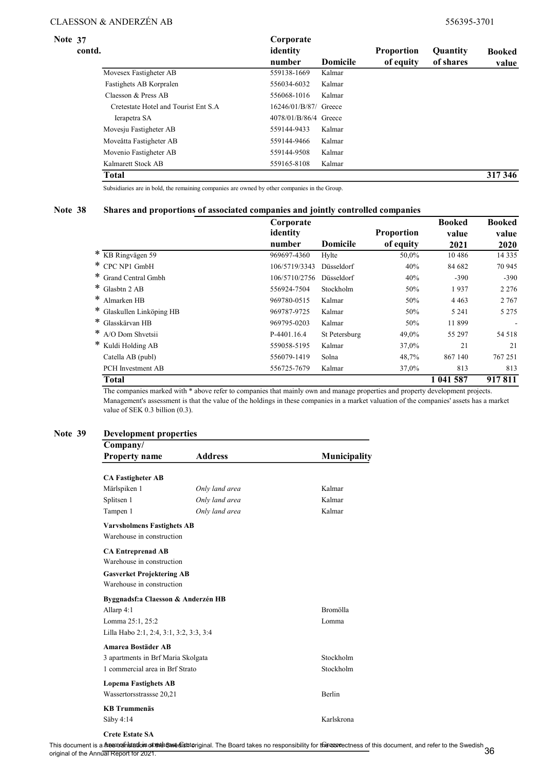**Note 37 contd.**

| | Corporate identity number | Domicile | Proportion of equity | Quantity of shares | Booked value |
|---|---|---|---|---|---|
| Movesex Fastigheter AB | 559138-1669 | Kalmar | | | |
| Fastighets AB Korpralen | 556034-6032 | Kalmar | | | |
| Claesson & Press AB | 556068-1016 | Kalmar | | | |
| Cretestate Hotel and Tourist Ent S.A | 16246/01/B/87/ | Greece | | | |
| Ierapetra SA | 4078/01/B/86/4 | Greece | | | |
| Movesju Fastigheter AB | 559144-9433 | Kalmar | | | |
| Moveåtta Fastigheter AB | 559144-9466 | Kalmar | | | |
| Movenio Fastigheter AB | 559144-9508 | Kalmar | | | |
| Kalmarett Stock AB | 559165-8108 | Kalmar | | | |
| **Total** | | | | | **317 346** |

Subsidiaries are in bold, the remaining companies are owned by other companies in the Group.

## Note 38 Shares and proportions of associated companies and jointly controlled companies

| | Corporate identity number | Domicile | Proportion of equity | Booked value 2021 | Booked value 2020 |
|---|---|---|---|---|---|
| * KB Ringvägen 59 | 969697-4360 | Hylte | 50,0% | 10 486 | 14 335 |
| * CPC NP1 GmbH | 106/5719/3343 | Düsseldorf | 40% | 84 682 | 70 945 |
| * Grand Central Gmbh | 106/5710/2756 | Düsseldorf | 40% | -390 | -390 |
| * Glasbtn 2 AB | 556924-7504 | Stockholm | 50% | 1 937 | 2 276 |
| * Almarken HB | 969780-0515 | Kalmar | 50% | 4 463 | 2 767 |
| * Glaskullen Linköping HB | 969787-9725 | Kalmar | 50% | 5 241 | 5 275 |
| * Glasskärvan HB | 969795-0203 | Kalmar | 50% | 11 899 | - |
| * A/O Dom Shvetsii | P-4401.16.4 | St Petersburg | 49,0% | 55 297 | 54 518 |
| * Kuldi Holding AB | 559058-5195 | Kalmar | 37,0% | 21 | 21 |
| Catella AB (publ) | 556079-1419 | Solna | 48,7% | 867 140 | 767 251 |
| PCH Investment AB | 556725-7679 | Kalmar | 37,0% | 813 | 813 |
| **Total** | | | | **1 041 587** | **917 811** |

The companies marked with * above refer to companies that mainly own and manage properties and property development projects. Management's assessment is that the value of the holdings in these companies in a market valuation of the companies' assets has a market value of SEK 0.3 billion (0.3).

## Note 39 Development properties

| Company/ Property name | Address | Municipality |
|---|---|---|
| **CA Fastigheter AB** | | |
| Märlspiken 1 | *Only land area* | Kalmar |
| Splitsen 1 | *Only land area* | Kalmar |
| Tampen 1 | *Only land area* | Kalmar |
| **Varvsholmens Fastighets AB** | | |
| Warehouse in construction | | |
| **CA Entreprenad AB** | | |
| Warehouse in construction | | |
| **Gasverket Projektering AB** | | |
| Warehouse in construction | | |
| **Byggnadsf:a Claesson & Anderzén HB** | | |
| Allarp 4:1 | | Bromölla |
| Lomma 25:1, 25:2 | | Lomma |
| Lilla Habo 2:1, 2:4, 3:1, 3:2, 3:3, 3:4 | | |
| **Amarea Bostäder AB** | | |
| 3 apartments in Brf Maria Skolgata | | Stockholm |
| 1 commercial area in Brf Strato | | Stockholm |
| **Lopema Fastighets AB** | | |
| Wassertorsstrassse 20,21 | | Berlin |
| **KB Trummenäs** | | |
| Säby 4:14 | | Karlskrona |
| **Crete Estate SA** | | |
| Area of land in south east Crete | | Greece |

This document is a free translation of the Swedish original. The Board takes no responsibility for the correctness of this document, and refer to the Swedish original of the Annual Report for 2021.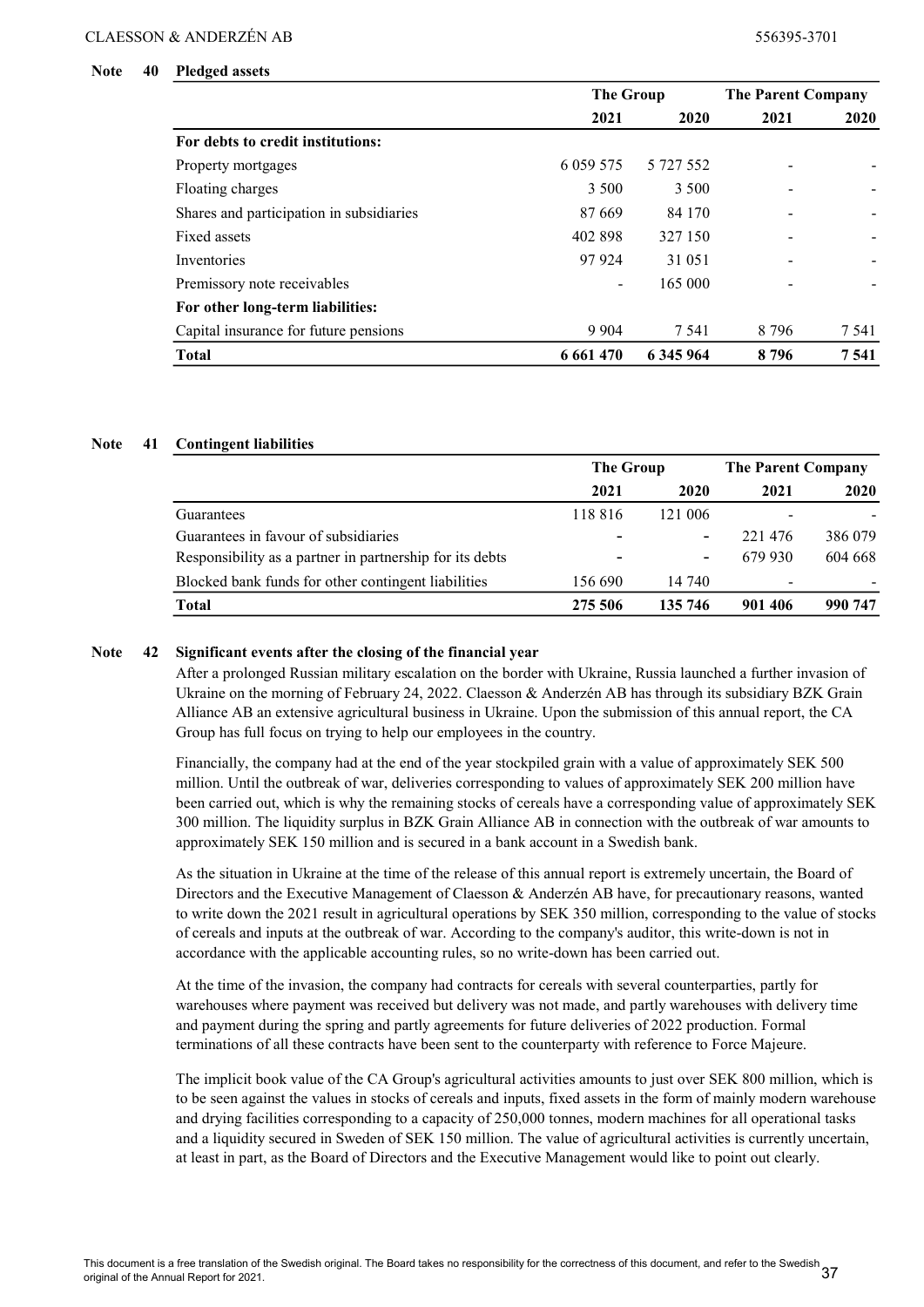## Note 40 Pledged assets

| | The Group | | The Parent Company | |
|---|---|---|---|---|
| | 2021 | 2020 | 2021 | 2020 |
| **For debts to credit institutions:** | | | | |
| Property mortgages | 6 059 575 | 5 727 552 | - | - |
| Floating charges | 3 500 | 3 500 | - | - |
| Shares and participation in subsidiaries | 87 669 | 84 170 | - | - |
| Fixed assets | 402 898 | 327 150 | - | - |
| Inventories | 97 924 | 31 051 | - | - |
| Premissory note receivables | - | 165 000 | - | - |
| **For other long-term liabilities:** | | | | |
| Capital insurance for future pensions | 9 904 | 7 541 | 8 796 | 7 541 |
| **Total** | **6 661 470** | **6 345 964** | **8 796** | **7 541** |

## Note 41 Contingent liabilities

| | The Group | | The Parent Company | |
|---|---|---|---|---|
| | 2021 | 2020 | 2021 | 2020 |
| Guarantees | 118 816 | 121 006 | - | - |
| Guarantees in favour of subsidiaries | - | - | 221 476 | 386 079 |
| Responsibility as a partner in partnership for its debts | - | - | 679 930 | 604 668 |
| Blocked bank funds for other contingent liabilities | 156 690 | 14 740 | - | - |
| **Total** | **275 506** | **135 746** | **901 406** | **990 747** |

## Note 42 Significant events after the closing of the financial year

After a prolonged Russian military escalation on the border with Ukraine, Russia launched a further invasion of Ukraine on the morning of February 24, 2022. Claesson & Anderzén AB has through its subsidiary BZK Grain Alliance AB an extensive agricultural business in Ukraine. Upon the submission of this annual report, the CA Group has full focus on trying to help our employees in the country.

Financially, the company had at the end of the year stockpiled grain with a value of approximately SEK 500 million. Until the outbreak of war, deliveries corresponding to values of approximately SEK 200 million have been carried out, which is why the remaining stocks of cereals have a corresponding value of approximately SEK 300 million. The liquidity surplus in BZK Grain Alliance AB in connection with the outbreak of war amounts to approximately SEK 150 million and is secured in a bank account in a Swedish bank.

As the situation in Ukraine at the time of the release of this annual report is extremely uncertain, the Board of Directors and the Executive Management of Claesson & Anderzén AB have, for precautionary reasons, wanted to write down the 2021 result in agricultural operations by SEK 350 million, corresponding to the value of stocks of cereals and inputs at the outbreak of war. According to the company's auditor, this write-down is not in accordance with the applicable accounting rules, so no write-down has been carried out.

At the time of the invasion, the company had contracts for cereals with several counterparties, partly for warehouses where payment was received but delivery was not made, and partly warehouses with delivery time and payment during the spring and partly agreements for future deliveries of 2022 production. Formal terminations of all these contracts have been sent to the counterparty with reference to Force Majeure.

The implicit book value of the CA Group's agricultural activities amounts to just over SEK 800 million, which is to be seen against the values in stocks of cereals and inputs, fixed assets in the form of mainly modern warehouse and drying facilities corresponding to a capacity of 250,000 tonnes, modern machines for all operational tasks and a liquidity secured in Sweden of SEK 150 million. The value of agricultural activities is currently uncertain, at least in part, as the Board of Directors and the Executive Management would like to point out clearly.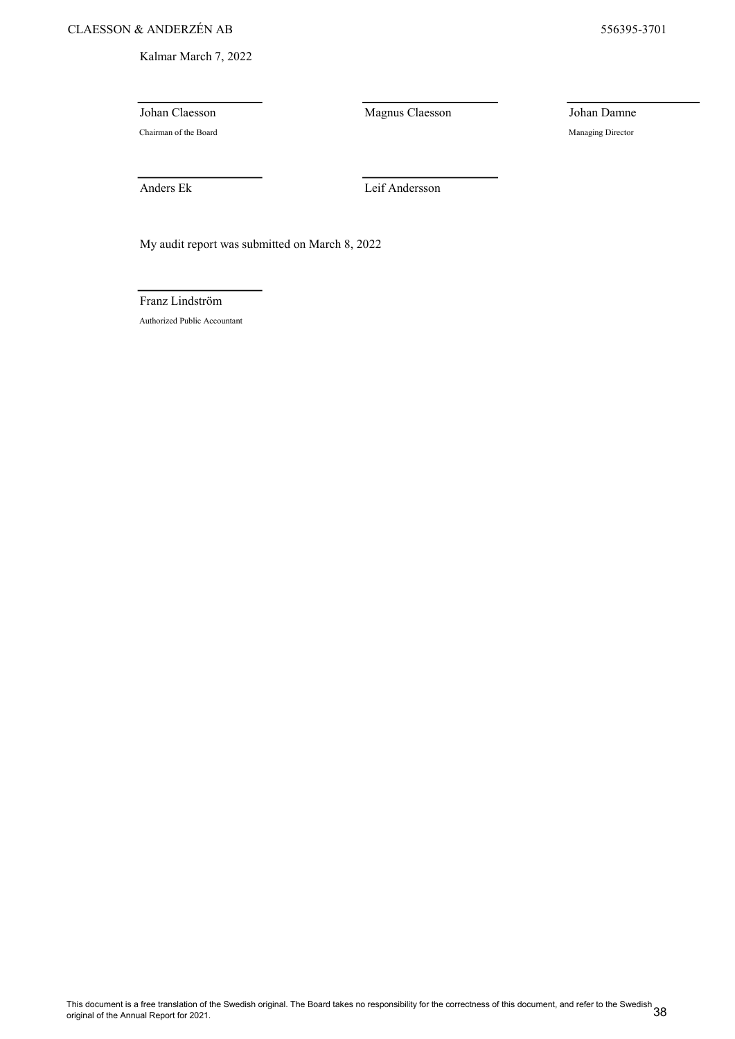Kalmar March 7, 2022

| | | |
|---|---|---|
| Johan Claesson | Magnus Claesson | Johan Damne |
| Chairman of the Board | | Managing Director |
| Anders Ek | Leif Andersson | |

My audit report was submitted on March 8, 2022

Franz Lindström

Authorized Public Accountant

This document is a free translation of the Swedish original. The Board takes no responsibility for the correctness of this document, and refer to the Swedish original of the Annual Report for 2021.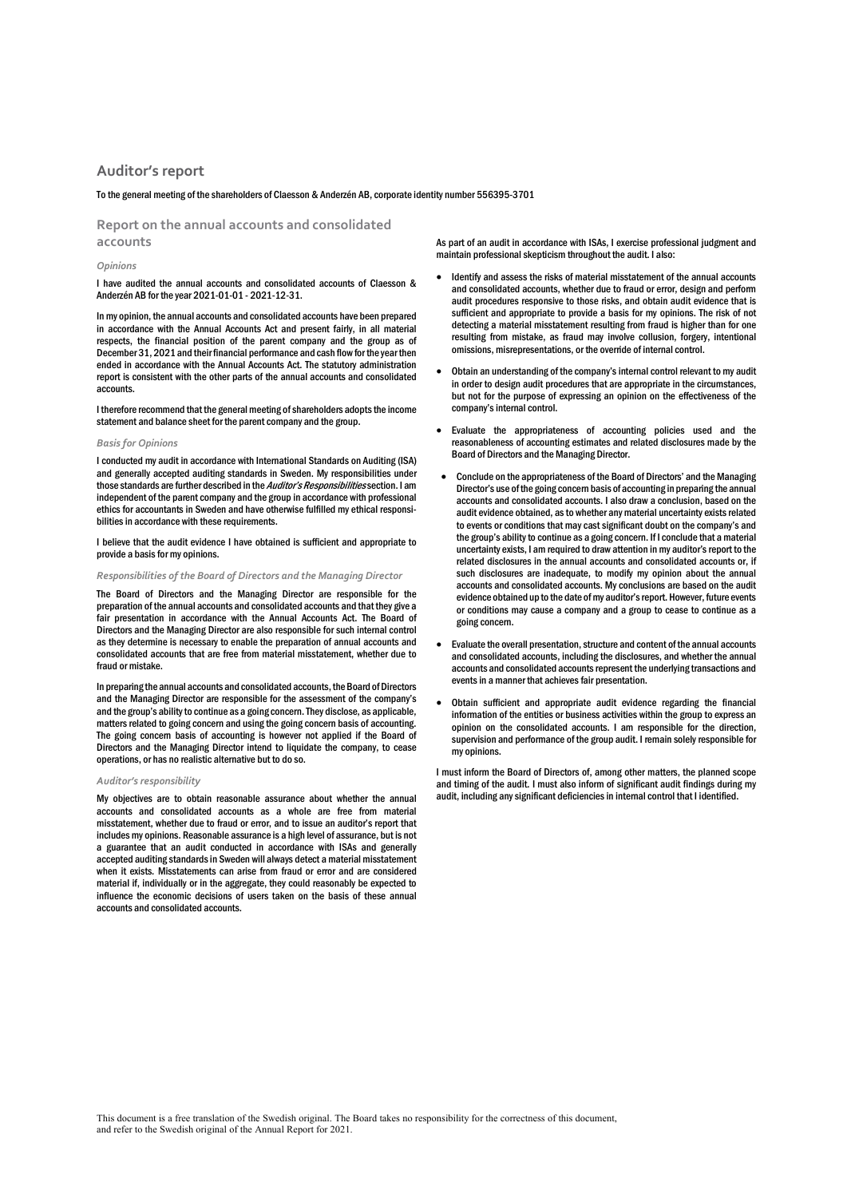# Auditor's report

To the general meeting of the shareholders of Claesson & Anderzén AB, corporate identity number 556395-3701

## Report on the annual accounts and consolidated accounts

*Opinions*

I have audited the annual accounts and consolidated accounts of Claesson & Anderzén AB for the year 2021-01-01 - 2021-12-31.

In my opinion, the annual accounts and consolidated accounts have been prepared in accordance with the Annual Accounts Act and present fairly, in all material respects, the financial position of the parent company and the group as of December 31, 2021 and their financial performance and cash flow for the year then ended in accordance with the Annual Accounts Act. The statutory administration report is consistent with the other parts of the annual accounts and consolidated accounts.

I therefore recommend that the general meeting of shareholders adopts the income statement and balance sheet for the parent company and the group.

*Basis for Opinions*

I conducted my audit in accordance with International Standards on Auditing (ISA) and generally accepted auditing standards in Sweden. My responsibilities under those standards are further described in the *Auditor's Responsibilities* section. I am independent of the parent company and the group in accordance with professional ethics for accountants in Sweden and have otherwise fulfilled my ethical responsibilities in accordance with these requirements.

I believe that the audit evidence I have obtained is sufficient and appropriate to provide a basis for my opinions.

*Responsibilities of the Board of Directors and the Managing Director*

The Board of Directors and the Managing Director are responsible for the preparation of the annual accounts and consolidated accounts and that they give a fair presentation in accordance with the Annual Accounts Act. The Board of Directors and the Managing Director are also responsible for such internal control as they determine is necessary to enable the preparation of annual accounts and consolidated accounts that are free from material misstatement, whether due to fraud or mistake.

In preparing the annual accounts and consolidated accounts, the Board of Directors and the Managing Director are responsible for the assessment of the company's and the group's ability to continue as a going concern. They disclose, as applicable, matters related to going concern and using the going concern basis of accounting. The going concern basis of accounting is however not applied if the Board of Directors and the Managing Director intend to liquidate the company, to cease operations, or has no realistic alternative but to do so.

*Auditor's responsibility*

My objectives are to obtain reasonable assurance about whether the annual accounts and consolidated accounts as a whole are free from material misstatement, whether due to fraud or error, and to issue an auditor's report that includes my opinions. Reasonable assurance is a high level of assurance, but is not a guarantee that an audit conducted in accordance with ISAs and generally accepted auditing standards in Sweden will always detect a material misstatement when it exists. Misstatements can arise from fraud or error and are considered material if, individually or in the aggregate, they could reasonably be expected to influence the economic decisions of users taken on the basis of these annual accounts and consolidated accounts.

As part of an audit in accordance with ISAs, I exercise professional judgment and maintain professional skepticism throughout the audit. I also:

- Identify and assess the risks of material misstatement of the annual accounts and consolidated accounts, whether due to fraud or error, design and perform audit procedures responsive to those risks, and obtain audit evidence that is sufficient and appropriate to provide a basis for my opinions. The risk of not detecting a material misstatement resulting from fraud is higher than for one resulting from mistake, as fraud may involve collusion, forgery, intentional omissions, misrepresentations, or the override of internal control.
- Obtain an understanding of the company's internal control relevant to my audit in order to design audit procedures that are appropriate in the circumstances, but not for the purpose of expressing an opinion on the effectiveness of the company's internal control.
- Evaluate the appropriateness of accounting policies used and the reasonableness of accounting estimates and related disclosures made by the Board of Directors and the Managing Director.
- Conclude on the appropriateness of the Board of Directors' and the Managing Director's use of the going concern basis of accounting in preparing the annual accounts and consolidated accounts. I also draw a conclusion, based on the audit evidence obtained, as to whether any material uncertainty exists related to events or conditions that may cast significant doubt on the company's and the group's ability to continue as a going concern. If I conclude that a material uncertainty exists, I am required to draw attention in my auditor's report to the related disclosures in the annual accounts and consolidated accounts or, if such disclosures are inadequate, to modify my opinion about the annual accounts and consolidated accounts. My conclusions are based on the audit evidence obtained up to the date of my auditor's report. However, future events or conditions may cause a company and a group to cease to continue as a going concern.
- Evaluate the overall presentation, structure and content of the annual accounts and consolidated accounts, including the disclosures, and whether the annual accounts and consolidated accounts represent the underlying transactions and events in a manner that achieves fair presentation.
- Obtain sufficient and appropriate audit evidence regarding the financial information of the entities or business activities within the group to express an opinion on the consolidated accounts. I am responsible for the direction, supervision and performance of the group audit. I remain solely responsible for my opinions.

I must inform the Board of Directors of, among other matters, the planned scope and timing of the audit. I must also inform of significant audit findings during my audit, including any significant deficiencies in internal control that I identified.

This document is a free translation of the Swedish original. The Board takes no responsibility for the correctness of this document, and refer to the Swedish original of the Annual Report for 2021.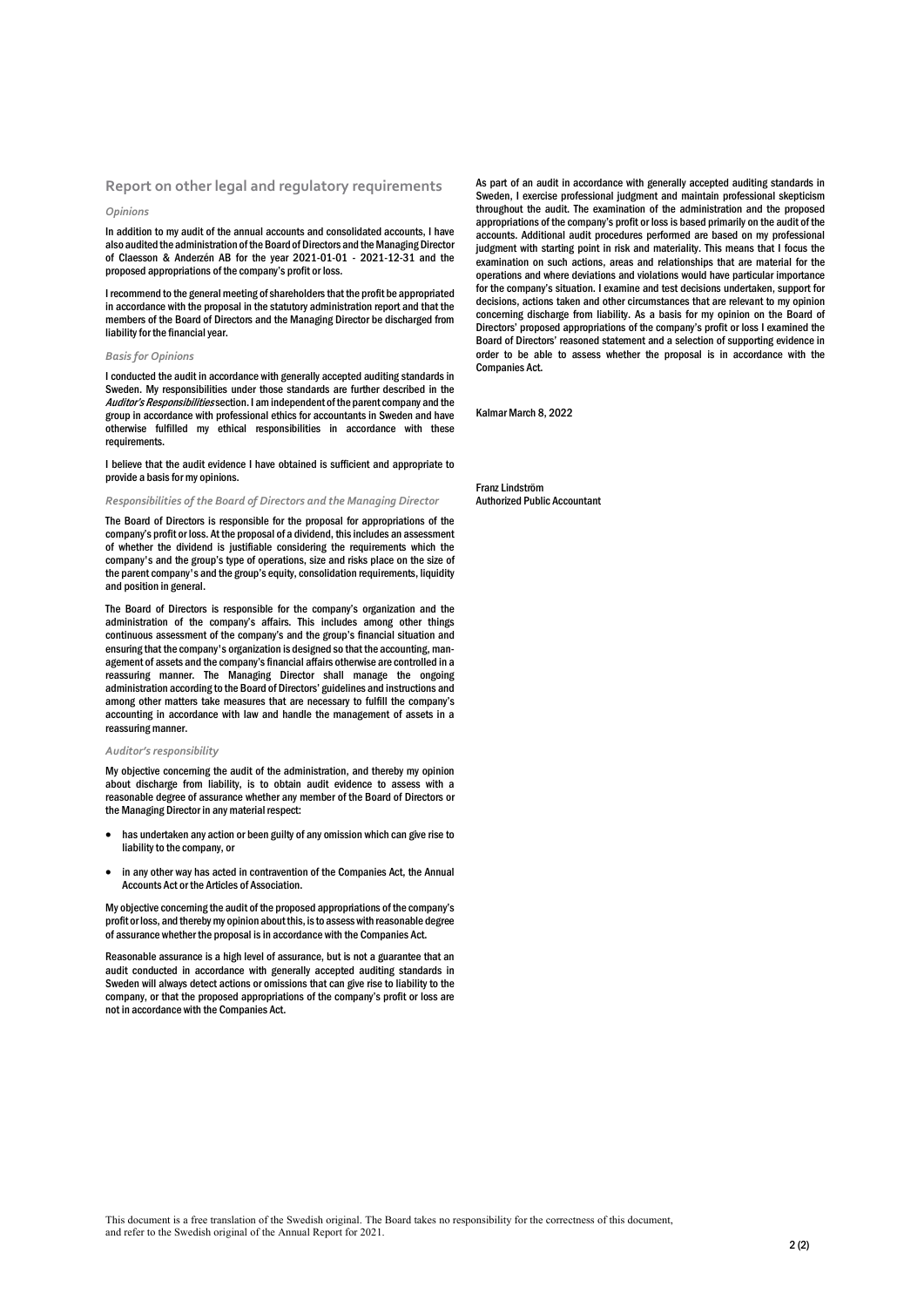## Report on other legal and regulatory requirements

### *Opinions*

In addition to my audit of the annual accounts and consolidated accounts, I have also audited the administration of the Board of Directors and the Managing Director of Claesson & Anderzén AB for the year 2021-01-01 - 2021-12-31 and the proposed appropriations of the company's profit or loss.

I recommend to the general meeting of shareholders that the profit be appropriated in accordance with the proposal in the statutory administration report and that the members of the Board of Directors and the Managing Director be discharged from liability for the financial year.

### *Basis for Opinions*

I conducted the audit in accordance with generally accepted auditing standards in Sweden. My responsibilities under those standards are further described in the *Auditor's Responsibilities* section. I am independent of the parent company and the group in accordance with professional ethics for accountants in Sweden and have otherwise fulfilled my ethical responsibilities in accordance with these requirements.

I believe that the audit evidence I have obtained is sufficient and appropriate to provide a basis for my opinions.

### *Responsibilities of the Board of Directors and the Managing Director*

The Board of Directors is responsible for the proposal for appropriations of the company's profit or loss. At the proposal of a dividend, this includes an assessment of whether the dividend is justifiable considering the requirements which the company's and the group's type of operations, size and risks place on the size of the parent company's and the group's equity, consolidation requirements, liquidity and position in general.

The Board of Directors is responsible for the company's organization and the administration of the company's affairs. This includes among other things continuous assessment of the company's and the group's financial situation and ensuring that the company's organization is designed so that the accounting, management of assets and the company's financial affairs otherwise are controlled in a reassuring manner. The Managing Director shall manage the ongoing administration according to the Board of Directors' guidelines and instructions and among other matters take measures that are necessary to fulfill the company's accounting in accordance with law and handle the management of assets in a reassuring manner.

### *Auditor's responsibility*

My objective concerning the audit of the administration, and thereby my opinion about discharge from liability, is to obtain audit evidence to assess with a reasonable degree of assurance whether any member of the Board of Directors or the Managing Director in any material respect:

- has undertaken any action or been guilty of any omission which can give rise to liability to the company, or
- in any other way has acted in contravention of the Companies Act, the Annual Accounts Act or the Articles of Association.

My objective concerning the audit of the proposed appropriations of the company's profit or loss, and thereby my opinion about this, is to assess with reasonable degree of assurance whether the proposal is in accordance with the Companies Act.

Reasonable assurance is a high level of assurance, but is not a guarantee that an audit conducted in accordance with generally accepted auditing standards in Sweden will always detect actions or omissions that can give rise to liability to the company, or that the proposed appropriations of the company's profit or loss are not in accordance with the Companies Act.

As part of an audit in accordance with generally accepted auditing standards in Sweden, I exercise professional judgment and maintain professional skepticism throughout the audit. The examination of the administration and the proposed appropriations of the company's profit or loss is based primarily on the audit of the accounts. Additional audit procedures performed are based on my professional judgment with starting point in risk and materiality. This means that I focus the examination on such actions, areas and relationships that are material for the operations and where deviations and violations would have particular importance for the company's situation. I examine and test decisions undertaken, support for decisions, actions taken and other circumstances that are relevant to my opinion concerning discharge from liability. As a basis for my opinion on the Board of Directors' proposed appropriations of the company's profit or loss I examined the Board of Directors' reasoned statement and a selection of supporting evidence in order to be able to assess whether the proposal is in accordance with the Companies Act.

Kalmar March 8, 2022

Franz Lindström
Authorized Public Accountant

This document is a free translation of the Swedish original. The Board takes no responsibility for the correctness of this document, and refer to the Swedish original of the Annual Report for 2021.